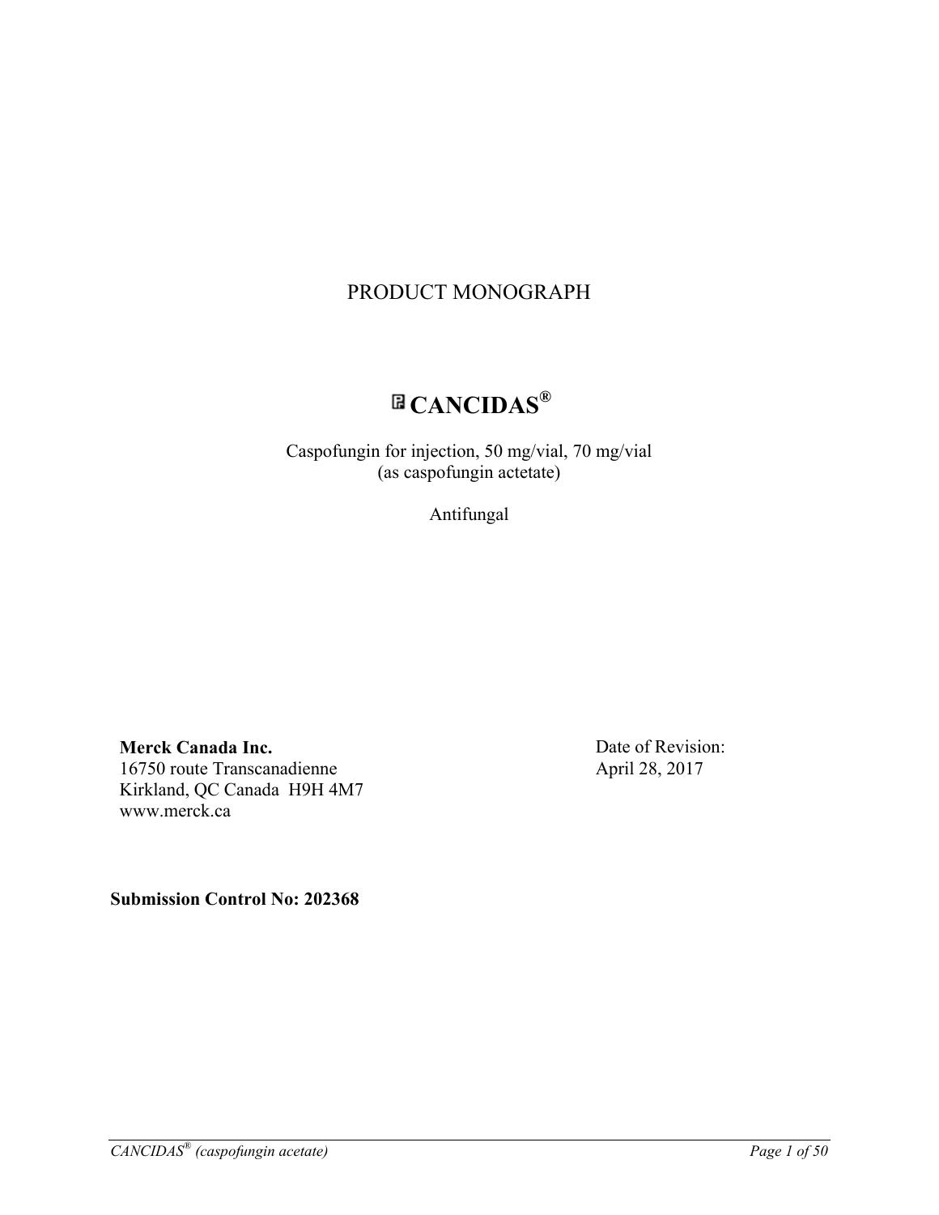# PRODUCT MONOGRAPH

## Pr CANCIDAS®

Caspofungin for injection, 50 mg/vial, 70 mg/vial
(as caspofungin actetate)

Antifungal

**Merck Canada Inc.**
16750 route Transcanadienne
Kirkland, QC Canada H9H 4M7
www.merck.ca

Date of Revision:
April 28, 2017

**Submission Control No: 202368**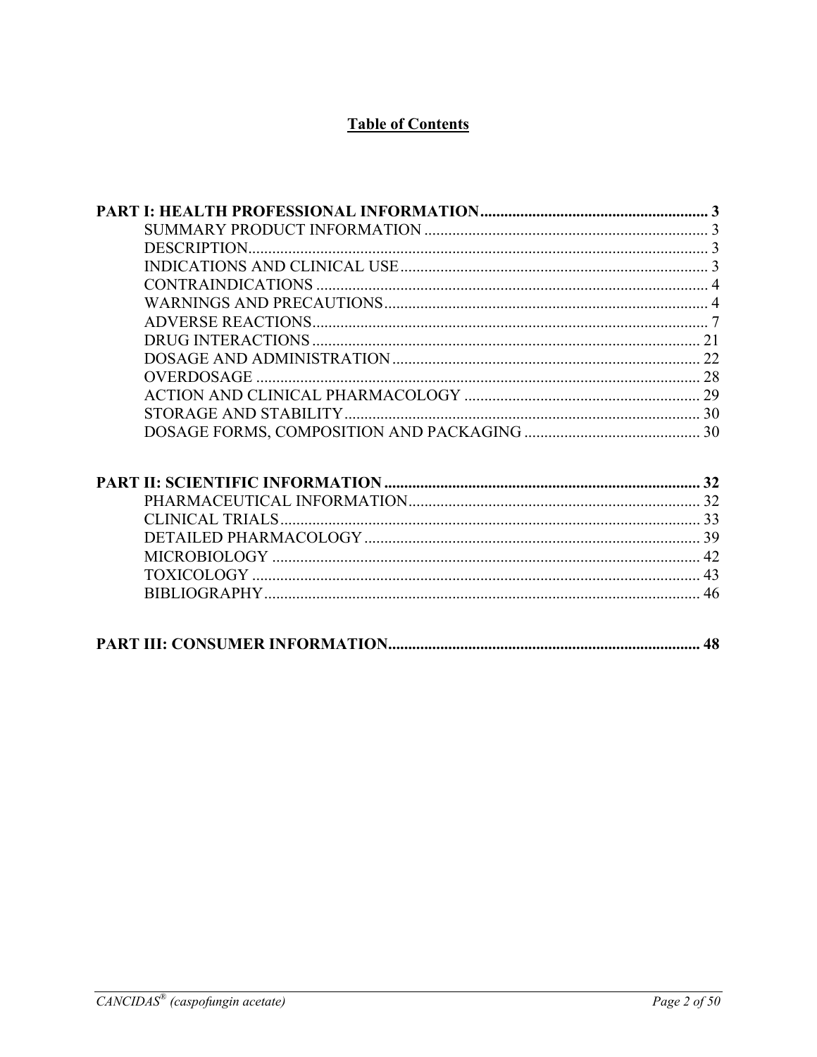# Table of Contents

**PART I: HEALTH PROFESSIONAL INFORMATION .......... 3**

- SUMMARY PRODUCT INFORMATION .......... 3
- DESCRIPTION .......... 3
- INDICATIONS AND CLINICAL USE .......... 3
- CONTRAINDICATIONS .......... 4
- WARNINGS AND PRECAUTIONS .......... 4
- ADVERSE REACTIONS .......... 7
- DRUG INTERACTIONS .......... 21
- DOSAGE AND ADMINISTRATION .......... 22
- OVERDOSAGE .......... 28
- ACTION AND CLINICAL PHARMACOLOGY .......... 29
- STORAGE AND STABILITY .......... 30
- DOSAGE FORMS, COMPOSITION AND PACKAGING .......... 30

**PART II: SCIENTIFIC INFORMATION .......... 32**

- PHARMACEUTICAL INFORMATION .......... 32
- CLINICAL TRIALS .......... 33
- DETAILED PHARMACOLOGY .......... 39
- MICROBIOLOGY .......... 42
- TOXICOLOGY .......... 43
- BIBLIOGRAPHY .......... 46

**PART III: CONSUMER INFORMATION .......... 48**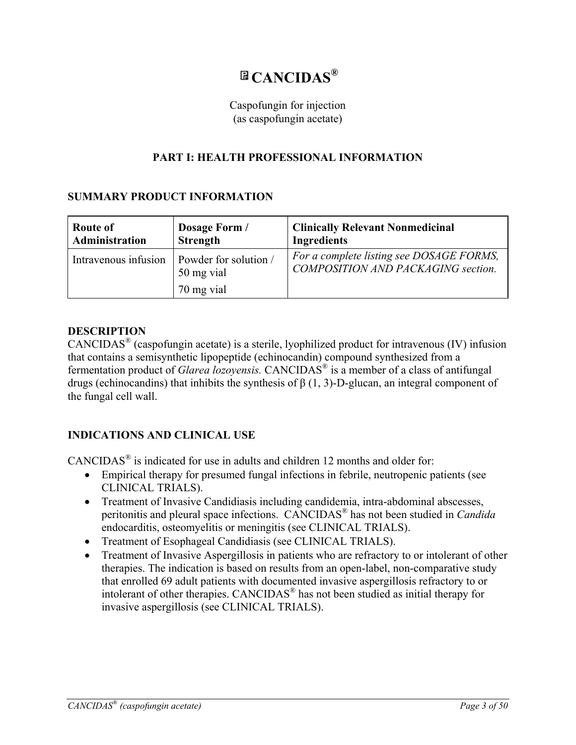# CANCIDAS®

Caspofungin for injection
(as caspofungin acetate)

## PART I: HEALTH PROFESSIONAL INFORMATION

### SUMMARY PRODUCT INFORMATION

| Route of Administration | Dosage Form / Strength | Clinically Relevant Nonmedicinal Ingredients |
|---|---|---|
| Intravenous infusion | Powder for solution / 50 mg vial<br>70 mg vial | *For a complete listing see DOSAGE FORMS, COMPOSITION AND PACKAGING section.* |

### DESCRIPTION

CANCIDAS® (caspofungin acetate) is a sterile, lyophilized product for intravenous (IV) infusion that contains a semisynthetic lipopeptide (echinocandin) compound synthesized from a fermentation product of *Glarea lozoyensis.* CANCIDAS® is a member of a class of antifungal drugs (echinocandins) that inhibits the synthesis of β (1, 3)-D-glucan, an integral component of the fungal cell wall.

### INDICATIONS AND CLINICAL USE

CANCIDAS® is indicated for use in adults and children 12 months and older for:

- Empirical therapy for presumed fungal infections in febrile, neutropenic patients (see CLINICAL TRIALS).
- Treatment of Invasive Candidiasis including candidemia, intra-abdominal abscesses, peritonitis and pleural space infections. CANCIDAS® has not been studied in *Candida* endocarditis, osteomyelitis or meningitis (see CLINICAL TRIALS).
- Treatment of Esophageal Candidiasis (see CLINICAL TRIALS).
- Treatment of Invasive Aspergillosis in patients who are refractory to or intolerant of other therapies. The indication is based on results from an open-label, non-comparative study that enrolled 69 adult patients with documented invasive aspergillosis refractory to or intolerant of other therapies. CANCIDAS® has not been studied as initial therapy for invasive aspergillosis (see CLINICAL TRIALS).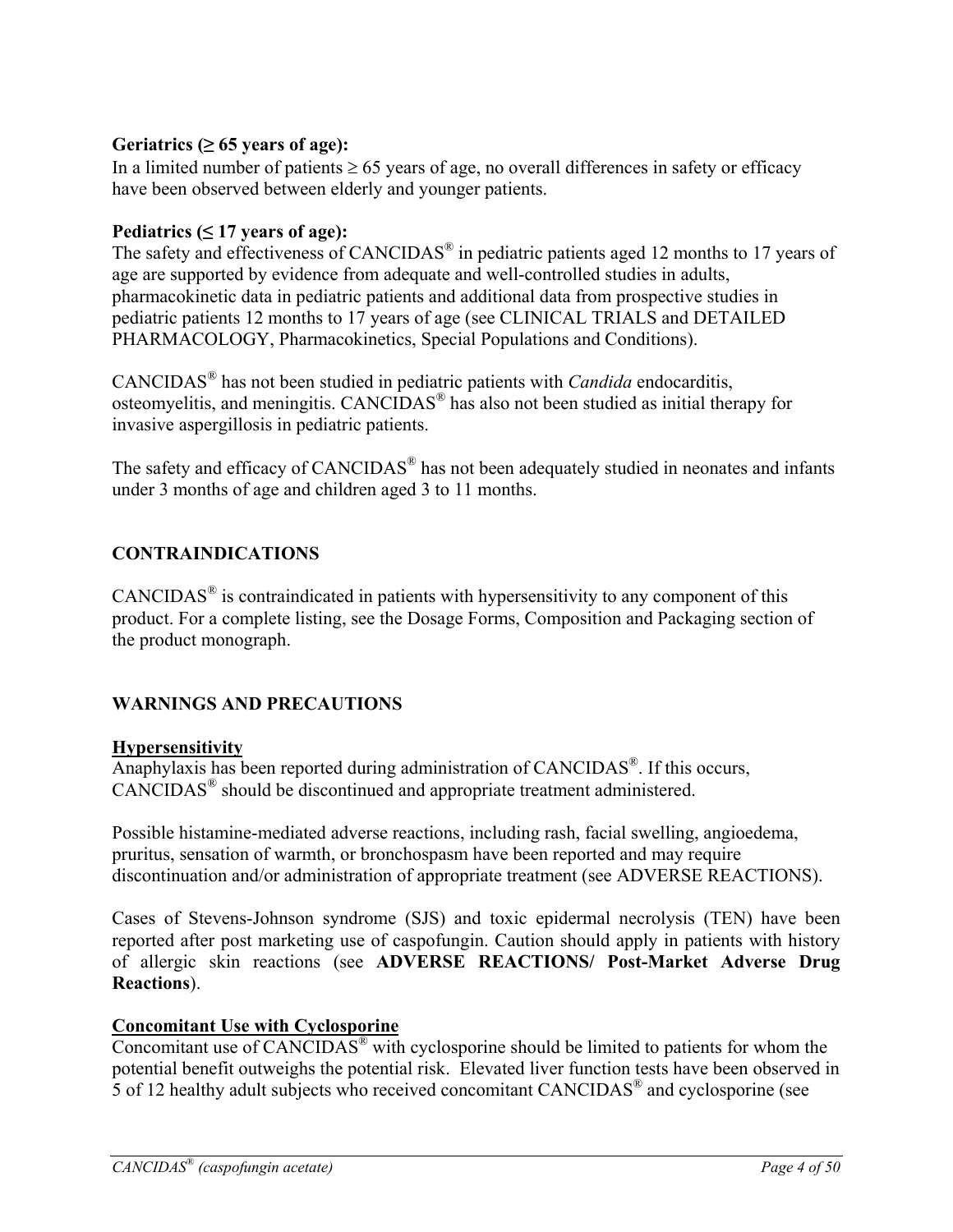**Geriatrics (≥ 65 years of age):**
In a limited number of patients ≥ 65 years of age, no overall differences in safety or efficacy have been observed between elderly and younger patients.

**Pediatrics (≤ 17 years of age):**
The safety and effectiveness of CANCIDAS® in pediatric patients aged 12 months to 17 years of age are supported by evidence from adequate and well-controlled studies in adults, pharmacokinetic data in pediatric patients and additional data from prospective studies in pediatric patients 12 months to 17 years of age (see CLINICAL TRIALS and DETAILED PHARMACOLOGY, Pharmacokinetics, Special Populations and Conditions).

CANCIDAS® has not been studied in pediatric patients with *Candida* endocarditis, osteomyelitis, and meningitis. CANCIDAS® has also not been studied as initial therapy for invasive aspergillosis in pediatric patients.

The safety and efficacy of CANCIDAS® has not been adequately studied in neonates and infants under 3 months of age and children aged 3 to 11 months.

## CONTRAINDICATIONS

CANCIDAS® is contraindicated in patients with hypersensitivity to any component of this product. For a complete listing, see the Dosage Forms, Composition and Packaging section of the product monograph.

## WARNINGS AND PRECAUTIONS

**Hypersensitivity**
Anaphylaxis has been reported during administration of CANCIDAS®. If this occurs, CANCIDAS® should be discontinued and appropriate treatment administered.

Possible histamine-mediated adverse reactions, including rash, facial swelling, angioedema, pruritus, sensation of warmth, or bronchospasm have been reported and may require discontinuation and/or administration of appropriate treatment (see ADVERSE REACTIONS).

Cases of Stevens-Johnson syndrome (SJS) and toxic epidermal necrolysis (TEN) have been reported after post marketing use of caspofungin. Caution should apply in patients with history of allergic skin reactions (see **ADVERSE REACTIONS/ Post-Market Adverse Drug Reactions**).

**Concomitant Use with Cyclosporine**
Concomitant use of CANCIDAS® with cyclosporine should be limited to patients for whom the potential benefit outweighs the potential risk. Elevated liver function tests have been observed in 5 of 12 healthy adult subjects who received concomitant CANCIDAS® and cyclosporine (see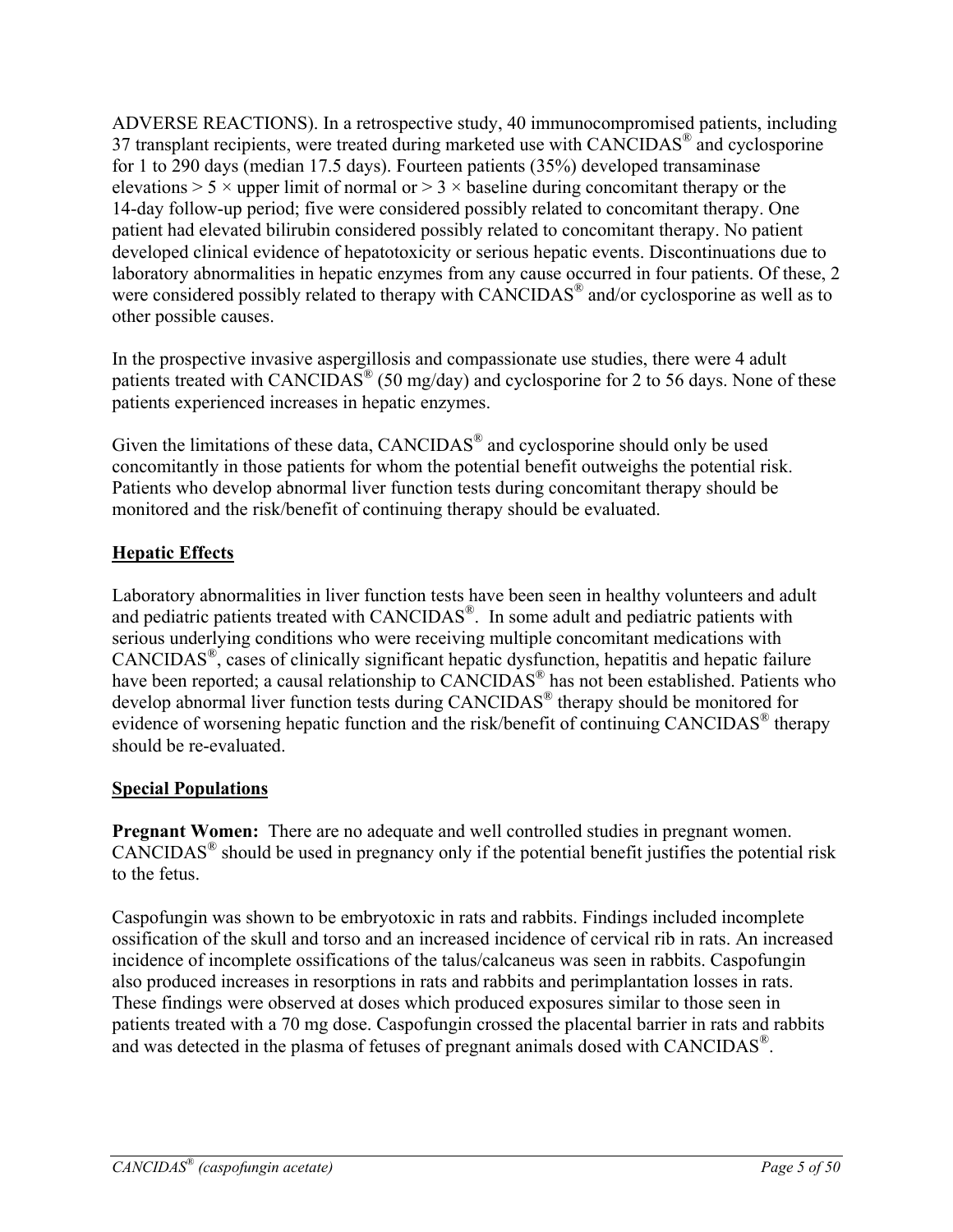ADVERSE REACTIONS). In a retrospective study, 40 immunocompromised patients, including 37 transplant recipients, were treated during marketed use with CANCIDAS® and cyclosporine for 1 to 290 days (median 17.5 days). Fourteen patients (35%) developed transaminase elevations > 5 × upper limit of normal or > 3 × baseline during concomitant therapy or the 14-day follow-up period; five were considered possibly related to concomitant therapy. One patient had elevated bilirubin considered possibly related to concomitant therapy. No patient developed clinical evidence of hepatotoxicity or serious hepatic events. Discontinuations due to laboratory abnormalities in hepatic enzymes from any cause occurred in four patients. Of these, 2 were considered possibly related to therapy with CANCIDAS® and/or cyclosporine as well as to other possible causes.

In the prospective invasive aspergillosis and compassionate use studies, there were 4 adult patients treated with CANCIDAS® (50 mg/day) and cyclosporine for 2 to 56 days. None of these patients experienced increases in hepatic enzymes.

Given the limitations of these data, CANCIDAS® and cyclosporine should only be used concomitantly in those patients for whom the potential benefit outweighs the potential risk. Patients who develop abnormal liver function tests during concomitant therapy should be monitored and the risk/benefit of continuing therapy should be evaluated.

## Hepatic Effects

Laboratory abnormalities in liver function tests have been seen in healthy volunteers and adult and pediatric patients treated with CANCIDAS®. In some adult and pediatric patients with serious underlying conditions who were receiving multiple concomitant medications with CANCIDAS®, cases of clinically significant hepatic dysfunction, hepatitis and hepatic failure have been reported; a causal relationship to CANCIDAS® has not been established. Patients who develop abnormal liver function tests during CANCIDAS® therapy should be monitored for evidence of worsening hepatic function and the risk/benefit of continuing CANCIDAS® therapy should be re-evaluated.

## Special Populations

**Pregnant Women:** There are no adequate and well controlled studies in pregnant women. CANCIDAS® should be used in pregnancy only if the potential benefit justifies the potential risk to the fetus.

Caspofungin was shown to be embryotoxic in rats and rabbits. Findings included incomplete ossification of the skull and torso and an increased incidence of cervical rib in rats. An increased incidence of incomplete ossifications of the talus/calcaneus was seen in rabbits. Caspofungin also produced increases in resorptions in rats and rabbits and perimplantation losses in rats. These findings were observed at doses which produced exposures similar to those seen in patients treated with a 70 mg dose. Caspofungin crossed the placental barrier in rats and rabbits and was detected in the plasma of fetuses of pregnant animals dosed with CANCIDAS®.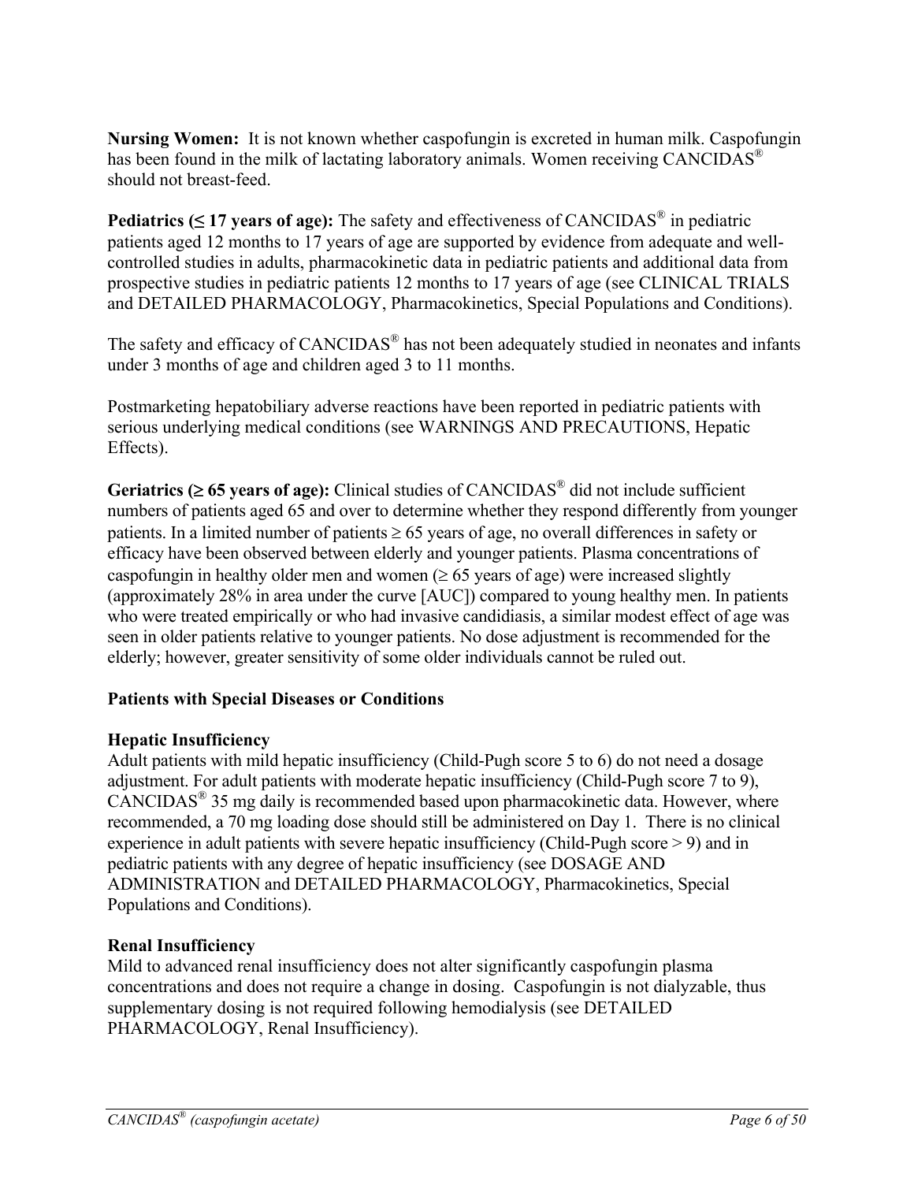**Nursing Women:** It is not known whether caspofungin is excreted in human milk. Caspofungin has been found in the milk of lactating laboratory animals. Women receiving CANCIDAS® should not breast-feed.

**Pediatrics (≤ 17 years of age):** The safety and effectiveness of CANCIDAS® in pediatric patients aged 12 months to 17 years of age are supported by evidence from adequate and well-controlled studies in adults, pharmacokinetic data in pediatric patients and additional data from prospective studies in pediatric patients 12 months to 17 years of age (see CLINICAL TRIALS and DETAILED PHARMACOLOGY, Pharmacokinetics, Special Populations and Conditions).

The safety and efficacy of CANCIDAS® has not been adequately studied in neonates and infants under 3 months of age and children aged 3 to 11 months.

Postmarketing hepatobiliary adverse reactions have been reported in pediatric patients with serious underlying medical conditions (see WARNINGS AND PRECAUTIONS, Hepatic Effects).

**Geriatrics (≥ 65 years of age):** Clinical studies of CANCIDAS® did not include sufficient numbers of patients aged 65 and over to determine whether they respond differently from younger patients. In a limited number of patients ≥ 65 years of age, no overall differences in safety or efficacy have been observed between elderly and younger patients. Plasma concentrations of caspofungin in healthy older men and women (≥ 65 years of age) were increased slightly (approximately 28% in area under the curve [AUC]) compared to young healthy men. In patients who were treated empirically or who had invasive candidiasis, a similar modest effect of age was seen in older patients relative to younger patients. No dose adjustment is recommended for the elderly; however, greater sensitivity of some older individuals cannot be ruled out.

**Patients with Special Diseases or Conditions**

**Hepatic Insufficiency**

Adult patients with mild hepatic insufficiency (Child-Pugh score 5 to 6) do not need a dosage adjustment. For adult patients with moderate hepatic insufficiency (Child-Pugh score 7 to 9), CANCIDAS® 35 mg daily is recommended based upon pharmacokinetic data. However, where recommended, a 70 mg loading dose should still be administered on Day 1. There is no clinical experience in adult patients with severe hepatic insufficiency (Child-Pugh score > 9) and in pediatric patients with any degree of hepatic insufficiency (see DOSAGE AND ADMINISTRATION and DETAILED PHARMACOLOGY, Pharmacokinetics, Special Populations and Conditions).

**Renal Insufficiency**

Mild to advanced renal insufficiency does not alter significantly caspofungin plasma concentrations and does not require a change in dosing. Caspofungin is not dialyzable, thus supplementary dosing is not required following hemodialysis (see DETAILED PHARMACOLOGY, Renal Insufficiency).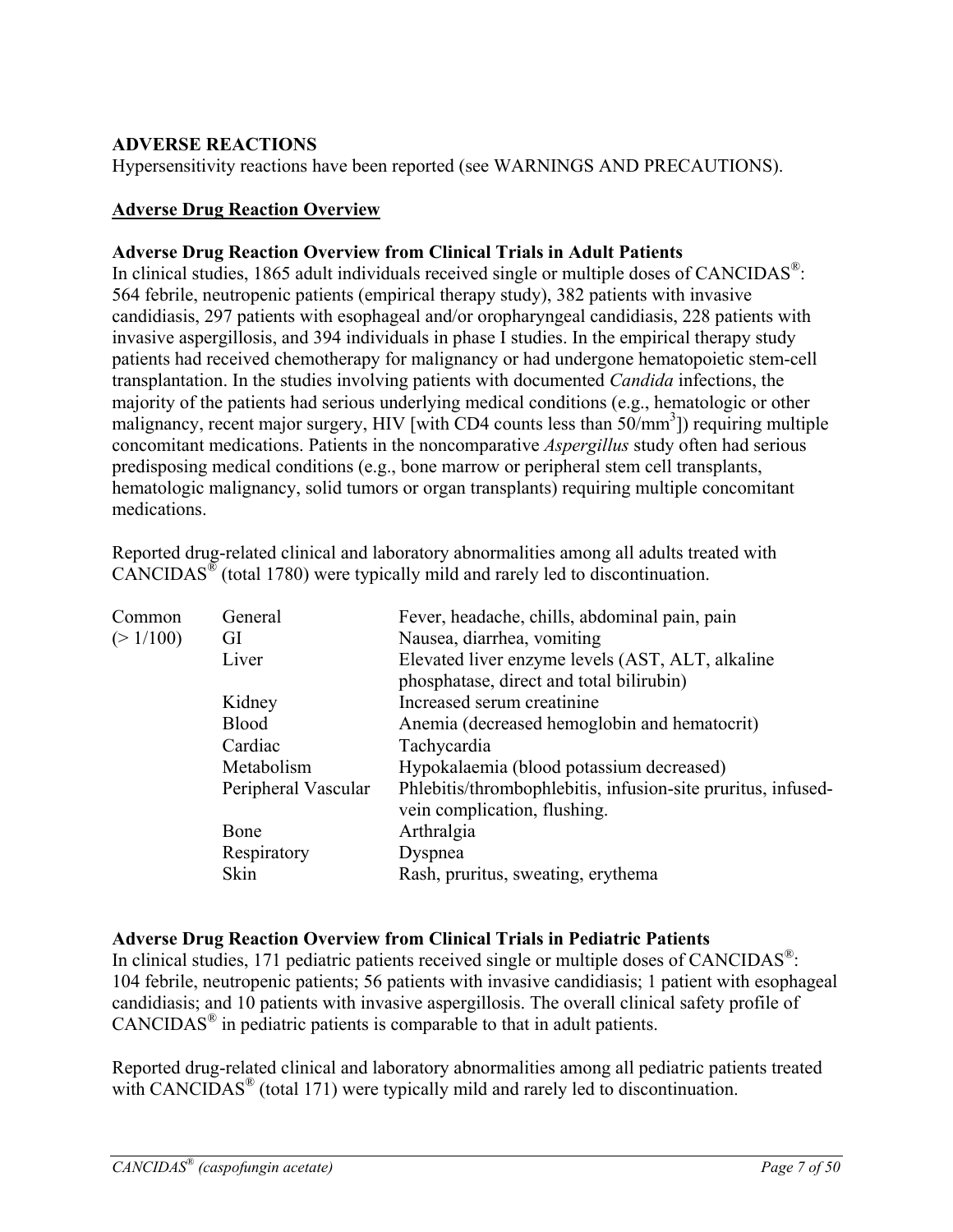## ADVERSE REACTIONS

Hypersensitivity reactions have been reported (see WARNINGS AND PRECAUTIONS).

### Adverse Drug Reaction Overview

**Adverse Drug Reaction Overview from Clinical Trials in Adult Patients**

In clinical studies, 1865 adult individuals received single or multiple doses of CANCIDAS®: 564 febrile, neutropenic patients (empirical therapy study), 382 patients with invasive candidiasis, 297 patients with esophageal and/or oropharyngeal candidiasis, 228 patients with invasive aspergillosis, and 394 individuals in phase I studies. In the empirical therapy study patients had received chemotherapy for malignancy or had undergone hematopoietic stem-cell transplantation. In the studies involving patients with documented *Candida* infections, the majority of the patients had serious underlying medical conditions (e.g., hematologic or other malignancy, recent major surgery, HIV [with CD4 counts less than 50/mm$^3$]) requiring multiple concomitant medications. Patients in the noncomparative *Aspergillus* study often had serious predisposing medical conditions (e.g., bone marrow or peripheral stem cell transplants, hematologic malignancy, solid tumors or organ transplants) requiring multiple concomitant medications.

Reported drug-related clinical and laboratory abnormalities among all adults treated with CANCIDAS® (total 1780) were typically mild and rarely led to discontinuation.

| | | |
|---|---|---|
| Common (> 1/100) | General | Fever, headache, chills, abdominal pain, pain |
| | GI | Nausea, diarrhea, vomiting |
| | Liver | Elevated liver enzyme levels (AST, ALT, alkaline phosphatase, direct and total bilirubin) |
| | Kidney | Increased serum creatinine |
| | Blood | Anemia (decreased hemoglobin and hematocrit) |
| | Cardiac | Tachycardia |
| | Metabolism | Hypokalaemia (blood potassium decreased) |
| | Peripheral Vascular | Phlebitis/thrombophlebitis, infusion-site pruritus, infused-vein complication, flushing. |
| | Bone | Arthralgia |
| | Respiratory | Dyspnea |
| | Skin | Rash, pruritus, sweating, erythema |

**Adverse Drug Reaction Overview from Clinical Trials in Pediatric Patients**

In clinical studies, 171 pediatric patients received single or multiple doses of CANCIDAS®: 104 febrile, neutropenic patients; 56 patients with invasive candidiasis; 1 patient with esophageal candidiasis; and 10 patients with invasive aspergillosis. The overall clinical safety profile of CANCIDAS® in pediatric patients is comparable to that in adult patients.

Reported drug-related clinical and laboratory abnormalities among all pediatric patients treated with CANCIDAS® (total 171) were typically mild and rarely led to discontinuation.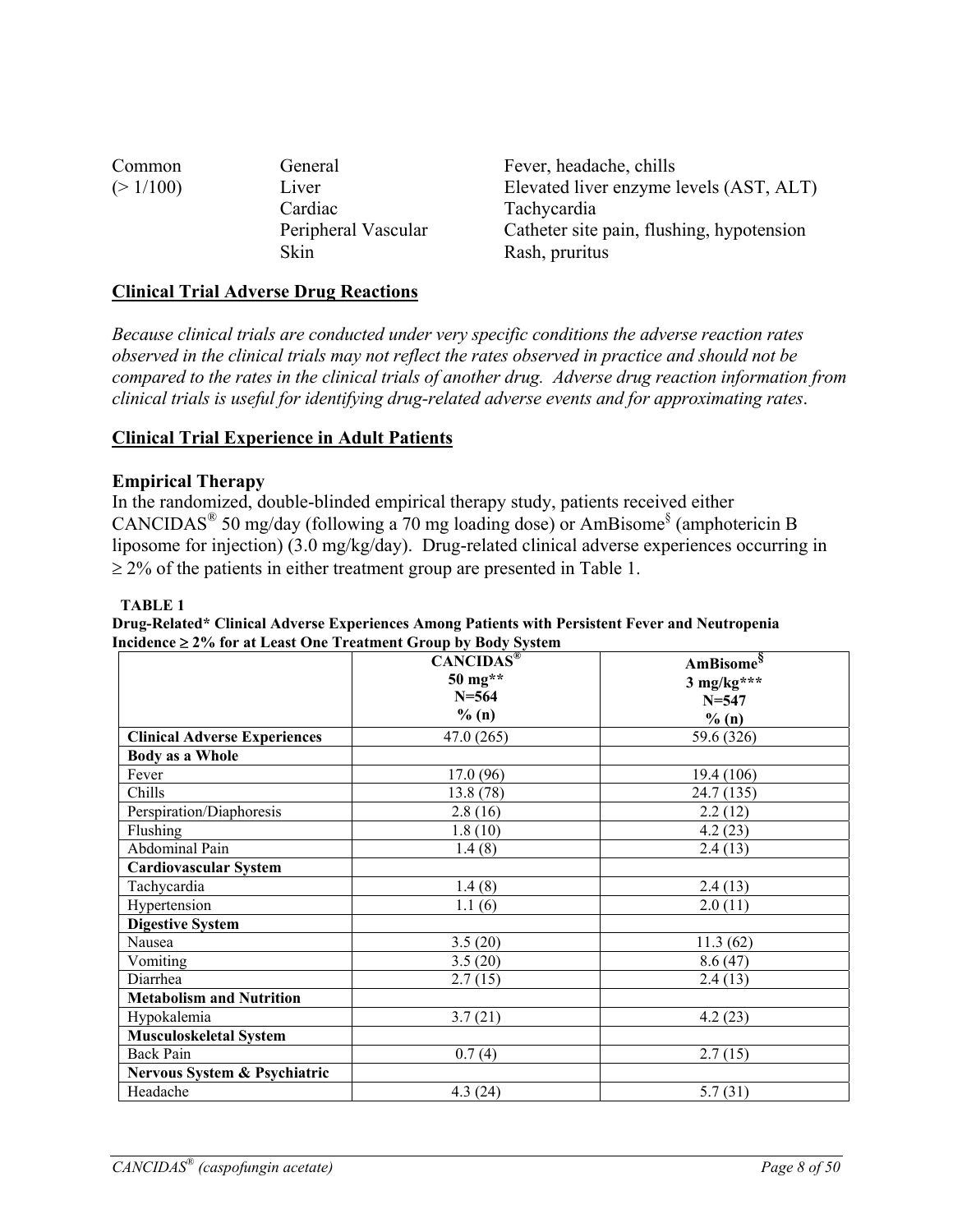| Common (> 1/100) | General | Fever, headache, chills |
| --- | --- | --- |
| | Liver | Elevated liver enzyme levels (AST, ALT) |
| | Cardiac | Tachycardia |
| | Peripheral Vascular | Catheter site pain, flushing, hypotension |
| | Skin | Rash, pruritus |

## Clinical Trial Adverse Drug Reactions

*Because clinical trials are conducted under very specific conditions the adverse reaction rates observed in the clinical trials may not reflect the rates observed in practice and should not be compared to the rates in the clinical trials of another drug. Adverse drug reaction information from clinical trials is useful for identifying drug-related adverse events and for approximating rates.*

## Clinical Trial Experience in Adult Patients

### Empirical Therapy

In the randomized, double-blinded empirical therapy study, patients received either CANCIDAS® 50 mg/day (following a 70 mg loading dose) or AmBisome§ (amphotericin B liposome for injection) (3.0 mg/kg/day). Drug-related clinical adverse experiences occurring in ≥ 2% of the patients in either treatment group are presented in Table 1.

**TABLE 1**
**Drug-Related* Clinical Adverse Experiences Among Patients with Persistent Fever and Neutropenia Incidence ≥ 2% for at Least One Treatment Group by Body System**

| | CANCIDAS® 50 mg** N=564 % (n) | AmBisome§ 3 mg/kg*** N=547 % (n) |
| --- | --- | --- |
| **Clinical Adverse Experiences** | 47.0 (265) | 59.6 (326) |
| **Body as a Whole** | | |
| Fever | 17.0 (96) | 19.4 (106) |
| Chills | 13.8 (78) | 24.7 (135) |
| Perspiration/Diaphoresis | 2.8 (16) | 2.2 (12) |
| Flushing | 1.8 (10) | 4.2 (23) |
| Abdominal Pain | 1.4 (8) | 2.4 (13) |
| **Cardiovascular System** | | |
| Tachycardia | 1.4 (8) | 2.4 (13) |
| Hypertension | 1.1 (6) | 2.0 (11) |
| **Digestive System** | | |
| Nausea | 3.5 (20) | 11.3 (62) |
| Vomiting | 3.5 (20) | 8.6 (47) |
| Diarrhea | 2.7 (15) | 2.4 (13) |
| **Metabolism and Nutrition** | | |
| Hypokalemia | 3.7 (21) | 4.2 (23) |
| **Musculoskeletal System** | | |
| Back Pain | 0.7 (4) | 2.7 (15) |
| **Nervous System & Psychiatric** | | |
| Headache | 4.3 (24) | 5.7 (31) |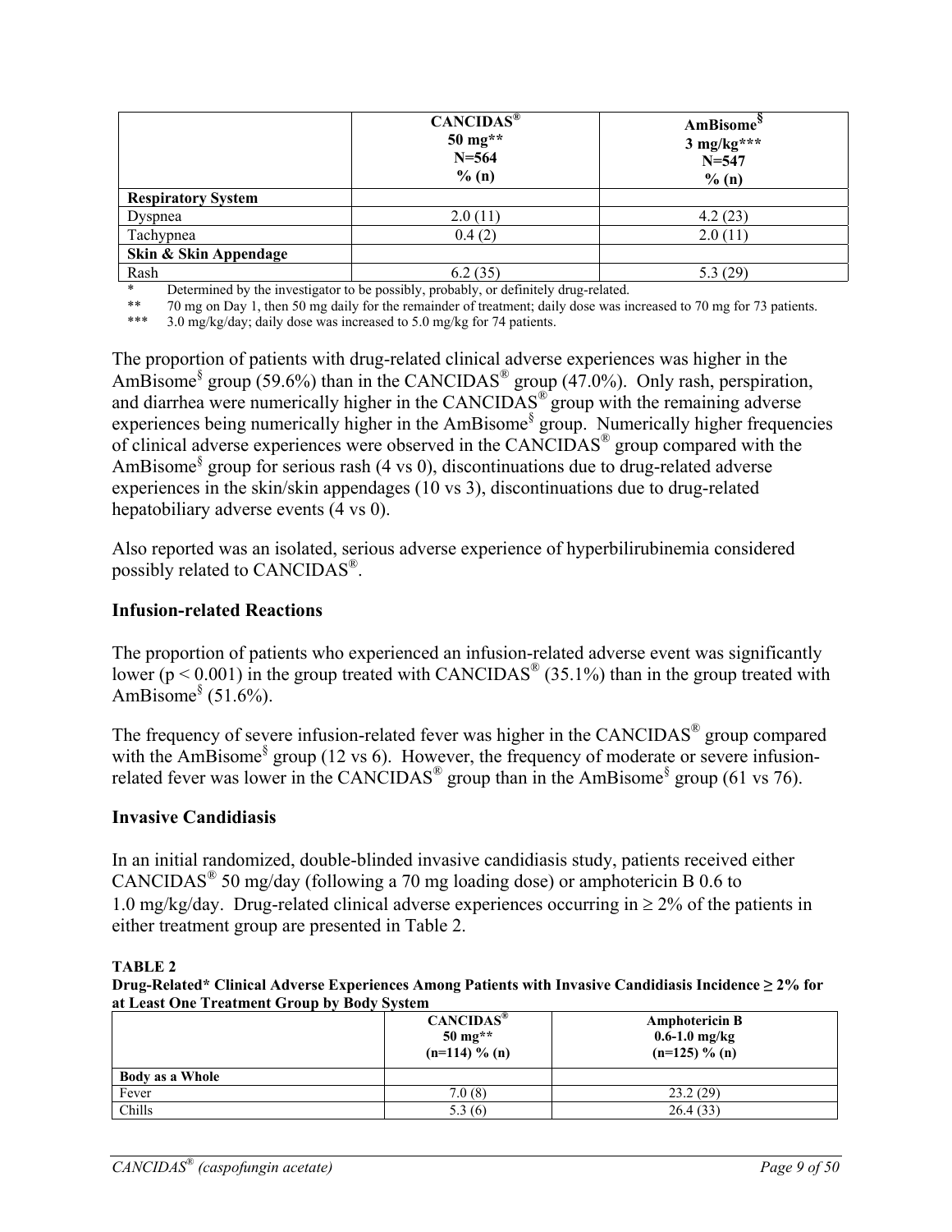| | **CANCIDAS® 50 mg** N=564 % (n)** | **AmBisome§ 3 mg/kg*** N=547 % (n)** |
|---|---|---|
| **Respiratory System** | | |
| Dyspnea | 2.0 (11) | 4.2 (23) |
| Tachypnea | 0.4 (2) | 2.0 (11) |
| **Skin & Skin Appendage** | | |
| Rash | 6.2 (35) | 5.3 (29) |

\* Determined by the investigator to be possibly, probably, or definitely drug-related.

\*\* 70 mg on Day 1, then 50 mg daily for the remainder of treatment; daily dose was increased to 70 mg for 73 patients.

\*\*\* 3.0 mg/kg/day; daily dose was increased to 5.0 mg/kg for 74 patients.

The proportion of patients with drug-related clinical adverse experiences was higher in the AmBisome§ group (59.6%) than in the CANCIDAS® group (47.0%). Only rash, perspiration, and diarrhea were numerically higher in the CANCIDAS® group with the remaining adverse experiences being numerically higher in the AmBisome§ group. Numerically higher frequencies of clinical adverse experiences were observed in the CANCIDAS® group compared with the AmBisome§ group for serious rash (4 vs 0), discontinuations due to drug-related adverse experiences in the skin/skin appendages (10 vs 3), discontinuations due to drug-related hepatobiliary adverse events (4 vs 0).

Also reported was an isolated, serious adverse experience of hyperbilirubinemia considered possibly related to CANCIDAS®.

## Infusion-related Reactions

The proportion of patients who experienced an infusion-related adverse event was significantly lower ($p < 0.001$) in the group treated with CANCIDAS® (35.1%) than in the group treated with AmBisome§ (51.6%).

The frequency of severe infusion-related fever was higher in the CANCIDAS® group compared with the AmBisome§ group (12 vs 6). However, the frequency of moderate or severe infusion-related fever was lower in the CANCIDAS® group than in the AmBisome§ group (61 vs 76).

## Invasive Candidiasis

In an initial randomized, double-blinded invasive candidiasis study, patients received either CANCIDAS® 50 mg/day (following a 70 mg loading dose) or amphotericin B 0.6 to 1.0 mg/kg/day. Drug-related clinical adverse experiences occurring in ≥ 2% of the patients in either treatment group are presented in Table 2.

**TABLE 2**
**Drug-Related\* Clinical Adverse Experiences Among Patients with Invasive Candidiasis Incidence ≥ 2% for at Least One Treatment Group by Body System**

| | **CANCIDAS® 50 mg** (n=114) % (n)** | **Amphotericin B 0.6-1.0 mg/kg (n=125) % (n)** |
|---|---|---|
| **Body as a Whole** | | |
| Fever | 7.0 (8) | 23.2 (29) |
| Chills | 5.3 (6) | 26.4 (33) |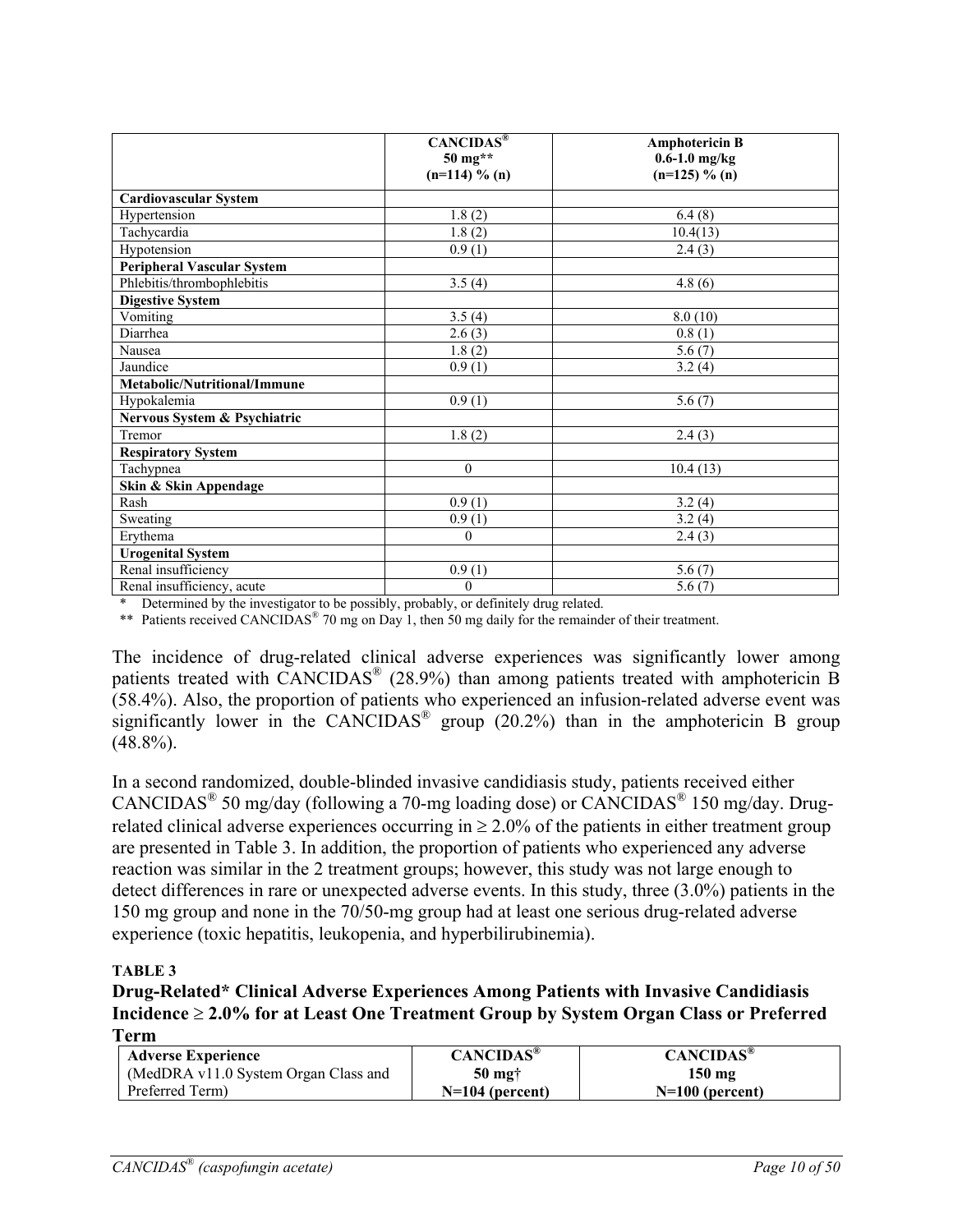| | **CANCIDAS®** **50 mg**** **(n=114) % (n)** | **Amphotericin B** **0.6-1.0 mg/kg** **(n=125) % (n)** |
|---|---|---|
| **Cardiovascular System** | | |
| Hypertension | 1.8 (2) | 6.4 (8) |
| Tachycardia | 1.8 (2) | 10.4(13) |
| Hypotension | 0.9 (1) | 2.4 (3) |
| **Peripheral Vascular System** | | |
| Phlebitis/thrombophlebitis | 3.5 (4) | 4.8 (6) |
| **Digestive System** | | |
| Vomiting | 3.5 (4) | 8.0 (10) |
| Diarrhea | 2.6 (3) | 0.8 (1) |
| Nausea | 1.8 (2) | 5.6 (7) |
| Jaundice | 0.9 (1) | 3.2 (4) |
| **Metabolic/Nutritional/Immune** | | |
| Hypokalemia | 0.9 (1) | 5.6 (7) |
| **Nervous System & Psychiatric** | | |
| Tremor | 1.8 (2) | 2.4 (3) |
| **Respiratory System** | | |
| Tachypnea | 0 | 10.4 (13) |
| **Skin & Skin Appendage** | | |
| Rash | 0.9 (1) | 3.2 (4) |
| Sweating | 0.9 (1) | 3.2 (4) |
| Erythema | 0 | 2.4 (3) |
| **Urogenital System** | | |
| Renal insufficiency | 0.9 (1) | 5.6 (7) |
| Renal insufficiency, acute | 0 | 5.6 (7) |

\* Determined by the investigator to be possibly, probably, or definitely drug related.

** Patients received CANCIDAS® 70 mg on Day 1, then 50 mg daily for the remainder of their treatment.

The incidence of drug-related clinical adverse experiences was significantly lower among patients treated with CANCIDAS® (28.9%) than among patients treated with amphotericin B (58.4%). Also, the proportion of patients who experienced an infusion-related adverse event was significantly lower in the CANCIDAS® group (20.2%) than in the amphotericin B group (48.8%).

In a second randomized, double-blinded invasive candidiasis study, patients received either CANCIDAS® 50 mg/day (following a 70-mg loading dose) or CANCIDAS® 150 mg/day. Drug-related clinical adverse experiences occurring in ≥ 2.0% of the patients in either treatment group are presented in Table 3. In addition, the proportion of patients who experienced any adverse reaction was similar in the 2 treatment groups; however, this study was not large enough to detect differences in rare or unexpected adverse events. In this study, three (3.0%) patients in the 150 mg group and none in the 70/50-mg group had at least one serious drug-related adverse experience (toxic hepatitis, leukopenia, and hyperbilirubinemia).

**TABLE 3**

**Drug-Related* Clinical Adverse Experiences Among Patients with Invasive Candidiasis Incidence ≥ 2.0% for at Least One Treatment Group by System Organ Class or Preferred Term**

| **Adverse Experience** (MedDRA v11.0 System Organ Class and Preferred Term) | **CANCIDAS®** **50 mg†** **N=104 (percent)** | **CANCIDAS®** **150 mg** **N=100 (percent)** |
|---|---|---|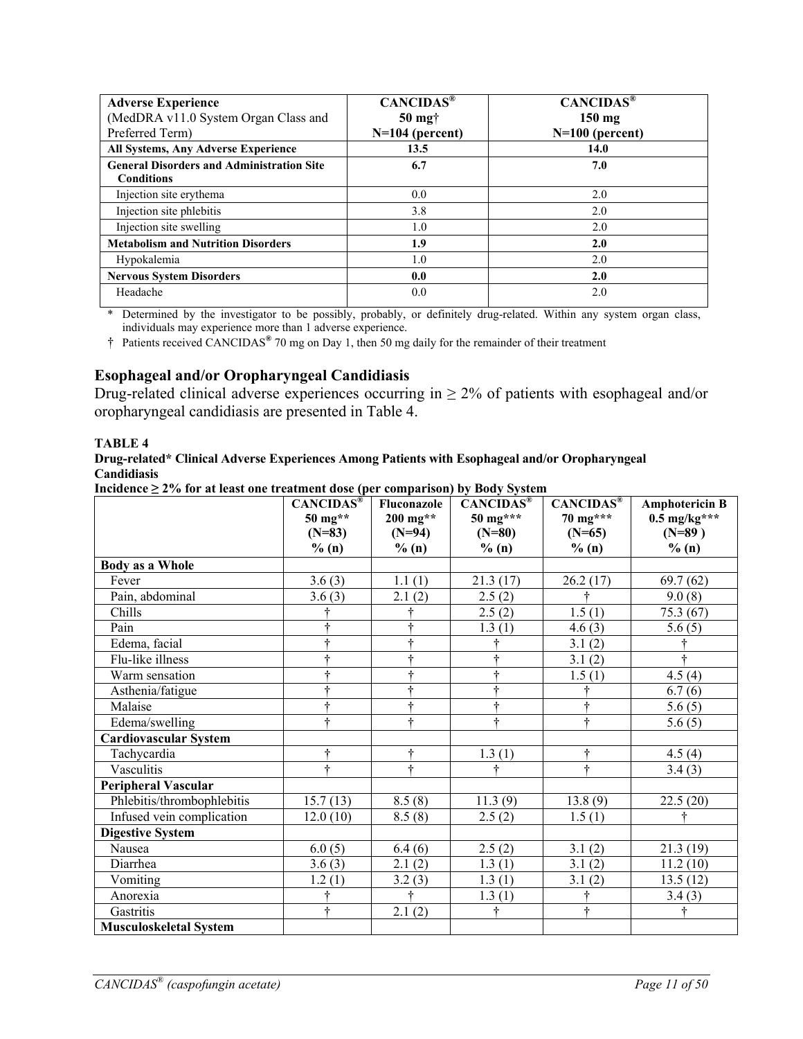| Adverse Experience (MedDRA v11.0 System Organ Class and Preferred Term) | CANCIDAS® 50 mg† N=104 (percent) | CANCIDAS® 150 mg N=100 (percent) |
|---|---|---|
| **All Systems, Any Adverse Experience** | **13.5** | **14.0** |
| **General Disorders and Administration Site Conditions** | **6.7** | **7.0** |
| Injection site erythema | 0.0 | 2.0 |
| Injection site phlebitis | 3.8 | 2.0 |
| Injection site swelling | 1.0 | 2.0 |
| **Metabolism and Nutrition Disorders** | **1.9** | **2.0** |
| Hypokalemia | 1.0 | 2.0 |
| **Nervous System Disorders** | **0.0** | **2.0** |
| Headache | 0.0 | 2.0 |

\* Determined by the investigator to be possibly, probably, or definitely drug-related. Within any system organ class, individuals may experience more than 1 adverse experience.

† Patients received CANCIDAS® 70 mg on Day 1, then 50 mg daily for the remainder of their treatment

## Esophageal and/or Oropharyngeal Candidiasis

Drug-related clinical adverse experiences occurring in ≥ 2% of patients with esophageal and/or oropharyngeal candidiasis are presented in Table 4.

**TABLE 4**
**Drug-related* Clinical Adverse Experiences Among Patients with Esophageal and/or Oropharyngeal Candidiasis**
**Incidence ≥ 2% for at least one treatment dose (per comparison) by Body System**

| | CANCIDAS® 50 mg** (N=83) % (n) | Fluconazole 200 mg** (N=94) % (n) | CANCIDAS® 50 mg*** (N=80) % (n) | CANCIDAS® 70 mg*** (N=65) % (n) | Amphotericin B 0.5 mg/kg*** (N=89 ) % (n) |
|---|---|---|---|---|---|
| **Body as a Whole** | | | | | |
| Fever | 3.6 (3) | 1.1 (1) | 21.3 (17) | 26.2 (17) | 69.7 (62) |
| Pain, abdominal | 3.6 (3) | 2.1 (2) | 2.5 (2) | † | 9.0 (8) |
| Chills | † | † | 2.5 (2) | 1.5 (1) | 75.3 (67) |
| Pain | † | † | 1.3 (1) | 4.6 (3) | 5.6 (5) |
| Edema, facial | † | † | † | 3.1 (2) | † |
| Flu-like illness | † | † | † | 3.1 (2) | † |
| Warm sensation | † | † | † | 1.5 (1) | 4.5 (4) |
| Asthenia/fatigue | † | † | † | † | 6.7 (6) |
| Malaise | † | † | † | † | 5.6 (5) |
| Edema/swelling | † | † | † | † | 5.6 (5) |
| **Cardiovascular System** | | | | | |
| Tachycardia | † | † | 1.3 (1) | † | 4.5 (4) |
| Vasculitis | † | † | † | † | 3.4 (3) |
| **Peripheral Vascular** | | | | | |
| Phlebitis/thrombophlebitis | 15.7 (13) | 8.5 (8) | 11.3 (9) | 13.8 (9) | 22.5 (20) |
| Infused vein complication | 12.0 (10) | 8.5 (8) | 2.5 (2) | 1.5 (1) | † |
| **Digestive System** | | | | | |
| Nausea | 6.0 (5) | 6.4 (6) | 2.5 (2) | 3.1 (2) | 21.3 (19) |
| Diarrhea | 3.6 (3) | 2.1 (2) | 1.3 (1) | 3.1 (2) | 11.2 (10) |
| Vomiting | 1.2 (1) | 3.2 (3) | 1.3 (1) | 3.1 (2) | 13.5 (12) |
| Anorexia | † | † | 1.3 (1) | † | 3.4 (3) |
| Gastritis | † | 2.1 (2) | † | † | † |
| **Musculoskeletal System** | | | | | |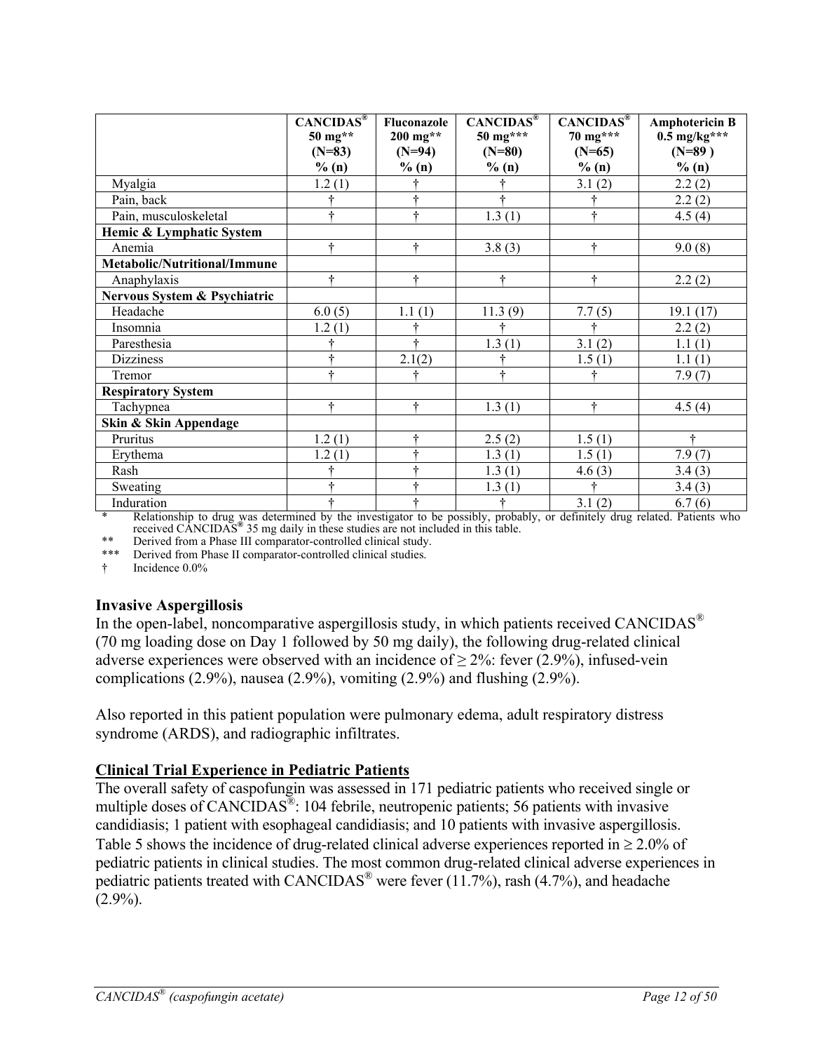| | CANCIDAS® 50 mg** (N=83) % (n) | Fluconazole 200 mg** (N=94) % (n) | CANCIDAS® 50 mg*** (N=80) % (n) | CANCIDAS® 70 mg*** (N=65) % (n) | Amphotericin B 0.5 mg/kg*** (N=89 ) % (n) |
|---|---|---|---|---|---|
| Myalgia | 1.2 (1) | † | † | 3.1 (2) | 2.2 (2) |
| Pain, back | † | † | † | † | 2.2 (2) |
| Pain, musculoskeletal | † | † | 1.3 (1) | † | 4.5 (4) |
| **Hemic & Lymphatic System** | | | | | |
| Anemia | † | † | 3.8 (3) | † | 9.0 (8) |
| **Metabolic/Nutritional/Immune** | | | | | |
| Anaphylaxis | † | † | † | † | 2.2 (2) |
| **Nervous System & Psychiatric** | | | | | |
| Headache | 6.0 (5) | 1.1 (1) | 11.3 (9) | 7.7 (5) | 19.1 (17) |
| Insomnia | 1.2 (1) | † | † | † | 2.2 (2) |
| Paresthesia | † | † | 1.3 (1) | 3.1 (2) | 1.1 (1) |
| Dizziness | † | 2.1(2) | † | 1.5 (1) | 1.1 (1) |
| Tremor | † | † | † | † | 7.9 (7) |
| **Respiratory System** | | | | | |
| Tachypnea | † | † | 1.3 (1) | † | 4.5 (4) |
| **Skin & Skin Appendage** | | | | | |
| Pruritus | 1.2 (1) | † | 2.5 (2) | 1.5 (1) | † |
| Erythema | 1.2 (1) | † | 1.3 (1) | 1.5 (1) | 7.9 (7) |
| Rash | † | † | 1.3 (1) | 4.6 (3) | 3.4 (3) |
| Sweating | † | † | 1.3 (1) | † | 3.4 (3) |
| Induration | † | † | † | 3.1 (2) | 6.7 (6) |

\* Relationship to drug was determined by the investigator to be possibly, probably, or definitely drug related. Patients who received CANCIDAS® 35 mg daily in these studies are not included in this table.

\*\* Derived from a Phase III comparator-controlled clinical study.

\*\*\* Derived from Phase II comparator-controlled clinical studies.

† Incidence 0.0%

### Invasive Aspergillosis

In the open-label, noncomparative aspergillosis study, in which patients received CANCIDAS® (70 mg loading dose on Day 1 followed by 50 mg daily), the following drug-related clinical adverse experiences were observed with an incidence of ≥ 2%: fever (2.9%), infused-vein complications (2.9%), nausea (2.9%), vomiting (2.9%) and flushing (2.9%).

Also reported in this patient population were pulmonary edema, adult respiratory distress syndrome (ARDS), and radiographic infiltrates.

### Clinical Trial Experience in Pediatric Patients

The overall safety of caspofungin was assessed in 171 pediatric patients who received single or multiple doses of CANCIDAS®: 104 febrile, neutropenic patients; 56 patients with invasive candidiasis; 1 patient with esophageal candidiasis; and 10 patients with invasive aspergillosis. Table 5 shows the incidence of drug-related clinical adverse experiences reported in ≥ 2.0% of pediatric patients in clinical studies. The most common drug-related clinical adverse experiences in pediatric patients treated with CANCIDAS® were fever (11.7%), rash (4.7%), and headache (2.9%).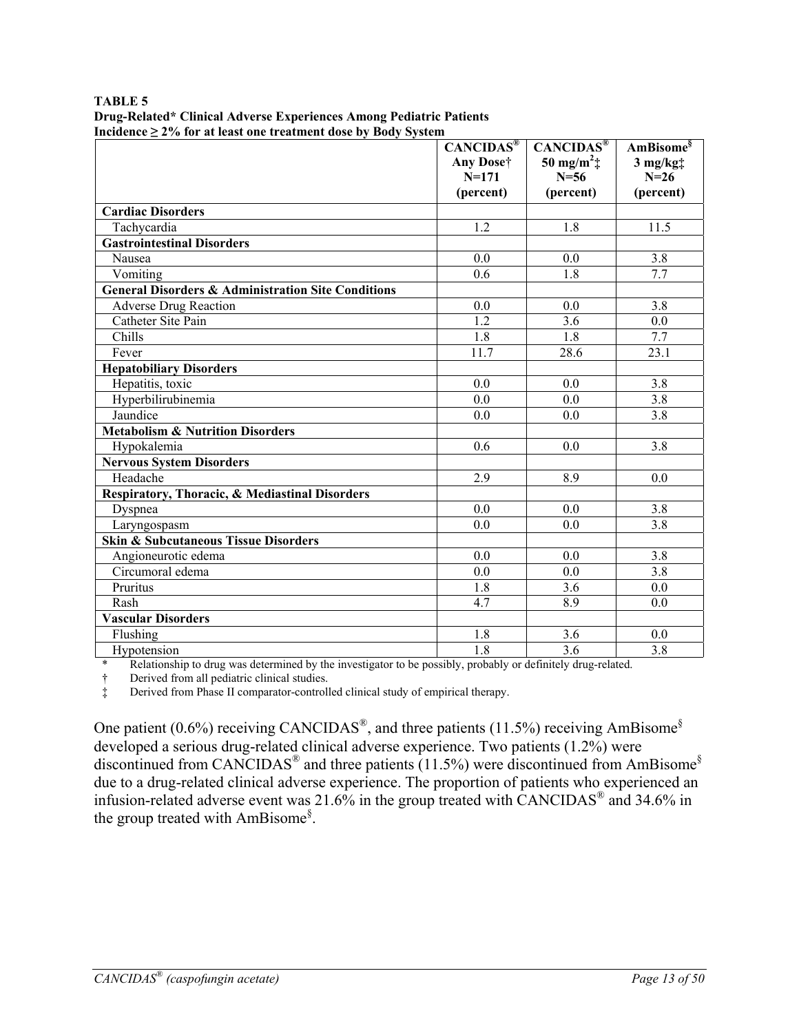**TABLE 5**
**Drug-Related* Clinical Adverse Experiences Among Pediatric Patients**
**Incidence ≥ 2% for at least one treatment dose by Body System**

| | CANCIDAS® Any Dose† N=171 (percent) | CANCIDAS® 50 mg/m$^2$‡ N=56 (percent) | AmBisome§ 3 mg/kg‡ N=26 (percent) |
|---|---|---|---|
| **Cardiac Disorders** | | | |
| Tachycardia | 1.2 | 1.8 | 11.5 |
| **Gastrointestinal Disorders** | | | |
| Nausea | 0.0 | 0.0 | 3.8 |
| Vomiting | 0.6 | 1.8 | 7.7 |
| **General Disorders & Administration Site Conditions** | | | |
| Adverse Drug Reaction | 0.0 | 0.0 | 3.8 |
| Catheter Site Pain | 1.2 | 3.6 | 0.0 |
| Chills | 1.8 | 1.8 | 7.7 |
| Fever | 11.7 | 28.6 | 23.1 |
| **Hepatobiliary Disorders** | | | |
| Hepatitis, toxic | 0.0 | 0.0 | 3.8 |
| Hyperbilirubinemia | 0.0 | 0.0 | 3.8 |
| Jaundice | 0.0 | 0.0 | 3.8 |
| **Metabolism & Nutrition Disorders** | | | |
| Hypokalemia | 0.6 | 0.0 | 3.8 |
| **Nervous System Disorders** | | | |
| Headache | 2.9 | 8.9 | 0.0 |
| **Respiratory, Thoracic, & Mediastinal Disorders** | | | |
| Dyspnea | 0.0 | 0.0 | 3.8 |
| Laryngospasm | 0.0 | 0.0 | 3.8 |
| **Skin & Subcutaneous Tissue Disorders** | | | |
| Angioneurotic edema | 0.0 | 0.0 | 3.8 |
| Circumoral edema | 0.0 | 0.0 | 3.8 |
| Pruritus | 1.8 | 3.6 | 0.0 |
| Rash | 4.7 | 8.9 | 0.0 |
| **Vascular Disorders** | | | |
| Flushing | 1.8 | 3.6 | 0.0 |
| Hypotension | 1.8 | 3.6 | 3.8 |

\* Relationship to drug was determined by the investigator to be possibly, probably or definitely drug-related.
† Derived from all pediatric clinical studies.
‡ Derived from Phase II comparator-controlled clinical study of empirical therapy.

One patient (0.6%) receiving CANCIDAS®, and three patients (11.5%) receiving AmBisome§ developed a serious drug-related clinical adverse experience. Two patients (1.2%) were discontinued from CANCIDAS® and three patients (11.5%) were discontinued from AmBisome§ due to a drug-related clinical adverse experience. The proportion of patients who experienced an infusion-related adverse event was 21.6% in the group treated with CANCIDAS® and 34.6% in the group treated with AmBisome§.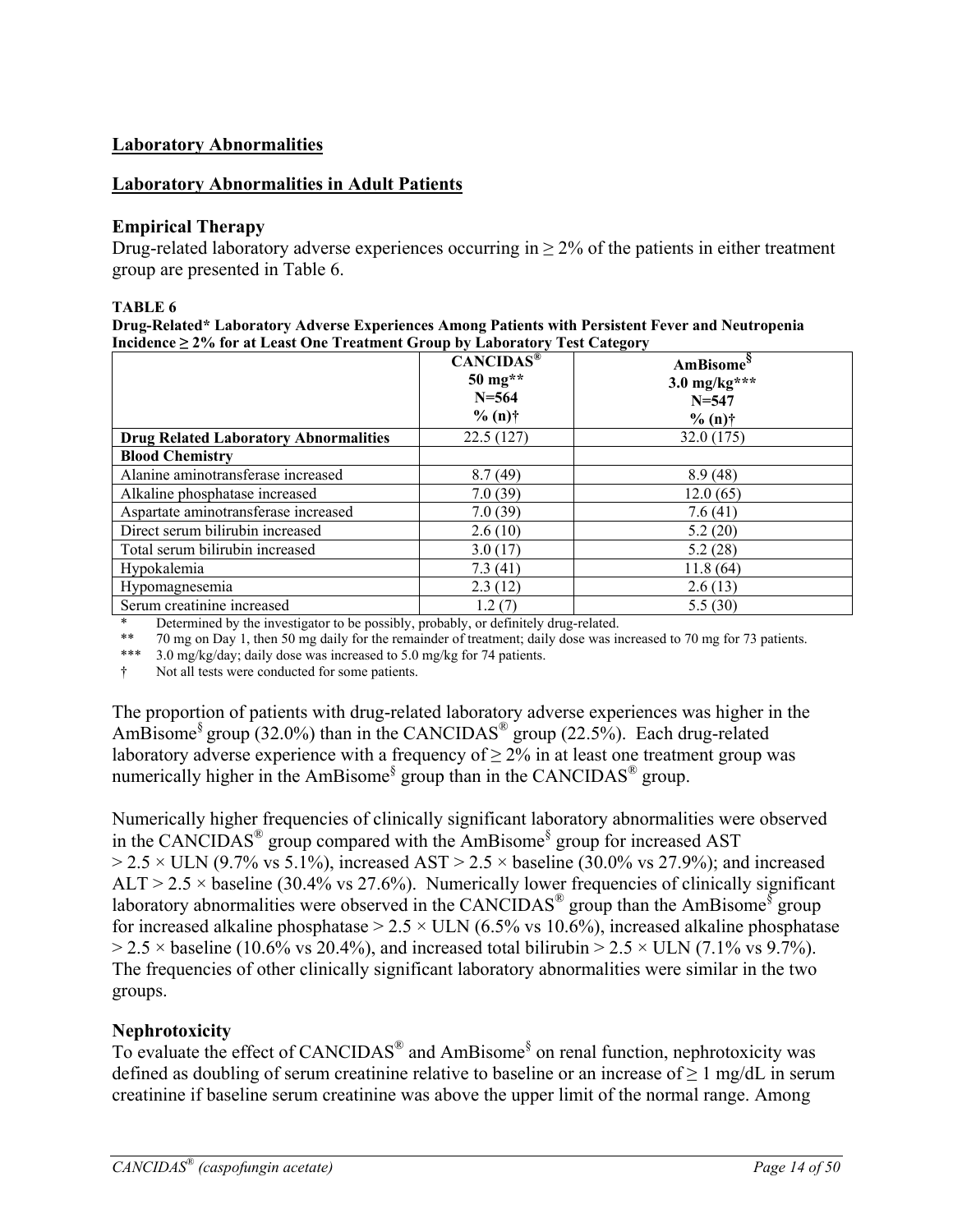## Laboratory Abnormalities

## Laboratory Abnormalities in Adult Patients

### Empirical Therapy

Drug-related laboratory adverse experiences occurring in ≥ 2% of the patients in either treatment group are presented in Table 6.

**TABLE 6**
**Drug-Related* Laboratory Adverse Experiences Among Patients with Persistent Fever and Neutropenia Incidence ≥ 2% for at Least One Treatment Group by Laboratory Test Category**

| | CANCIDAS® 50 mg** N=564 % (n)† | AmBisome§ 3.0 mg/kg*** N=547 % (n)† |
|---|---|---|
| **Drug Related Laboratory Abnormalities** | 22.5 (127) | 32.0 (175) |
| **Blood Chemistry** | | |
| Alanine aminotransferase increased | 8.7 (49) | 8.9 (48) |
| Alkaline phosphatase increased | 7.0 (39) | 12.0 (65) |
| Aspartate aminotransferase increased | 7.0 (39) | 7.6 (41) |
| Direct serum bilirubin increased | 2.6 (10) | 5.2 (20) |
| Total serum bilirubin increased | 3.0 (17) | 5.2 (28) |
| Hypokalemia | 7.3 (41) | 11.8 (64) |
| Hypomagnesemia | 2.3 (12) | 2.6 (13) |
| Serum creatinine increased | 1.2 (7) | 5.5 (30) |

\* Determined by the investigator to be possibly, probably, or definitely drug-related.
** 70 mg on Day 1, then 50 mg daily for the remainder of treatment; daily dose was increased to 70 mg for 73 patients.
*** 3.0 mg/kg/day; daily dose was increased to 5.0 mg/kg for 74 patients.
† Not all tests were conducted for some patients.

The proportion of patients with drug-related laboratory adverse experiences was higher in the AmBisome§ group (32.0%) than in the CANCIDAS® group (22.5%). Each drug-related laboratory adverse experience with a frequency of ≥ 2% in at least one treatment group was numerically higher in the AmBisome§ group than in the CANCIDAS® group.

Numerically higher frequencies of clinically significant laboratory abnormalities were observed in the CANCIDAS® group compared with the AmBisome§ group for increased AST > 2.5 × ULN (9.7% vs 5.1%), increased AST > 2.5 × baseline (30.0% vs 27.9%); and increased ALT > 2.5 × baseline (30.4% vs 27.6%). Numerically lower frequencies of clinically significant laboratory abnormalities were observed in the CANCIDAS® group than the AmBisome§ group for increased alkaline phosphatase > 2.5 × ULN (6.5% vs 10.6%), increased alkaline phosphatase > 2.5 × baseline (10.6% vs 20.4%), and increased total bilirubin > 2.5 × ULN (7.1% vs 9.7%). The frequencies of other clinically significant laboratory abnormalities were similar in the two groups.

### Nephrotoxicity

To evaluate the effect of CANCIDAS® and AmBisome§ on renal function, nephrotoxicity was defined as doubling of serum creatinine relative to baseline or an increase of ≥ 1 mg/dL in serum creatinine if baseline serum creatinine was above the upper limit of the normal range. Among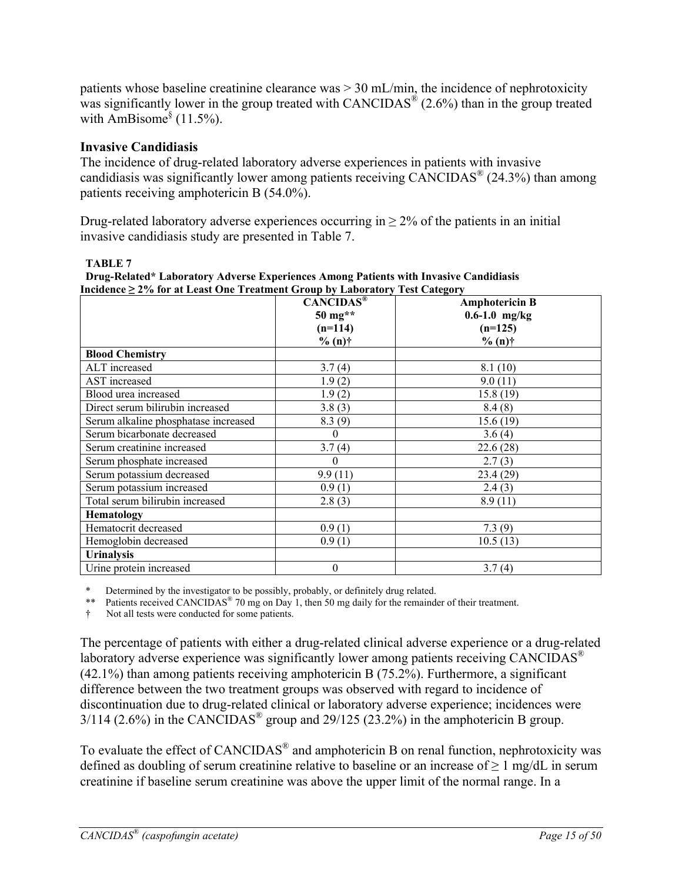patients whose baseline creatinine clearance was > 30 mL/min, the incidence of nephrotoxicity was significantly lower in the group treated with CANCIDAS® (2.6%) than in the group treated with AmBisome§ (11.5%).

### Invasive Candidiasis

The incidence of drug-related laboratory adverse experiences in patients with invasive candidiasis was significantly lower among patients receiving CANCIDAS® (24.3%) than among patients receiving amphotericin B (54.0%).

Drug-related laboratory adverse experiences occurring in ≥ 2% of the patients in an initial invasive candidiasis study are presented in Table 7.

**TABLE 7**
**Drug-Related* Laboratory Adverse Experiences Among Patients with Invasive Candidiasis Incidence ≥ 2% for at Least One Treatment Group by Laboratory Test Category**

| | **CANCIDAS® 50 mg** (n=114) % (n)†** | **Amphotericin B 0.6-1.0 mg/kg (n=125) % (n)†** |
|---|---|---|
| **Blood Chemistry** | | |
| ALT increased | 3.7 (4) | 8.1 (10) |
| AST increased | 1.9 (2) | 9.0 (11) |
| Blood urea increased | 1.9 (2) | 15.8 (19) |
| Direct serum bilirubin increased | 3.8 (3) | 8.4 (8) |
| Serum alkaline phosphatase increased | 8.3 (9) | 15.6 (19) |
| Serum bicarbonate decreased | 0 | 3.6 (4) |
| Serum creatinine increased | 3.7 (4) | 22.6 (28) |
| Serum phosphate increased | 0 | 2.7 (3) |
| Serum potassium decreased | 9.9 (11) | 23.4 (29) |
| Serum potassium increased | 0.9 (1) | 2.4 (3) |
| Total serum bilirubin increased | 2.8 (3) | 8.9 (11) |
| **Hematology** | | |
| Hematocrit decreased | 0.9 (1) | 7.3 (9) |
| Hemoglobin decreased | 0.9 (1) | 10.5 (13) |
| **Urinalysis** | | |
| Urine protein increased | 0 | 3.7 (4) |

\* Determined by the investigator to be possibly, probably, or definitely drug related.
** Patients received CANCIDAS® 70 mg on Day 1, then 50 mg daily for the remainder of their treatment.
† Not all tests were conducted for some patients.

The percentage of patients with either a drug-related clinical adverse experience or a drug-related laboratory adverse experience was significantly lower among patients receiving CANCIDAS® (42.1%) than among patients receiving amphotericin B (75.2%). Furthermore, a significant difference between the two treatment groups was observed with regard to incidence of discontinuation due to drug-related clinical or laboratory adverse experience; incidences were 3/114 (2.6%) in the CANCIDAS® group and 29/125 (23.2%) in the amphotericin B group.

To evaluate the effect of CANCIDAS® and amphotericin B on renal function, nephrotoxicity was defined as doubling of serum creatinine relative to baseline or an increase of ≥ 1 mg/dL in serum creatinine if baseline serum creatinine was above the upper limit of the normal range. In a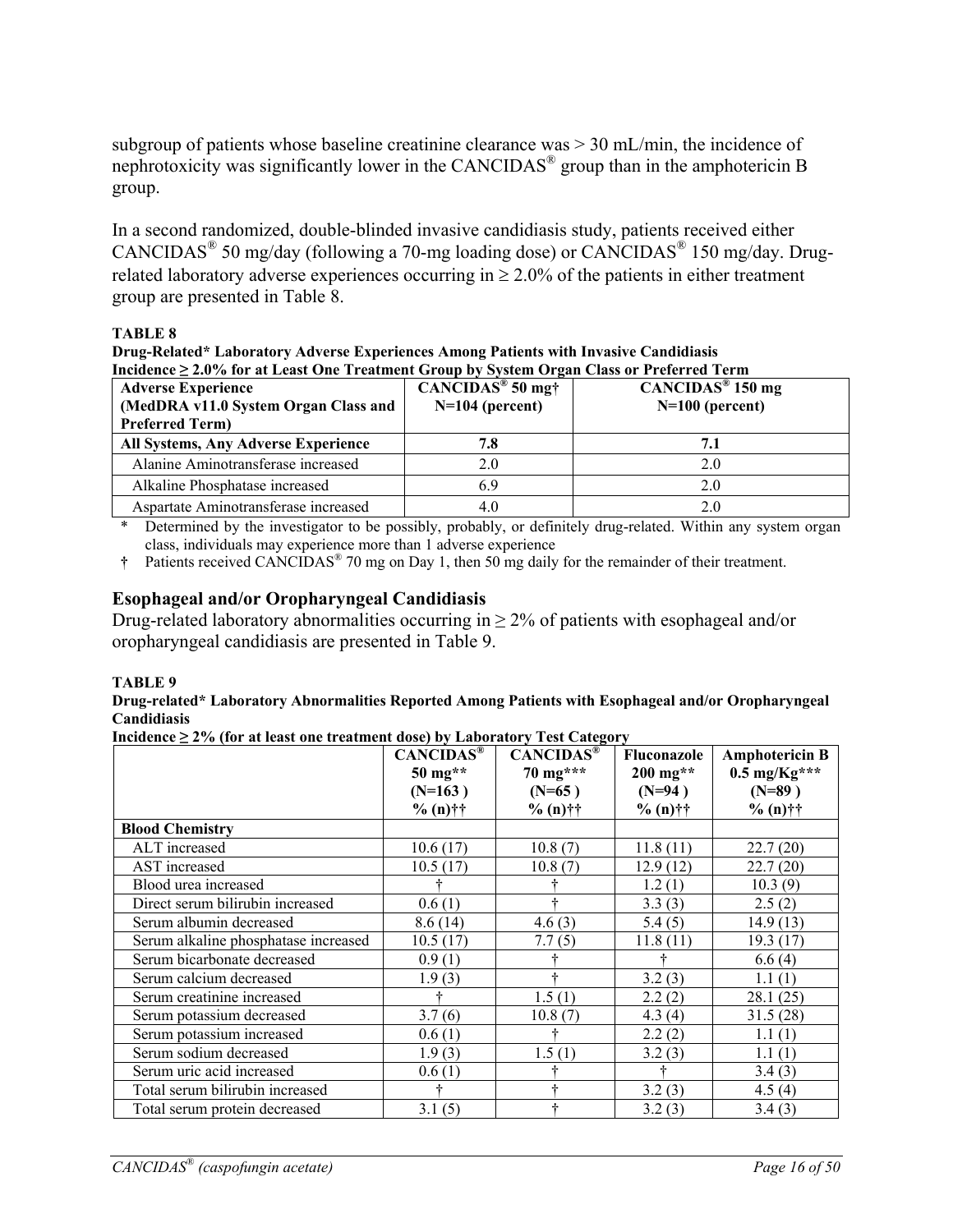subgroup of patients whose baseline creatinine clearance was > 30 mL/min, the incidence of nephrotoxicity was significantly lower in the CANCIDAS® group than in the amphotericin B group.

In a second randomized, double-blinded invasive candidiasis study, patients received either CANCIDAS® 50 mg/day (following a 70-mg loading dose) or CANCIDAS® 150 mg/day. Drug-related laboratory adverse experiences occurring in ≥ 2.0% of the patients in either treatment group are presented in Table 8.

**TABLE 8**

**Drug-Related* Laboratory Adverse Experiences Among Patients with Invasive Candidiasis Incidence ≥ 2.0% for at Least One Treatment Group by System Organ Class or Preferred Term**

| Adverse Experience (MedDRA v11.0 System Organ Class and Preferred Term) | CANCIDAS® 50 mg† N=104 (percent) | CANCIDAS® 150 mg N=100 (percent) |
|---|---|---|
| **All Systems, Any Adverse Experience** | **7.8** | **7.1** |
| Alanine Aminotransferase increased | 2.0 | 2.0 |
| Alkaline Phosphatase increased | 6.9 | 2.0 |
| Aspartate Aminotransferase increased | 4.0 | 2.0 |

\* Determined by the investigator to be possibly, probably, or definitely drug-related. Within any system organ class, individuals may experience more than 1 adverse experience

† Patients received CANCIDAS® 70 mg on Day 1, then 50 mg daily for the remainder of their treatment.

## Esophageal and/or Oropharyngeal Candidiasis

Drug-related laboratory abnormalities occurring in ≥ 2% of patients with esophageal and/or oropharyngeal candidiasis are presented in Table 9.

**TABLE 9**

**Drug-related* Laboratory Abnormalities Reported Among Patients with Esophageal and/or Oropharyngeal Candidiasis**

**Incidence ≥ 2% (for at least one treatment dose) by Laboratory Test Category**

| | CANCIDAS® 50 mg** (N=163 ) % (n)†† | CANCIDAS® 70 mg*** (N=65 ) % (n)†† | Fluconazole 200 mg** (N=94 ) % (n)†† | Amphotericin B 0.5 mg/Kg*** (N=89 ) % (n)†† |
|---|---|---|---|---|
| **Blood Chemistry** | | | | |
| ALT increased | 10.6 (17) | 10.8 (7) | 11.8 (11) | 22.7 (20) |
| AST increased | 10.5 (17) | 10.8 (7) | 12.9 (12) | 22.7 (20) |
| Blood urea increased | † | † | 1.2 (1) | 10.3 (9) |
| Direct serum bilirubin increased | 0.6 (1) | † | 3.3 (3) | 2.5 (2) |
| Serum albumin decreased | 8.6 (14) | 4.6 (3) | 5.4 (5) | 14.9 (13) |
| Serum alkaline phosphatase increased | 10.5 (17) | 7.7 (5) | 11.8 (11) | 19.3 (17) |
| Serum bicarbonate decreased | 0.9 (1) | † | † | 6.6 (4) |
| Serum calcium decreased | 1.9 (3) | † | 3.2 (3) | 1.1 (1) |
| Serum creatinine increased | † | 1.5 (1) | 2.2 (2) | 28.1 (25) |
| Serum potassium decreased | 3.7 (6) | 10.8 (7) | 4.3 (4) | 31.5 (28) |
| Serum potassium increased | 0.6 (1) | † | 2.2 (2) | 1.1 (1) |
| Serum sodium decreased | 1.9 (3) | 1.5 (1) | 3.2 (3) | 1.1 (1) |
| Serum uric acid increased | 0.6 (1) | † | † | 3.4 (3) |
| Total serum bilirubin increased | † | † | 3.2 (3) | 4.5 (4) |
| Total serum protein decreased | 3.1 (5) | † | 3.2 (3) | 3.4 (3) |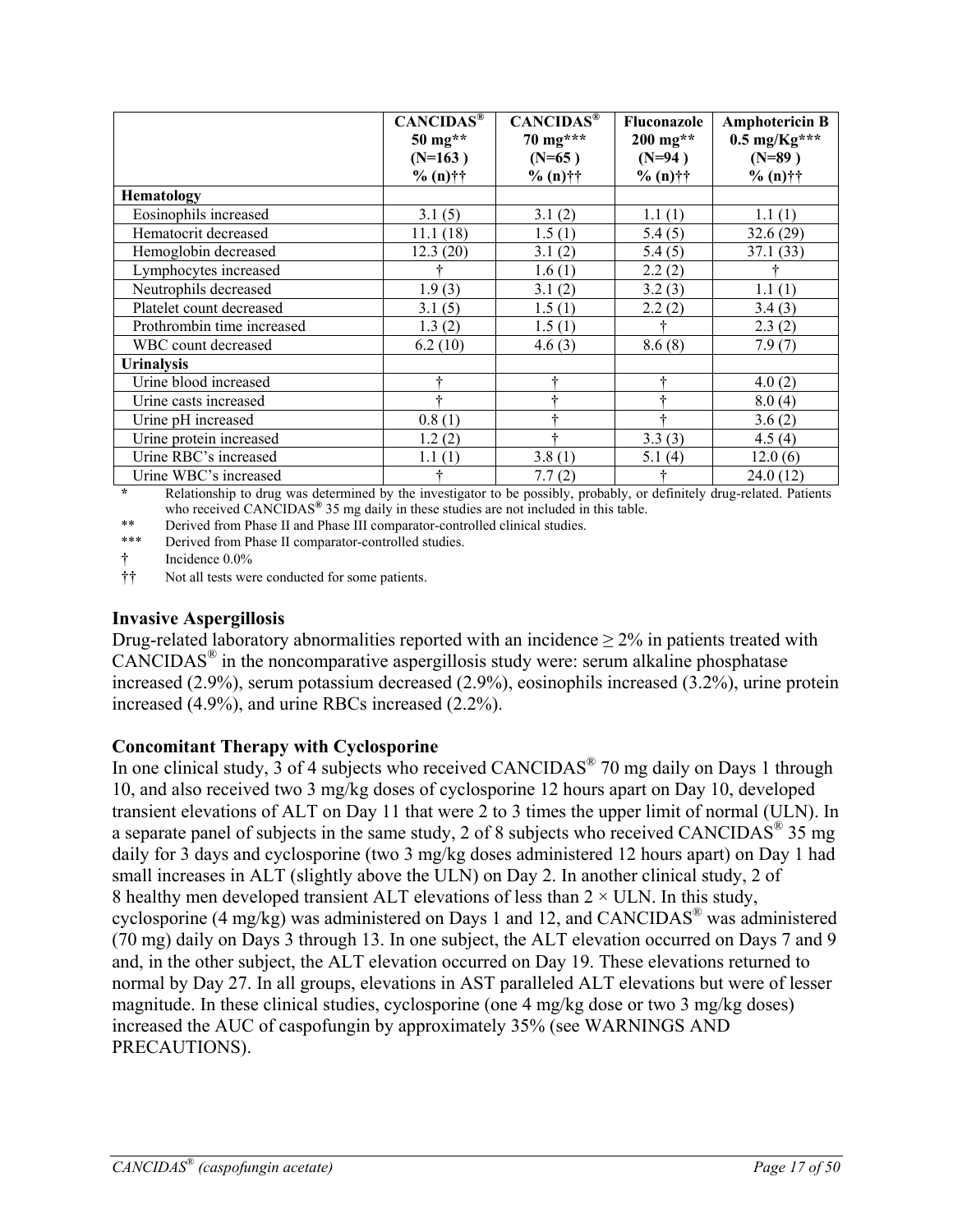| | CANCIDAS® 50 mg** (N=163 ) % (n)†† | CANCIDAS® 70 mg*** (N=65 ) % (n)†† | Fluconazole 200 mg** (N=94 ) % (n)†† | Amphotericin B 0.5 mg/Kg*** (N=89 ) % (n)†† |
|---|---|---|---|---|
| **Hematology** | | | | |
| Eosinophils increased | 3.1 (5) | 3.1 (2) | 1.1 (1) | 1.1 (1) |
| Hematocrit decreased | 11.1 (18) | 1.5 (1) | 5.4 (5) | 32.6 (29) |
| Hemoglobin decreased | 12.3 (20) | 3.1 (2) | 5.4 (5) | 37.1 (33) |
| Lymphocytes increased | † | 1.6 (1) | 2.2 (2) | † |
| Neutrophils decreased | 1.9 (3) | 3.1 (2) | 3.2 (3) | 1.1 (1) |
| Platelet count decreased | 3.1 (5) | 1.5 (1) | 2.2 (2) | 3.4 (3) |
| Prothrombin time increased | 1.3 (2) | 1.5 (1) | † | 2.3 (2) |
| WBC count decreased | 6.2 (10) | 4.6 (3) | 8.6 (8) | 7.9 (7) |
| **Urinalysis** | | | | |
| Urine blood increased | † | † | † | 4.0 (2) |
| Urine casts increased | † | † | † | 8.0 (4) |
| Urine pH increased | 0.8 (1) | † | † | 3.6 (2) |
| Urine protein increased | 1.2 (2) | † | 3.3 (3) | 4.5 (4) |
| Urine RBC's increased | 1.1 (1) | 3.8 (1) | 5.1 (4) | 12.0 (6) |
| Urine WBC's increased | † | 7.7 (2) | † | 24.0 (12) |

\* Relationship to drug was determined by the investigator to be possibly, probably, or definitely drug-related. Patients who received CANCIDAS® 35 mg daily in these studies are not included in this table.

** Derived from Phase II and Phase III comparator-controlled clinical studies.

*** Derived from Phase II comparator-controlled studies.

† Incidence 0.0%

†† Not all tests were conducted for some patients.

### Invasive Aspergillosis

Drug-related laboratory abnormalities reported with an incidence ≥ 2% in patients treated with CANCIDAS® in the noncomparative aspergillosis study were: serum alkaline phosphatase increased (2.9%), serum potassium decreased (2.9%), eosinophils increased (3.2%), urine protein increased (4.9%), and urine RBCs increased (2.2%).

### Concomitant Therapy with Cyclosporine

In one clinical study, 3 of 4 subjects who received CANCIDAS® 70 mg daily on Days 1 through 10, and also received two 3 mg/kg doses of cyclosporine 12 hours apart on Day 10, developed transient elevations of ALT on Day 11 that were 2 to 3 times the upper limit of normal (ULN). In a separate panel of subjects in the same study, 2 of 8 subjects who received CANCIDAS® 35 mg daily for 3 days and cyclosporine (two 3 mg/kg doses administered 12 hours apart) on Day 1 had small increases in ALT (slightly above the ULN) on Day 2. In another clinical study, 2 of 8 healthy men developed transient ALT elevations of less than 2 × ULN. In this study, cyclosporine (4 mg/kg) was administered on Days 1 and 12, and CANCIDAS® was administered (70 mg) daily on Days 3 through 13. In one subject, the ALT elevation occurred on Days 7 and 9 and, in the other subject, the ALT elevation occurred on Day 19. These elevations returned to normal by Day 27. In all groups, elevations in AST paralleled ALT elevations but were of lesser magnitude. In these clinical studies, cyclosporine (one 4 mg/kg dose or two 3 mg/kg doses) increased the AUC of caspofungin by approximately 35% (see WARNINGS AND PRECAUTIONS).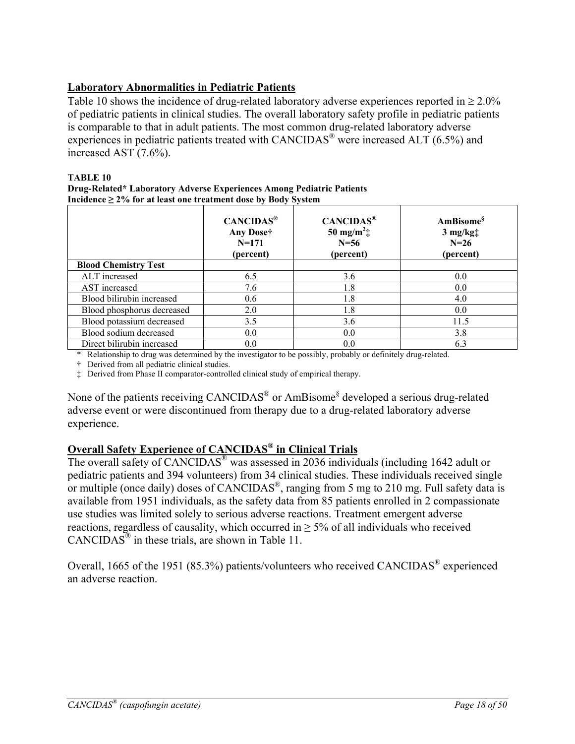## Laboratory Abnormalities in Pediatric Patients

Table 10 shows the incidence of drug-related laboratory adverse experiences reported in ≥ 2.0% of pediatric patients in clinical studies. The overall laboratory safety profile in pediatric patients is comparable to that in adult patients. The most common drug-related laboratory adverse experiences in pediatric patients treated with CANCIDAS® were increased ALT (6.5%) and increased AST (7.6%).

**TABLE 10**
**Drug-Related* Laboratory Adverse Experiences Among Pediatric Patients**
**Incidence ≥ 2% for at least one treatment dose by Body System**

| | CANCIDAS® Any Dose† N=171 (percent) | CANCIDAS® 50 mg/m²‡ N=56 (percent) | AmBisome§ 3 mg/kg‡ N=26 (percent) |
|---|---|---|---|
| **Blood Chemistry Test** | | | |
| ALT increased | 6.5 | 3.6 | 0.0 |
| AST increased | 7.6 | 1.8 | 0.0 |
| Blood bilirubin increased | 0.6 | 1.8 | 4.0 |
| Blood phosphorus decreased | 2.0 | 1.8 | 0.0 |
| Blood potassium decreased | 3.5 | 3.6 | 11.5 |
| Blood sodium decreased | 0.0 | 0.0 | 3.8 |
| Direct bilirubin increased | 0.0 | 0.0 | 6.3 |

\* Relationship to drug was determined by the investigator to be possibly, probably or definitely drug-related.

† Derived from all pediatric clinical studies.

‡ Derived from Phase II comparator-controlled clinical study of empirical therapy.

None of the patients receiving CANCIDAS® or AmBisome§ developed a serious drug-related adverse event or were discontinued from therapy due to a drug-related laboratory adverse experience.

## Overall Safety Experience of CANCIDAS® in Clinical Trials

The overall safety of CANCIDAS® was assessed in 2036 individuals (including 1642 adult or pediatric patients and 394 volunteers) from 34 clinical studies. These individuals received single or multiple (once daily) doses of CANCIDAS®, ranging from 5 mg to 210 mg. Full safety data is available from 1951 individuals, as the safety data from 85 patients enrolled in 2 compassionate use studies was limited solely to serious adverse reactions. Treatment emergent adverse reactions, regardless of causality, which occurred in ≥ 5% of all individuals who received CANCIDAS® in these trials, are shown in Table 11.

Overall, 1665 of the 1951 (85.3%) patients/volunteers who received CANCIDAS® experienced an adverse reaction.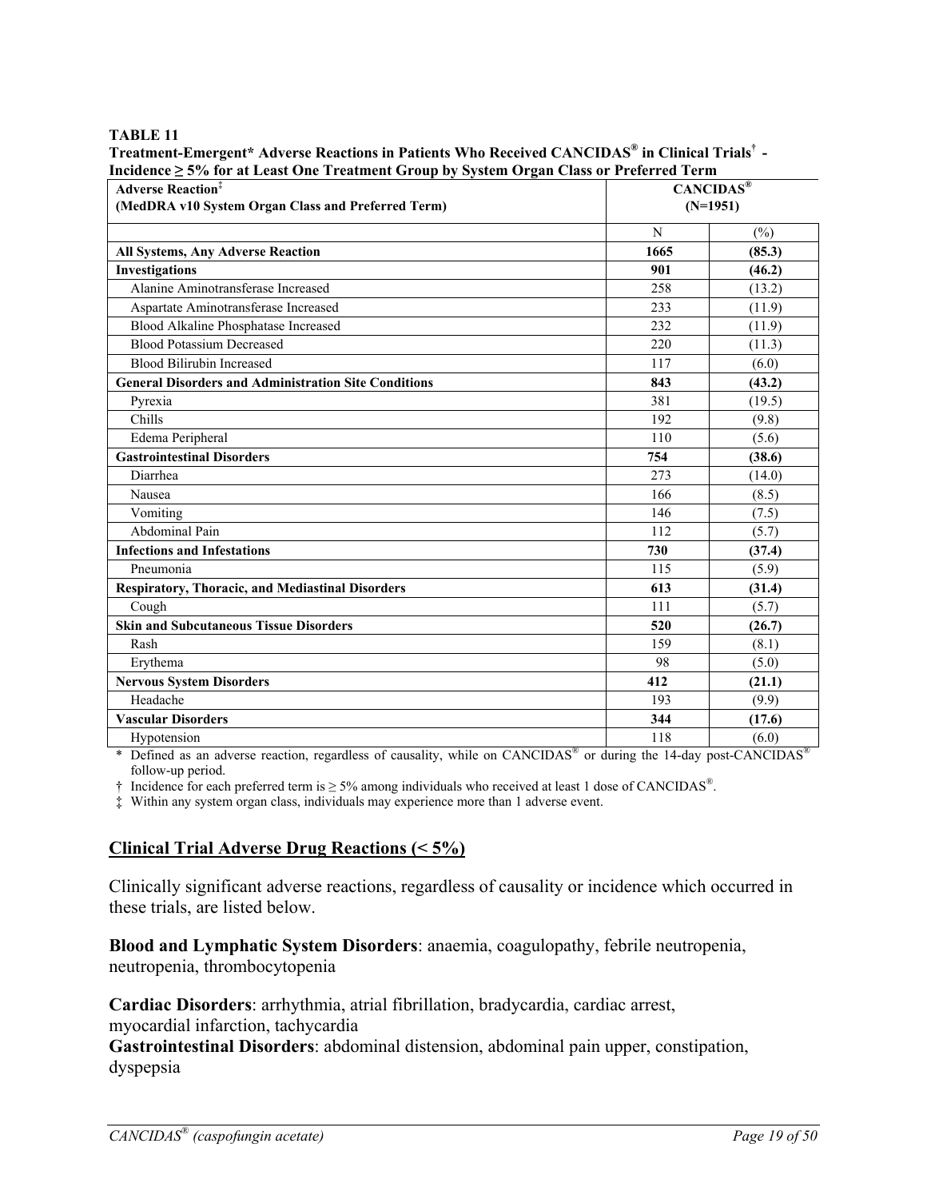**TABLE 11**

**Treatment-Emergent* Adverse Reactions in Patients Who Received CANCIDAS® in Clinical Trials† - Incidence ≥ 5% for at Least One Treatment Group by System Organ Class or Preferred Term**

| Adverse Reaction‡ (MedDRA v10 System Organ Class and Preferred Term) | CANCIDAS® (N=1951) | |
|---|---|---|
| | N | (%) |
| **All Systems, Any Adverse Reaction** | **1665** | **(85.3)** |
| **Investigations** | **901** | **(46.2)** |
| Alanine Aminotransferase Increased | 258 | (13.2) |
| Aspartate Aminotransferase Increased | 233 | (11.9) |
| Blood Alkaline Phosphatase Increased | 232 | (11.9) |
| Blood Potassium Decreased | 220 | (11.3) |
| Blood Bilirubin Increased | 117 | (6.0) |
| **General Disorders and Administration Site Conditions** | **843** | **(43.2)** |
| Pyrexia | 381 | (19.5) |
| Chills | 192 | (9.8) |
| Edema Peripheral | 110 | (5.6) |
| **Gastrointestinal Disorders** | **754** | **(38.6)** |
| Diarrhea | 273 | (14.0) |
| Nausea | 166 | (8.5) |
| Vomiting | 146 | (7.5) |
| Abdominal Pain | 112 | (5.7) |
| **Infections and Infestations** | **730** | **(37.4)** |
| Pneumonia | 115 | (5.9) |
| **Respiratory, Thoracic, and Mediastinal Disorders** | **613** | **(31.4)** |
| Cough | 111 | (5.7) |
| **Skin and Subcutaneous Tissue Disorders** | **520** | **(26.7)** |
| Rash | 159 | (8.1) |
| Erythema | 98 | (5.0) |
| **Nervous System Disorders** | **412** | **(21.1)** |
| Headache | 193 | (9.9) |
| **Vascular Disorders** | **344** | **(17.6)** |
| Hypotension | 118 | (6.0) |

\* Defined as an adverse reaction, regardless of causality, while on CANCIDAS® or during the 14-day post-CANCIDAS® follow-up period.

† Incidence for each preferred term is ≥ 5% among individuals who received at least 1 dose of CANCIDAS®.

‡ Within any system organ class, individuals may experience more than 1 adverse event.

## Clinical Trial Adverse Drug Reactions (< 5%)

Clinically significant adverse reactions, regardless of causality or incidence which occurred in these trials, are listed below.

**Blood and Lymphatic System Disorders**: anaemia, coagulopathy, febrile neutropenia, neutropenia, thrombocytopenia

**Cardiac Disorders**: arrhythmia, atrial fibrillation, bradycardia, cardiac arrest, myocardial infarction, tachycardia

**Gastrointestinal Disorders**: abdominal distension, abdominal pain upper, constipation, dyspepsia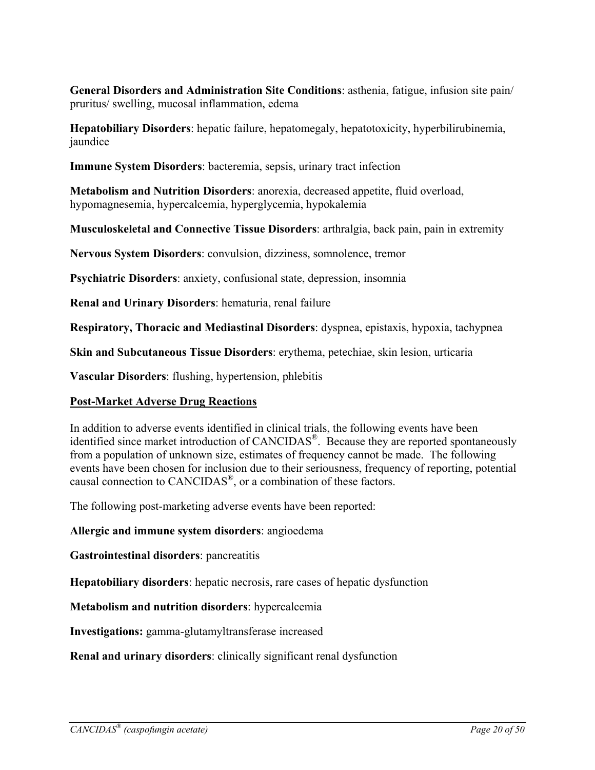**General Disorders and Administration Site Conditions**: asthenia, fatigue, infusion site pain/ pruritus/ swelling, mucosal inflammation, edema

**Hepatobiliary Disorders**: hepatic failure, hepatomegaly, hepatotoxicity, hyperbilirubinemia, jaundice

**Immune System Disorders**: bacteremia, sepsis, urinary tract infection

**Metabolism and Nutrition Disorders**: anorexia, decreased appetite, fluid overload, hypomagnesemia, hypercalcemia, hyperglycemia, hypokalemia

**Musculoskeletal and Connective Tissue Disorders**: arthralgia, back pain, pain in extremity

**Nervous System Disorders**: convulsion, dizziness, somnolence, tremor

**Psychiatric Disorders**: anxiety, confusional state, depression, insomnia

**Renal and Urinary Disorders**: hematuria, renal failure

**Respiratory, Thoracic and Mediastinal Disorders**: dyspnea, epistaxis, hypoxia, tachypnea

**Skin and Subcutaneous Tissue Disorders**: erythema, petechiae, skin lesion, urticaria

**Vascular Disorders**: flushing, hypertension, phlebitis

## Post-Market Adverse Drug Reactions

In addition to adverse events identified in clinical trials, the following events have been identified since market introduction of CANCIDAS®. Because they are reported spontaneously from a population of unknown size, estimates of frequency cannot be made. The following events have been chosen for inclusion due to their seriousness, frequency of reporting, potential causal connection to CANCIDAS®, or a combination of these factors.

The following post-marketing adverse events have been reported:

**Allergic and immune system disorders**: angioedema

**Gastrointestinal disorders**: pancreatitis

**Hepatobiliary disorders**: hepatic necrosis, rare cases of hepatic dysfunction

**Metabolism and nutrition disorders**: hypercalcemia

**Investigations:** gamma-glutamyltransferase increased

**Renal and urinary disorders**: clinically significant renal dysfunction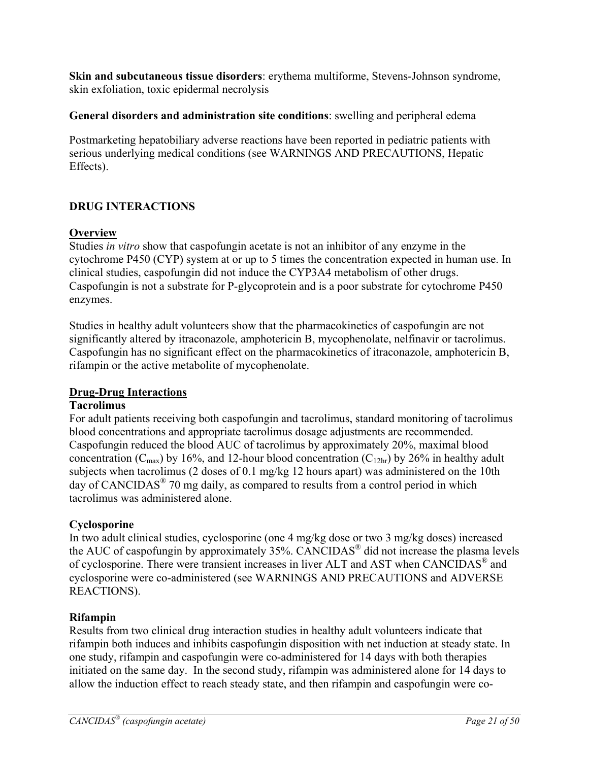**Skin and subcutaneous tissue disorders**: erythema multiforme, Stevens-Johnson syndrome, skin exfoliation, toxic epidermal necrolysis

**General disorders and administration site conditions**: swelling and peripheral edema

Postmarketing hepatobiliary adverse reactions have been reported in pediatric patients with serious underlying medical conditions (see WARNINGS AND PRECAUTIONS, Hepatic Effects).

## DRUG INTERACTIONS

### Overview

Studies *in vitro* show that caspofungin acetate is not an inhibitor of any enzyme in the cytochrome P450 (CYP) system at or up to 5 times the concentration expected in human use. In clinical studies, caspofungin did not induce the CYP3A4 metabolism of other drugs. Caspofungin is not a substrate for P-glycoprotein and is a poor substrate for cytochrome P450 enzymes.

Studies in healthy adult volunteers show that the pharmacokinetics of caspofungin are not significantly altered by itraconazole, amphotericin B, mycophenolate, nelfinavir or tacrolimus. Caspofungin has no significant effect on the pharmacokinetics of itraconazole, amphotericin B, rifampin or the active metabolite of mycophenolate.

### Drug-Drug Interactions

#### Tacrolimus

For adult patients receiving both caspofungin and tacrolimus, standard monitoring of tacrolimus blood concentrations and appropriate tacrolimus dosage adjustments are recommended. Caspofungin reduced the blood AUC of tacrolimus by approximately 20%, maximal blood concentration ($C_{max}$) by 16%, and 12-hour blood concentration ($C_{12hr}$) by 26% in healthy adult subjects when tacrolimus (2 doses of 0.1 mg/kg 12 hours apart) was administered on the 10th day of CANCIDAS® 70 mg daily, as compared to results from a control period in which tacrolimus was administered alone.

#### Cyclosporine

In two adult clinical studies, cyclosporine (one 4 mg/kg dose or two 3 mg/kg doses) increased the AUC of caspofungin by approximately 35%. CANCIDAS® did not increase the plasma levels of cyclosporine. There were transient increases in liver ALT and AST when CANCIDAS® and cyclosporine were co-administered (see WARNINGS AND PRECAUTIONS and ADVERSE REACTIONS).

#### Rifampin

Results from two clinical drug interaction studies in healthy adult volunteers indicate that rifampin both induces and inhibits caspofungin disposition with net induction at steady state. In one study, rifampin and caspofungin were co-administered for 14 days with both therapies initiated on the same day. In the second study, rifampin was administered alone for 14 days to allow the induction effect to reach steady state, and then rifampin and caspofungin were co-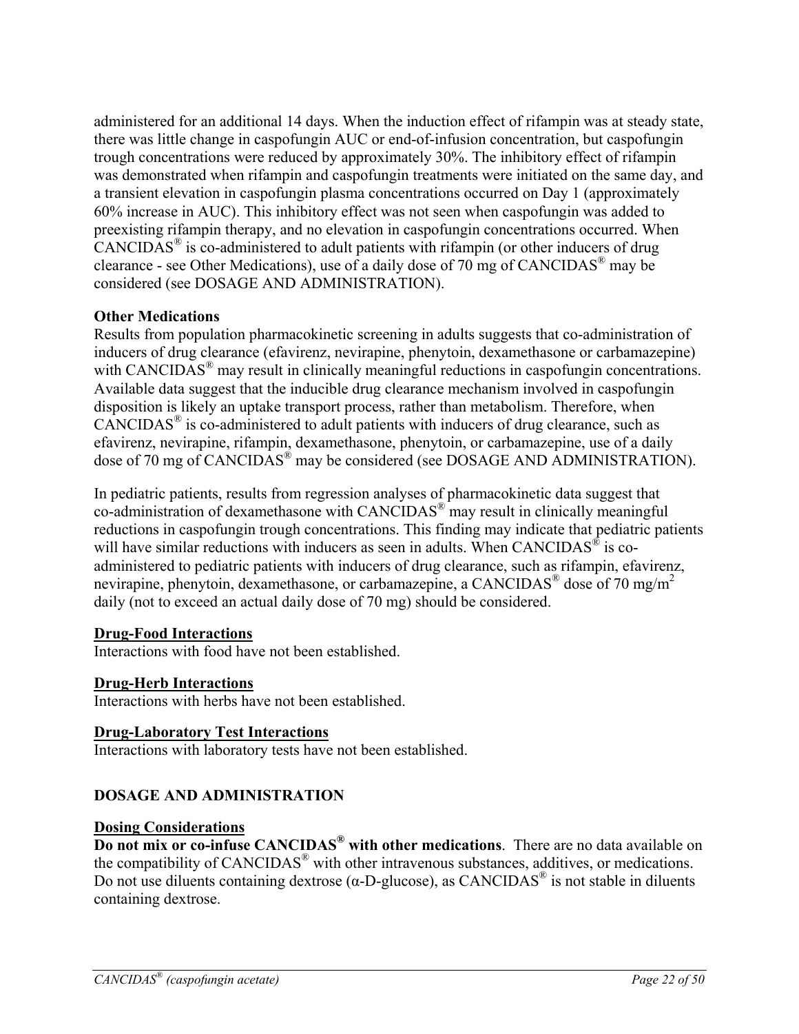administered for an additional 14 days. When the induction effect of rifampin was at steady state, there was little change in caspofungin AUC or end-of-infusion concentration, but caspofungin trough concentrations were reduced by approximately 30%. The inhibitory effect of rifampin was demonstrated when rifampin and caspofungin treatments were initiated on the same day, and a transient elevation in caspofungin plasma concentrations occurred on Day 1 (approximately 60% increase in AUC). This inhibitory effect was not seen when caspofungin was added to preexisting rifampin therapy, and no elevation in caspofungin concentrations occurred. When CANCIDAS® is co-administered to adult patients with rifampin (or other inducers of drug clearance - see Other Medications), use of a daily dose of 70 mg of CANCIDAS® may be considered (see DOSAGE AND ADMINISTRATION).

**Other Medications**

Results from population pharmacokinetic screening in adults suggests that co-administration of inducers of drug clearance (efavirenz, nevirapine, phenytoin, dexamethasone or carbamazepine) with CANCIDAS® may result in clinically meaningful reductions in caspofungin concentrations. Available data suggest that the inducible drug clearance mechanism involved in caspofungin disposition is likely an uptake transport process, rather than metabolism. Therefore, when CANCIDAS® is co-administered to adult patients with inducers of drug clearance, such as efavirenz, nevirapine, rifampin, dexamethasone, phenytoin, or carbamazepine, use of a daily dose of 70 mg of CANCIDAS® may be considered (see DOSAGE AND ADMINISTRATION).

In pediatric patients, results from regression analyses of pharmacokinetic data suggest that co-administration of dexamethasone with CANCIDAS® may result in clinically meaningful reductions in caspofungin trough concentrations. This finding may indicate that pediatric patients will have similar reductions with inducers as seen in adults. When CANCIDAS® is co-administered to pediatric patients with inducers of drug clearance, such as rifampin, efavirenz, nevirapine, phenytoin, dexamethasone, or carbamazepine, a CANCIDAS® dose of 70 mg/m$^2$ daily (not to exceed an actual daily dose of 70 mg) should be considered.

**Drug-Food Interactions**

Interactions with food have not been established.

**Drug-Herb Interactions**

Interactions with herbs have not been established.

**Drug-Laboratory Test Interactions**

Interactions with laboratory tests have not been established.

## DOSAGE AND ADMINISTRATION

**Dosing Considerations**

**Do not mix or co-infuse CANCIDAS® with other medications**. There are no data available on the compatibility of CANCIDAS® with other intravenous substances, additives, or medications. Do not use diluents containing dextrose (α-D-glucose), as CANCIDAS® is not stable in diluents containing dextrose.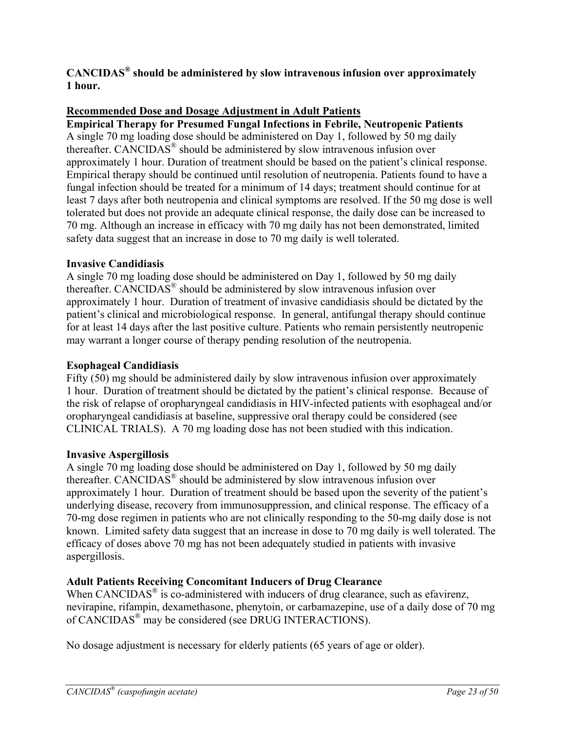**CANCIDAS® should be administered by slow intravenous infusion over approximately 1 hour.**

## Recommended Dose and Dosage Adjustment in Adult Patients

### Empirical Therapy for Presumed Fungal Infections in Febrile, Neutropenic Patients

A single 70 mg loading dose should be administered on Day 1, followed by 50 mg daily thereafter. CANCIDAS® should be administered by slow intravenous infusion over approximately 1 hour. Duration of treatment should be based on the patient's clinical response. Empirical therapy should be continued until resolution of neutropenia. Patients found to have a fungal infection should be treated for a minimum of 14 days; treatment should continue for at least 7 days after both neutropenia and clinical symptoms are resolved. If the 50 mg dose is well tolerated but does not provide an adequate clinical response, the daily dose can be increased to 70 mg. Although an increase in efficacy with 70 mg daily has not been demonstrated, limited safety data suggest that an increase in dose to 70 mg daily is well tolerated.

### Invasive Candidiasis

A single 70 mg loading dose should be administered on Day 1, followed by 50 mg daily thereafter. CANCIDAS® should be administered by slow intravenous infusion over approximately 1 hour. Duration of treatment of invasive candidiasis should be dictated by the patient's clinical and microbiological response. In general, antifungal therapy should continue for at least 14 days after the last positive culture. Patients who remain persistently neutropenic may warrant a longer course of therapy pending resolution of the neutropenia.

### Esophageal Candidiasis

Fifty (50) mg should be administered daily by slow intravenous infusion over approximately 1 hour. Duration of treatment should be dictated by the patient's clinical response. Because of the risk of relapse of oropharyngeal candidiasis in HIV-infected patients with esophageal and/or oropharyngeal candidiasis at baseline, suppressive oral therapy could be considered (see CLINICAL TRIALS). A 70 mg loading dose has not been studied with this indication.

### Invasive Aspergillosis

A single 70 mg loading dose should be administered on Day 1, followed by 50 mg daily thereafter. CANCIDAS® should be administered by slow intravenous infusion over approximately 1 hour. Duration of treatment should be based upon the severity of the patient's underlying disease, recovery from immunosuppression, and clinical response. The efficacy of a 70-mg dose regimen in patients who are not clinically responding to the 50-mg daily dose is not known. Limited safety data suggest that an increase in dose to 70 mg daily is well tolerated. The efficacy of doses above 70 mg has not been adequately studied in patients with invasive aspergillosis.

### Adult Patients Receiving Concomitant Inducers of Drug Clearance

When CANCIDAS® is co-administered with inducers of drug clearance, such as efavirenz, nevirapine, rifampin, dexamethasone, phenytoin, or carbamazepine, use of a daily dose of 70 mg of CANCIDAS® may be considered (see DRUG INTERACTIONS).

No dosage adjustment is necessary for elderly patients (65 years of age or older).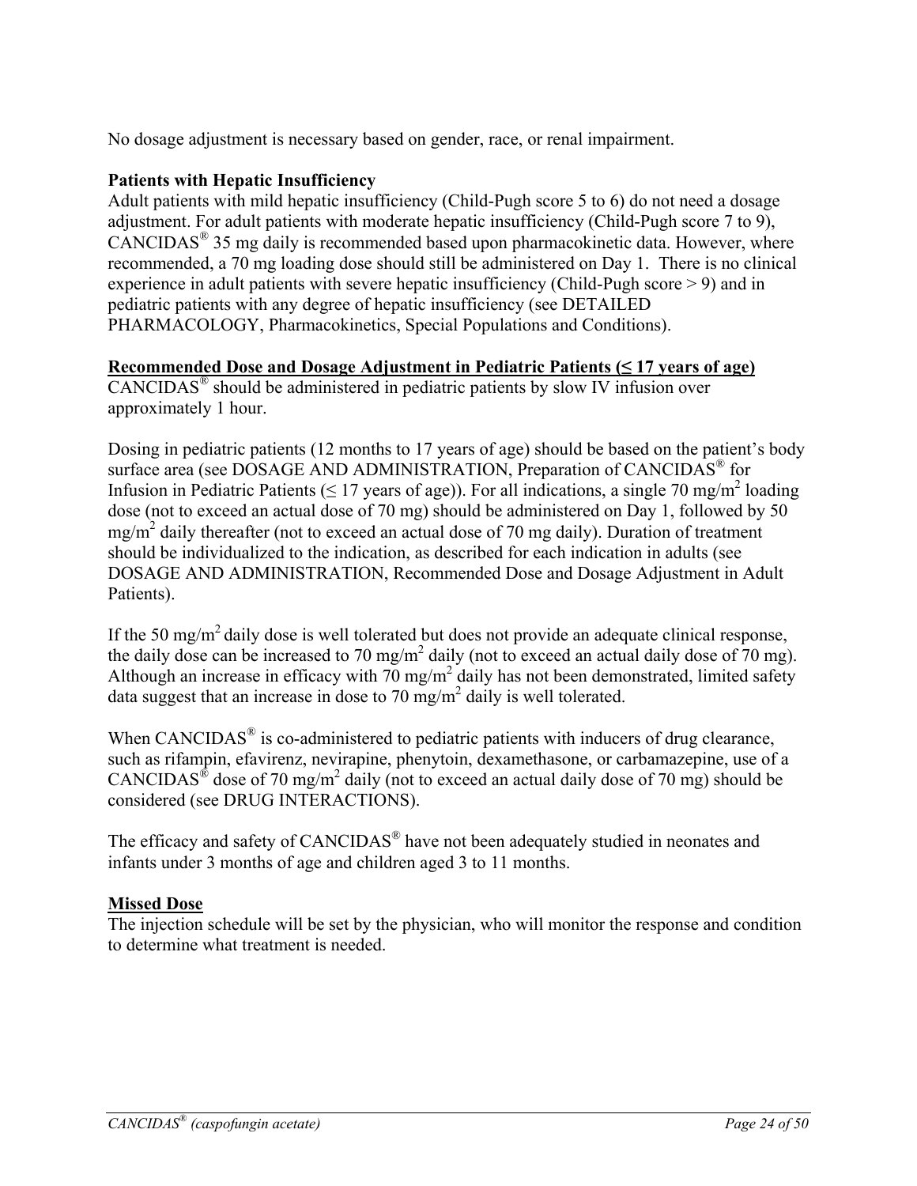No dosage adjustment is necessary based on gender, race, or renal impairment.

**Patients with Hepatic Insufficiency**

Adult patients with mild hepatic insufficiency (Child-Pugh score 5 to 6) do not need a dosage adjustment. For adult patients with moderate hepatic insufficiency (Child-Pugh score 7 to 9), CANCIDAS® 35 mg daily is recommended based upon pharmacokinetic data. However, where recommended, a 70 mg loading dose should still be administered on Day 1. There is no clinical experience in adult patients with severe hepatic insufficiency (Child-Pugh score > 9) and in pediatric patients with any degree of hepatic insufficiency (see DETAILED PHARMACOLOGY, Pharmacokinetics, Special Populations and Conditions).

**Recommended Dose and Dosage Adjustment in Pediatric Patients (≤ 17 years of age)**

CANCIDAS® should be administered in pediatric patients by slow IV infusion over approximately 1 hour.

Dosing in pediatric patients (12 months to 17 years of age) should be based on the patient's body surface area (see DOSAGE AND ADMINISTRATION, Preparation of CANCIDAS® for Infusion in Pediatric Patients (≤ 17 years of age)). For all indications, a single 70 mg/m$^2$ loading dose (not to exceed an actual dose of 70 mg) should be administered on Day 1, followed by 50 mg/m$^2$ daily thereafter (not to exceed an actual dose of 70 mg daily). Duration of treatment should be individualized to the indication, as described for each indication in adults (see DOSAGE AND ADMINISTRATION, Recommended Dose and Dosage Adjustment in Adult Patients).

If the 50 mg/m$^2$ daily dose is well tolerated but does not provide an adequate clinical response, the daily dose can be increased to 70 mg/m$^2$ daily (not to exceed an actual daily dose of 70 mg). Although an increase in efficacy with 70 mg/m$^2$ daily has not been demonstrated, limited safety data suggest that an increase in dose to 70 mg/m$^2$ daily is well tolerated.

When CANCIDAS® is co-administered to pediatric patients with inducers of drug clearance, such as rifampin, efavirenz, nevirapine, phenytoin, dexamethasone, or carbamazepine, use of a CANCIDAS® dose of 70 mg/m$^2$ daily (not to exceed an actual daily dose of 70 mg) should be considered (see DRUG INTERACTIONS).

The efficacy and safety of CANCIDAS® have not been adequately studied in neonates and infants under 3 months of age and children aged 3 to 11 months.

**Missed Dose**

The injection schedule will be set by the physician, who will monitor the response and condition to determine what treatment is needed.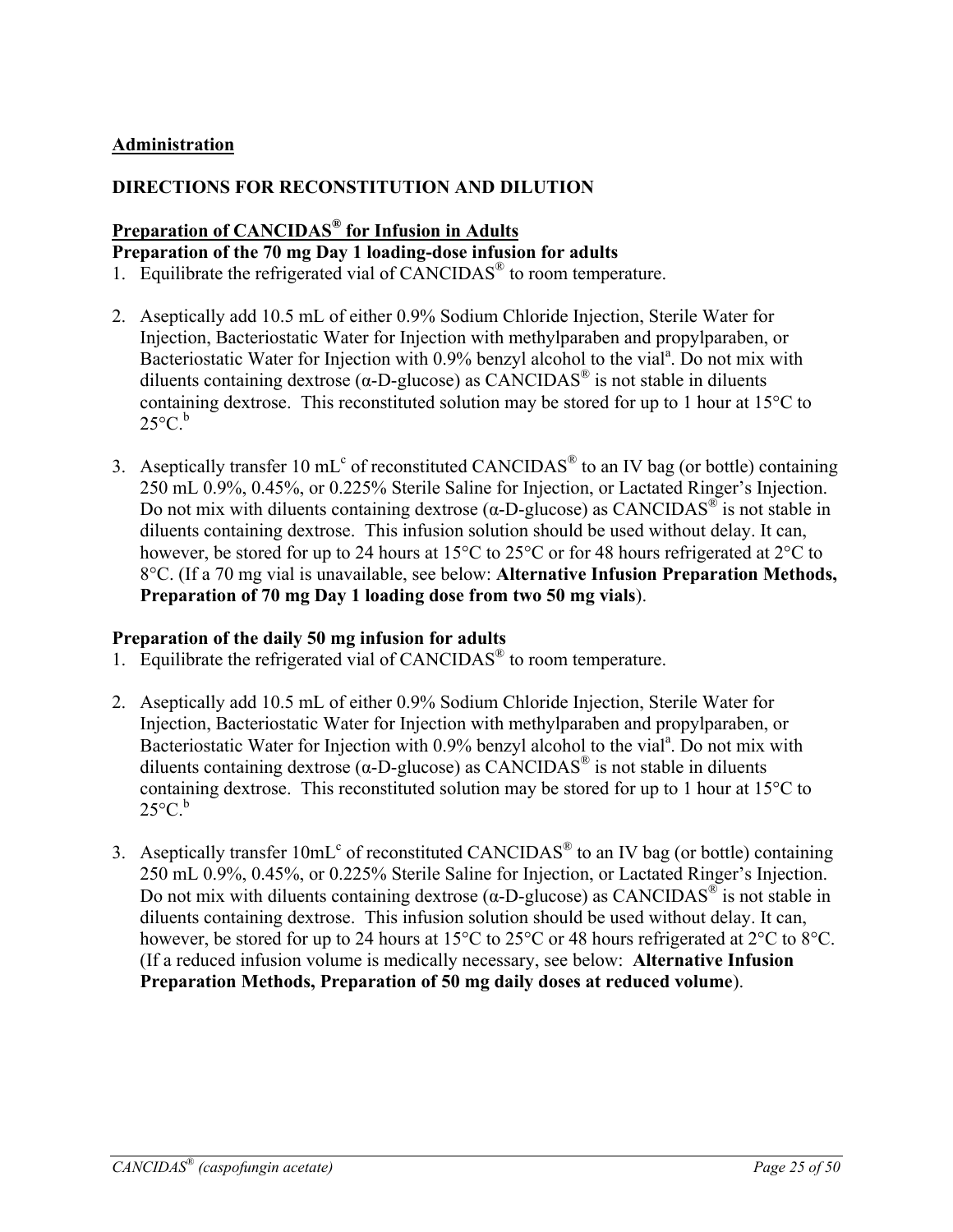## Administration

### DIRECTIONS FOR RECONSTITUTION AND DILUTION

**Preparation of CANCIDAS® for Infusion in Adults**

**Preparation of the 70 mg Day 1 loading-dose infusion for adults**

1. Equilibrate the refrigerated vial of CANCIDAS® to room temperature.

2. Aseptically add 10.5 mL of either 0.9% Sodium Chloride Injection, Sterile Water for Injection, Bacteriostatic Water for Injection with methylparaben and propylparaben, or Bacteriostatic Water for Injection with 0.9% benzyl alcohol to the vial[a]. Do not mix with diluents containing dextrose (α-D-glucose) as CANCIDAS® is not stable in diluents containing dextrose. This reconstituted solution may be stored for up to 1 hour at 15°C to 25°C.[b]

3. Aseptically transfer 10 mL[c] of reconstituted CANCIDAS® to an IV bag (or bottle) containing 250 mL 0.9%, 0.45%, or 0.225% Sterile Saline for Injection, or Lactated Ringer's Injection. Do not mix with diluents containing dextrose (α-D-glucose) as CANCIDAS® is not stable in diluents containing dextrose. This infusion solution should be used without delay. It can, however, be stored for up to 24 hours at 15°C to 25°C or for 48 hours refrigerated at 2°C to 8°C. (If a 70 mg vial is unavailable, see below: **Alternative Infusion Preparation Methods, Preparation of 70 mg Day 1 loading dose from two 50 mg vials**).

**Preparation of the daily 50 mg infusion for adults**

1. Equilibrate the refrigerated vial of CANCIDAS® to room temperature.

2. Aseptically add 10.5 mL of either 0.9% Sodium Chloride Injection, Sterile Water for Injection, Bacteriostatic Water for Injection with methylparaben and propylparaben, or Bacteriostatic Water for Injection with 0.9% benzyl alcohol to the vial[a]. Do not mix with diluents containing dextrose (α-D-glucose) as CANCIDAS® is not stable in diluents containing dextrose. This reconstituted solution may be stored for up to 1 hour at 15°C to 25°C.[b]

3. Aseptically transfer 10mL[c] of reconstituted CANCIDAS® to an IV bag (or bottle) containing 250 mL 0.9%, 0.45%, or 0.225% Sterile Saline for Injection, or Lactated Ringer's Injection. Do not mix with diluents containing dextrose (α-D-glucose) as CANCIDAS® is not stable in diluents containing dextrose. This infusion solution should be used without delay. It can, however, be stored for up to 24 hours at 15°C to 25°C or 48 hours refrigerated at 2°C to 8°C. (If a reduced infusion volume is medically necessary, see below: **Alternative Infusion Preparation Methods, Preparation of 50 mg daily doses at reduced volume**).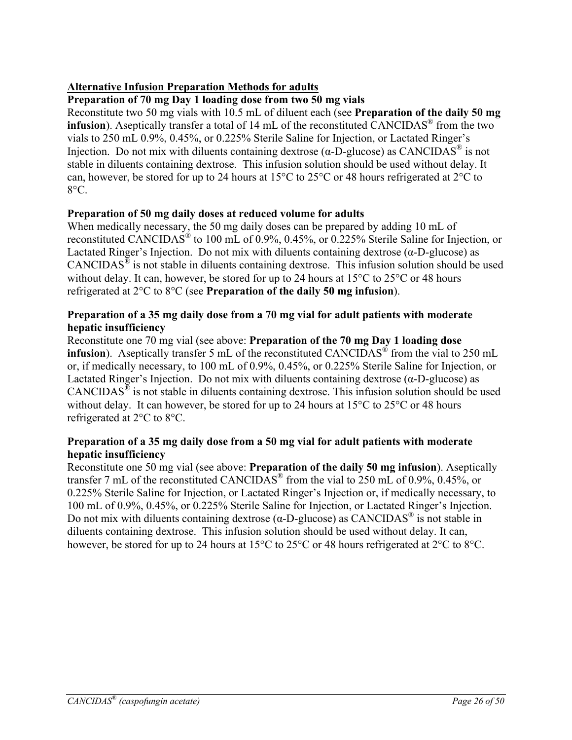## Alternative Infusion Preparation Methods for adults

**Preparation of 70 mg Day 1 loading dose from two 50 mg vials**

Reconstitute two 50 mg vials with 10.5 mL of diluent each (see **Preparation of the daily 50 mg infusion**). Aseptically transfer a total of 14 mL of the reconstituted CANCIDAS® from the two vials to 250 mL 0.9%, 0.45%, or 0.225% Sterile Saline for Injection, or Lactated Ringer's Injection. Do not mix with diluents containing dextrose (α-D-glucose) as CANCIDAS® is not stable in diluents containing dextrose. This infusion solution should be used without delay. It can, however, be stored for up to 24 hours at 15°C to 25°C or 48 hours refrigerated at 2°C to 8°C.

**Preparation of 50 mg daily doses at reduced volume for adults**

When medically necessary, the 50 mg daily doses can be prepared by adding 10 mL of reconstituted CANCIDAS® to 100 mL of 0.9%, 0.45%, or 0.225% Sterile Saline for Injection, or Lactated Ringer's Injection. Do not mix with diluents containing dextrose (α-D-glucose) as CANCIDAS® is not stable in diluents containing dextrose. This infusion solution should be used without delay. It can, however, be stored for up to 24 hours at 15°C to 25°C or 48 hours refrigerated at 2°C to 8°C (see **Preparation of the daily 50 mg infusion**).

**Preparation of a 35 mg daily dose from a 70 mg vial for adult patients with moderate hepatic insufficiency**

Reconstitute one 70 mg vial (see above: **Preparation of the 70 mg Day 1 loading dose infusion**). Aseptically transfer 5 mL of the reconstituted CANCIDAS® from the vial to 250 mL or, if medically necessary, to 100 mL of 0.9%, 0.45%, or 0.225% Sterile Saline for Injection, or Lactated Ringer's Injection. Do not mix with diluents containing dextrose (α-D-glucose) as CANCIDAS® is not stable in diluents containing dextrose. This infusion solution should be used without delay. It can however, be stored for up to 24 hours at 15°C to 25°C or 48 hours refrigerated at 2°C to 8°C.

**Preparation of a 35 mg daily dose from a 50 mg vial for adult patients with moderate hepatic insufficiency**

Reconstitute one 50 mg vial (see above: **Preparation of the daily 50 mg infusion**). Aseptically transfer 7 mL of the reconstituted CANCIDAS® from the vial to 250 mL of 0.9%, 0.45%, or 0.225% Sterile Saline for Injection, or Lactated Ringer's Injection or, if medically necessary, to 100 mL of 0.9%, 0.45%, or 0.225% Sterile Saline for Injection, or Lactated Ringer's Injection. Do not mix with diluents containing dextrose (α-D-glucose) as CANCIDAS® is not stable in diluents containing dextrose. This infusion solution should be used without delay. It can, however, be stored for up to 24 hours at 15°C to 25°C or 48 hours refrigerated at 2°C to 8°C.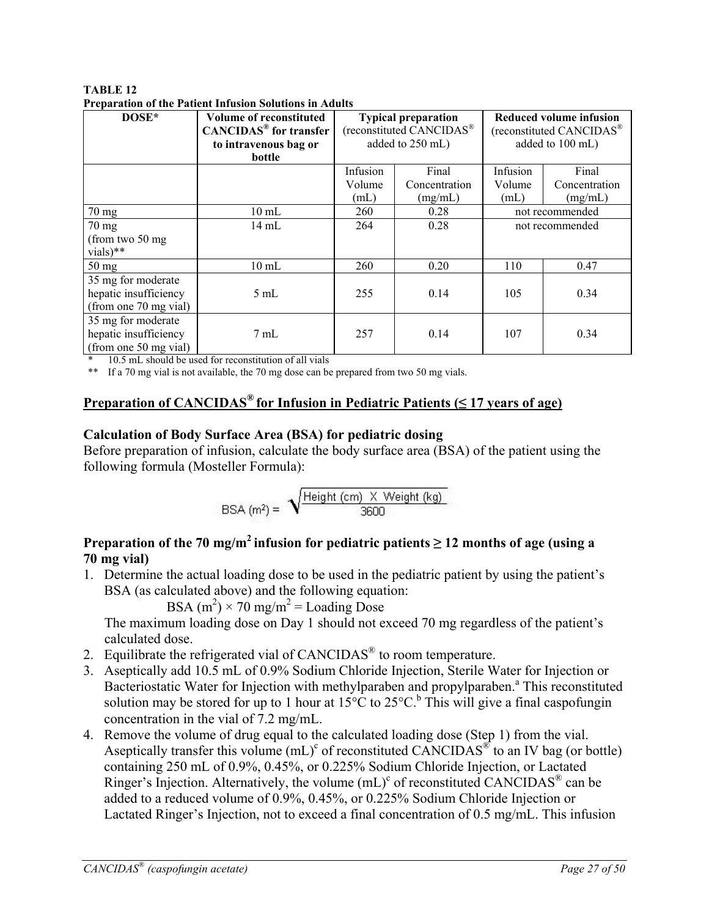**TABLE 12**
**Preparation of the Patient Infusion Solutions in Adults**

| DOSE* | Volume of reconstituted CANCIDAS® for transfer to intravenous bag or bottle | Typical preparation (reconstituted CANCIDAS® added to 250 mL) | | Reduced volume infusion (reconstituted CANCIDAS® added to 100 mL) | |
|---|---|---|---|---|---|
| | | Infusion Volume (mL) | Final Concentration (mg/mL) | Infusion Volume (mL) | Final Concentration (mg/mL) |
| 70 mg | 10 mL | 260 | 0.28 | not recommended | |
| 70 mg (from two 50 mg vials)** | 14 mL | 264 | 0.28 | not recommended | |
| 50 mg | 10 mL | 260 | 0.20 | 110 | 0.47 |
| 35 mg for moderate hepatic insufficiency (from one 70 mg vial) | 5 mL | 255 | 0.14 | 105 | 0.34 |
| 35 mg for moderate hepatic insufficiency (from one 50 mg vial) | 7 mL | 257 | 0.14 | 107 | 0.34 |

\* 10.5 mL should be used for reconstitution of all vials

** If a 70 mg vial is not available, the 70 mg dose can be prepared from two 50 mg vials.

## Preparation of CANCIDAS® for Infusion in Pediatric Patients (≤ 17 years of age)

### Calculation of Body Surface Area (BSA) for pediatric dosing

Before preparation of infusion, calculate the body surface area (BSA) of the patient using the following formula (Mosteller Formula):

$$\text{BSA (m}^2\text{)} = \sqrt{\frac{\text{Height (cm)} \times \text{Weight (kg)}}{3600}}$$

### Preparation of the 70 mg/m² infusion for pediatric patients ≥ 12 months of age (using a 70 mg vial)

1. Determine the actual loading dose to be used in the pediatric patient by using the patient's BSA (as calculated above) and the following equation:

   BSA ($m^2$) × 70 mg/$m^2$ = Loading Dose

   The maximum loading dose on Day 1 should not exceed 70 mg regardless of the patient's calculated dose.
2. Equilibrate the refrigerated vial of CANCIDAS® to room temperature.
3. Aseptically add 10.5 mL of 0.9% Sodium Chloride Injection, Sterile Water for Injection or Bacteriostatic Water for Injection with methylparaben and propylparaben.[a] This reconstituted solution may be stored for up to 1 hour at 15°C to 25°C.[b] This will give a final caspofungin concentration in the vial of 7.2 mg/mL.
4. Remove the volume of drug equal to the calculated loading dose (Step 1) from the vial. Aseptically transfer this volume (mL)[c] of reconstituted CANCIDAS® to an IV bag (or bottle) containing 250 mL of 0.9%, 0.45%, or 0.225% Sodium Chloride Injection, or Lactated Ringer's Injection. Alternatively, the volume (mL)[c] of reconstituted CANCIDAS® can be added to a reduced volume of 0.9%, 0.45%, or 0.225% Sodium Chloride Injection or Lactated Ringer's Injection, not to exceed a final concentration of 0.5 mg/mL. This infusion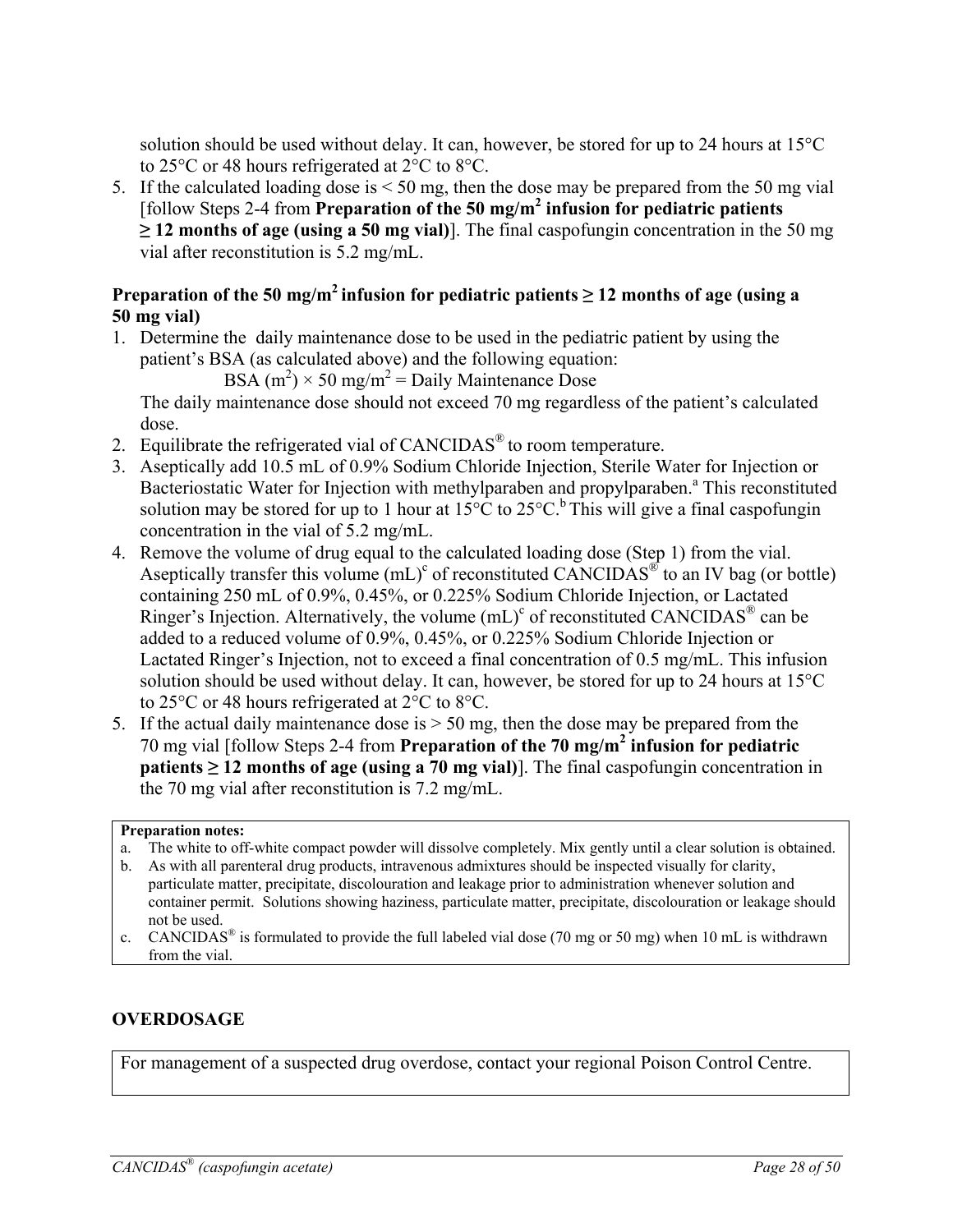solution should be used without delay. It can, however, be stored for up to 24 hours at 15°C to 25°C or 48 hours refrigerated at 2°C to 8°C.

5. If the calculated loading dose is < 50 mg, then the dose may be prepared from the 50 mg vial [follow Steps 2-4 from **Preparation of the 50 mg/m$^2$ infusion for pediatric patients ≥ 12 months of age (using a 50 mg vial)**]. The final caspofungin concentration in the 50 mg vial after reconstitution is 5.2 mg/mL.

### Preparation of the 50 mg/m$^2$ infusion for pediatric patients ≥ 12 months of age (using a 50 mg vial)

1. Determine the daily maintenance dose to be used in the pediatric patient by using the patient's BSA (as calculated above) and the following equation:

   BSA (m$^2$) × 50 mg/m$^2$ = Daily Maintenance Dose

   The daily maintenance dose should not exceed 70 mg regardless of the patient's calculated dose.
2. Equilibrate the refrigerated vial of CANCIDAS® to room temperature.
3. Aseptically add 10.5 mL of 0.9% Sodium Chloride Injection, Sterile Water for Injection or Bacteriostatic Water for Injection with methylparaben and propylparaben.[a] This reconstituted solution may be stored for up to 1 hour at 15°C to 25°C.[b] This will give a final caspofungin concentration in the vial of 5.2 mg/mL.
4. Remove the volume of drug equal to the calculated loading dose (Step 1) from the vial. Aseptically transfer this volume (mL)[c] of reconstituted CANCIDAS® to an IV bag (or bottle) containing 250 mL of 0.9%, 0.45%, or 0.225% Sodium Chloride Injection, or Lactated Ringer's Injection. Alternatively, the volume (mL)[c] of reconstituted CANCIDAS® can be added to a reduced volume of 0.9%, 0.45%, or 0.225% Sodium Chloride Injection or Lactated Ringer's Injection, not to exceed a final concentration of 0.5 mg/mL. This infusion solution should be used without delay. It can, however, be stored for up to 24 hours at 15°C to 25°C or 48 hours refrigerated at 2°C to 8°C.
5. If the actual daily maintenance dose is > 50 mg, then the dose may be prepared from the 70 mg vial [follow Steps 2-4 from **Preparation of the 70 mg/m$^2$ infusion for pediatric patients ≥ 12 months of age (using a 70 mg vial)**]. The final caspofungin concentration in the 70 mg vial after reconstitution is 7.2 mg/mL.

**Preparation notes:**

a. The white to off-white compact powder will dissolve completely. Mix gently until a clear solution is obtained.
b. As with all parenteral drug products, intravenous admixtures should be inspected visually for clarity, particulate matter, precipitate, discolouration and leakage prior to administration whenever solution and container permit. Solutions showing haziness, particulate matter, precipitate, discolouration or leakage should not be used.
c. CANCIDAS® is formulated to provide the full labeled vial dose (70 mg or 50 mg) when 10 mL is withdrawn from the vial.

## OVERDOSAGE

For management of a suspected drug overdose, contact your regional Poison Control Centre.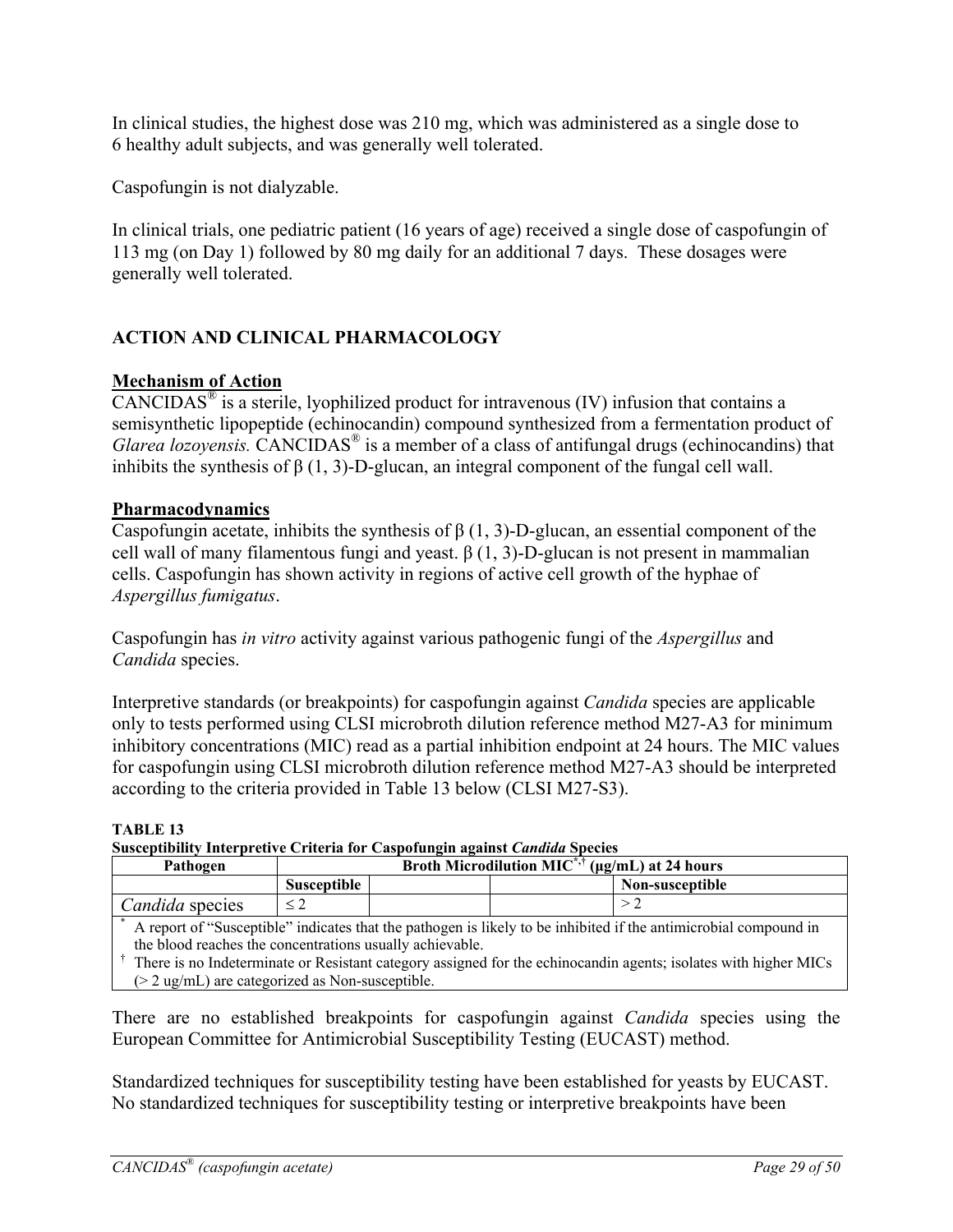In clinical studies, the highest dose was 210 mg, which was administered as a single dose to 6 healthy adult subjects, and was generally well tolerated.

Caspofungin is not dialyzable.

In clinical trials, one pediatric patient (16 years of age) received a single dose of caspofungin of 113 mg (on Day 1) followed by 80 mg daily for an additional 7 days. These dosages were generally well tolerated.

## ACTION AND CLINICAL PHARMACOLOGY

### Mechanism of Action

CANCIDAS® is a sterile, lyophilized product for intravenous (IV) infusion that contains a semisynthetic lipopeptide (echinocandin) compound synthesized from a fermentation product of *Glarea lozoyensis.* CANCIDAS® is a member of a class of antifungal drugs (echinocandins) that inhibits the synthesis of β (1, 3)-D-glucan, an integral component of the fungal cell wall.

### Pharmacodynamics

Caspofungin acetate, inhibits the synthesis of β (1, 3)-D-glucan, an essential component of the cell wall of many filamentous fungi and yeast. β (1, 3)-D-glucan is not present in mammalian cells. Caspofungin has shown activity in regions of active cell growth of the hyphae of *Aspergillus fumigatus*.

Caspofungin has *in vitro* activity against various pathogenic fungi of the *Aspergillus* and *Candida* species.

Interpretive standards (or breakpoints) for caspofungin against *Candida* species are applicable only to tests performed using CLSI microbroth dilution reference method M27-A3 for minimum inhibitory concentrations (MIC) read as a partial inhibition endpoint at 24 hours. The MIC values for caspofungin using CLSI microbroth dilution reference method M27-A3 should be interpreted according to the criteria provided in Table 13 below (CLSI M27-S3).

**TABLE 13**
**Susceptibility Interpretive Criteria for Caspofungin against *Candida* Species**

| Pathogen | Broth Microdilution MIC*,† (μg/mL) at 24 hours | | | |
|---|---|---|---|---|
| | Susceptible | | | Non-susceptible |
| *Candida* species | ≤ 2 | | | > 2 |

\* A report of "Susceptible" indicates that the pathogen is likely to be inhibited if the antimicrobial compound in the blood reaches the concentrations usually achievable.
† There is no Indeterminate or Resistant category assigned for the echinocandin agents; isolates with higher MICs (> 2 ug/mL) are categorized as Non-susceptible.

There are no established breakpoints for caspofungin against *Candida* species using the European Committee for Antimicrobial Susceptibility Testing (EUCAST) method.

Standardized techniques for susceptibility testing have been established for yeasts by EUCAST. No standardized techniques for susceptibility testing or interpretive breakpoints have been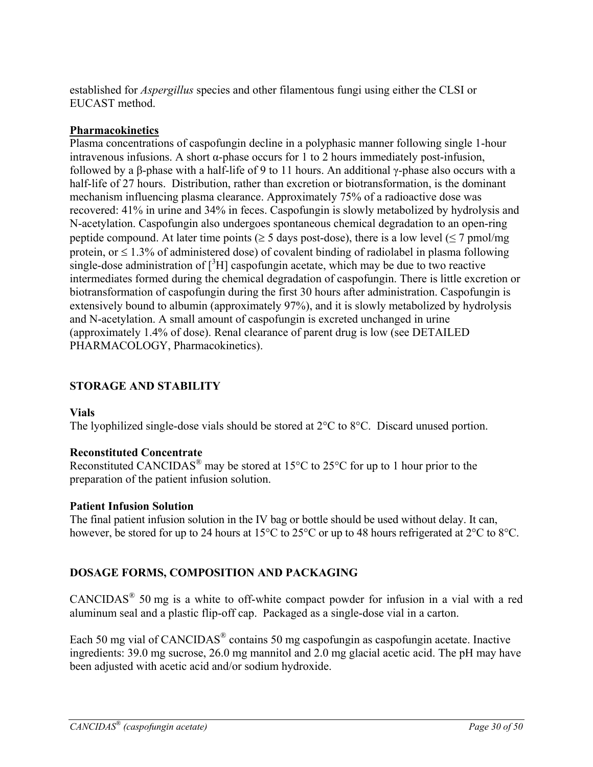established for *Aspergillus* species and other filamentous fungi using either the CLSI or EUCAST method.

**Pharmacokinetics**

Plasma concentrations of caspofungin decline in a polyphasic manner following single 1-hour intravenous infusions. A short α-phase occurs for 1 to 2 hours immediately post-infusion, followed by a β-phase with a half-life of 9 to 11 hours. An additional γ-phase also occurs with a half-life of 27 hours. Distribution, rather than excretion or biotransformation, is the dominant mechanism influencing plasma clearance. Approximately 75% of a radioactive dose was recovered: 41% in urine and 34% in feces. Caspofungin is slowly metabolized by hydrolysis and N-acetylation. Caspofungin also undergoes spontaneous chemical degradation to an open-ring peptide compound. At later time points (≥ 5 days post-dose), there is a low level (≤ 7 pmol/mg protein, or ≤ 1.3% of administered dose) of covalent binding of radiolabel in plasma following single-dose administration of [$^3$H] caspofungin acetate, which may be due to two reactive intermediates formed during the chemical degradation of caspofungin. There is little excretion or biotransformation of caspofungin during the first 30 hours after administration. Caspofungin is extensively bound to albumin (approximately 97%), and it is slowly metabolized by hydrolysis and N-acetylation. A small amount of caspofungin is excreted unchanged in urine (approximately 1.4% of dose). Renal clearance of parent drug is low (see DETAILED PHARMACOLOGY, Pharmacokinetics).

## STORAGE AND STABILITY

**Vials**

The lyophilized single-dose vials should be stored at 2°C to 8°C. Discard unused portion.

**Reconstituted Concentrate**

Reconstituted CANCIDAS® may be stored at 15°C to 25°C for up to 1 hour prior to the preparation of the patient infusion solution.

**Patient Infusion Solution**

The final patient infusion solution in the IV bag or bottle should be used without delay. It can, however, be stored for up to 24 hours at 15°C to 25°C or up to 48 hours refrigerated at 2°C to 8°C.

## DOSAGE FORMS, COMPOSITION AND PACKAGING

CANCIDAS® 50 mg is a white to off-white compact powder for infusion in a vial with a red aluminum seal and a plastic flip-off cap. Packaged as a single-dose vial in a carton.

Each 50 mg vial of CANCIDAS® contains 50 mg caspofungin as caspofungin acetate. Inactive ingredients: 39.0 mg sucrose, 26.0 mg mannitol and 2.0 mg glacial acetic acid. The pH may have been adjusted with acetic acid and/or sodium hydroxide.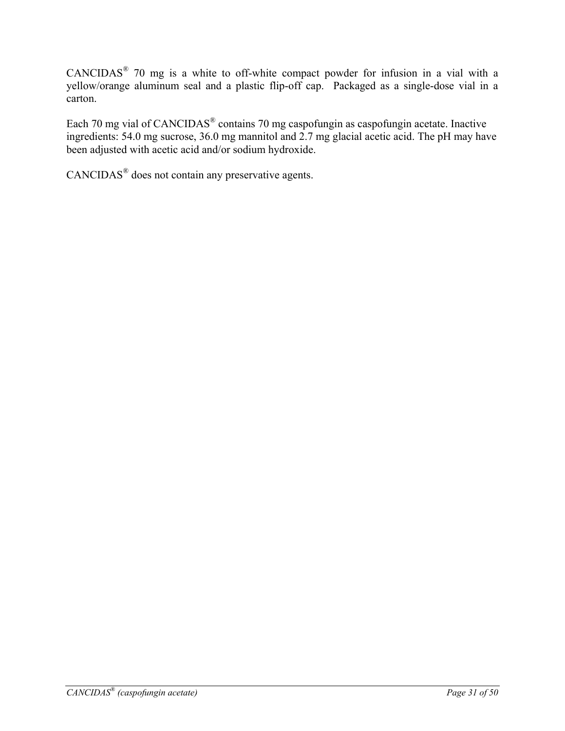CANCIDAS® 70 mg is a white to off-white compact powder for infusion in a vial with a yellow/orange aluminum seal and a plastic flip-off cap. Packaged as a single-dose vial in a carton.

Each 70 mg vial of CANCIDAS® contains 70 mg caspofungin as caspofungin acetate. Inactive ingredients: 54.0 mg sucrose, 36.0 mg mannitol and 2.7 mg glacial acetic acid. The pH may have been adjusted with acetic acid and/or sodium hydroxide.

CANCIDAS® does not contain any preservative agents.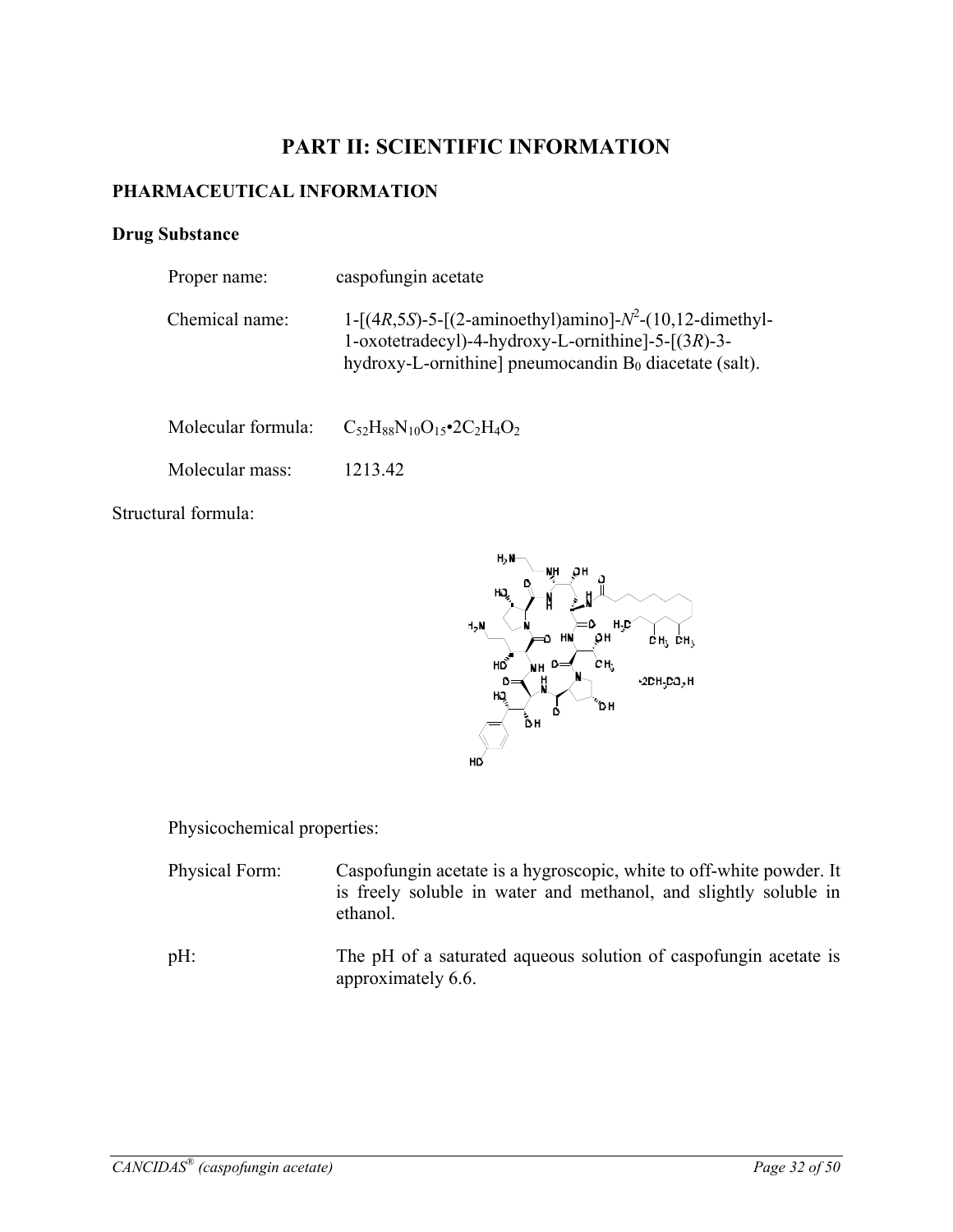# PART II: SCIENTIFIC INFORMATION

## PHARMACEUTICAL INFORMATION

### Drug Substance

Proper name: caspofungin acetate

Chemical name: 1-[(4*R*,5*S*)-5-[(2-aminoethyl)amino]-$N^2$-(10,12-dimethyl-1-oxotetradecyl)-4-hydroxy-L-ornithine]-5-[(3*R*)-3-hydroxy-L-ornithine] pneumocandin $B_0$ diacetate (salt).

Molecular formula: $C_{52}H_{88}N_{10}O_{15} \bullet 2C_2H_4O_2$

Molecular mass: 1213.42

Structural formula:

Physicochemical properties:

Physical Form: Caspofungin acetate is a hygroscopic, white to off-white powder. It is freely soluble in water and methanol, and slightly soluble in ethanol.

pH: The pH of a saturated aqueous solution of caspofungin acetate is approximately 6.6.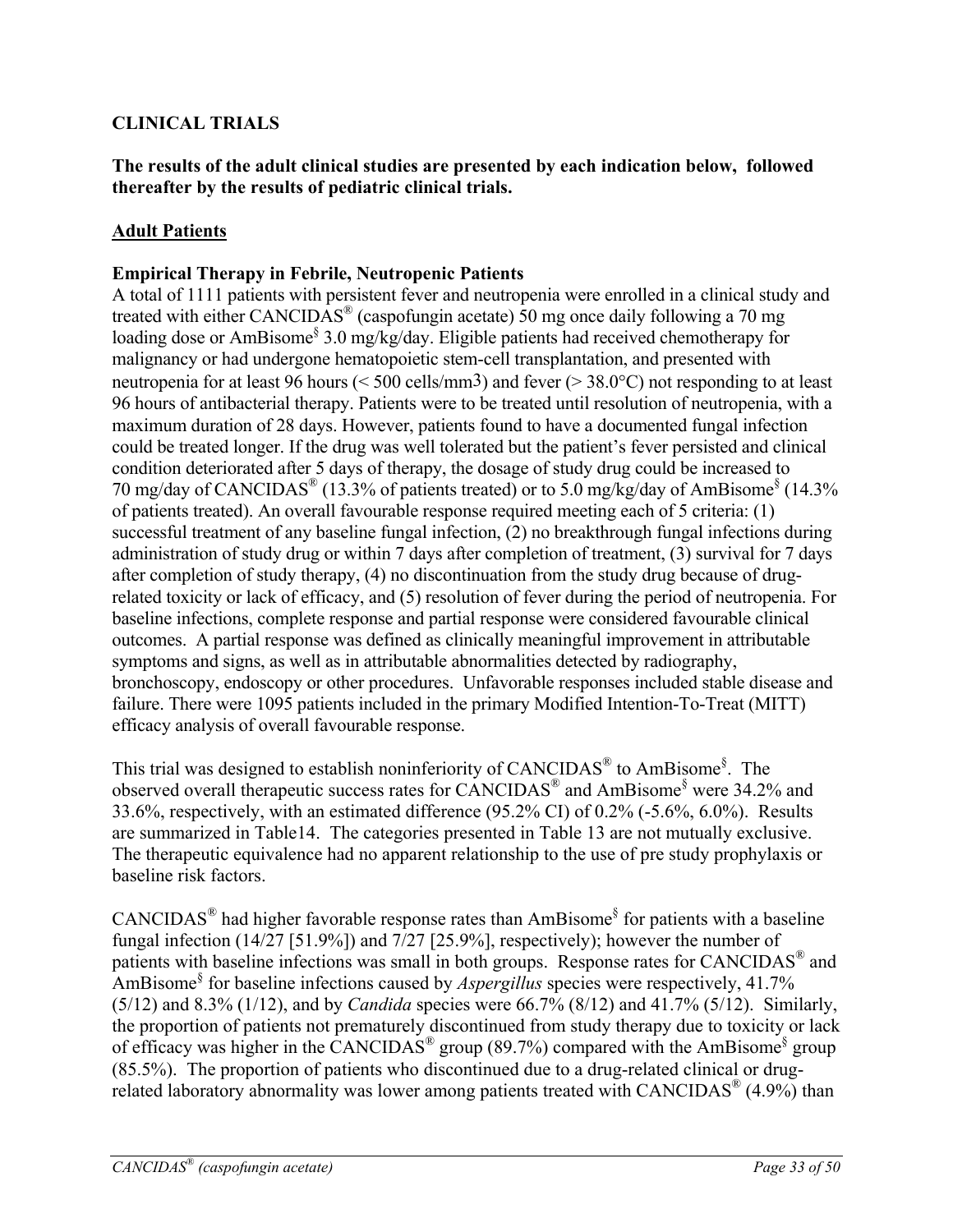## CLINICAL TRIALS

**The results of the adult clinical studies are presented by each indication below, followed thereafter by the results of pediatric clinical trials.**

### Adult Patients

**Empirical Therapy in Febrile, Neutropenic Patients**

A total of 1111 patients with persistent fever and neutropenia were enrolled in a clinical study and treated with either CANCIDAS® (caspofungin acetate) 50 mg once daily following a 70 mg loading dose or AmBisome§ 3.0 mg/kg/day. Eligible patients had received chemotherapy for malignancy or had undergone hematopoietic stem-cell transplantation, and presented with neutropenia for at least 96 hours (< 500 cells/mm3) and fever (> 38.0°C) not responding to at least 96 hours of antibacterial therapy. Patients were to be treated until resolution of neutropenia, with a maximum duration of 28 days. However, patients found to have a documented fungal infection could be treated longer. If the drug was well tolerated but the patient's fever persisted and clinical condition deteriorated after 5 days of therapy, the dosage of study drug could be increased to 70 mg/day of CANCIDAS® (13.3% of patients treated) or to 5.0 mg/kg/day of AmBisome§ (14.3% of patients treated). An overall favourable response required meeting each of 5 criteria: (1) successful treatment of any baseline fungal infection, (2) no breakthrough fungal infections during administration of study drug or within 7 days after completion of treatment, (3) survival for 7 days after completion of study therapy, (4) no discontinuation from the study drug because of drug-related toxicity or lack of efficacy, and (5) resolution of fever during the period of neutropenia. For baseline infections, complete response and partial response were considered favourable clinical outcomes. A partial response was defined as clinically meaningful improvement in attributable symptoms and signs, as well as in attributable abnormalities detected by radiography, bronchoscopy, endoscopy or other procedures. Unfavorable responses included stable disease and failure. There were 1095 patients included in the primary Modified Intention-To-Treat (MITT) efficacy analysis of overall favourable response.

This trial was designed to establish noninferiority of CANCIDAS® to AmBisome§. The observed overall therapeutic success rates for CANCIDAS® and AmBisome§ were 34.2% and 33.6%, respectively, with an estimated difference (95.2% CI) of 0.2% (-5.6%, 6.0%). Results are summarized in Table14. The categories presented in Table 13 are not mutually exclusive. The therapeutic equivalence had no apparent relationship to the use of pre study prophylaxis or baseline risk factors.

CANCIDAS® had higher favorable response rates than AmBisome§ for patients with a baseline fungal infection (14/27 [51.9%]) and 7/27 [25.9%], respectively); however the number of patients with baseline infections was small in both groups. Response rates for CANCIDAS® and AmBisome§ for baseline infections caused by *Aspergillus* species were respectively, 41.7% (5/12) and 8.3% (1/12), and by *Candida* species were 66.7% (8/12) and 41.7% (5/12). Similarly, the proportion of patients not prematurely discontinued from study therapy due to toxicity or lack of efficacy was higher in the CANCIDAS® group (89.7%) compared with the AmBisome§ group (85.5%). The proportion of patients who discontinued due to a drug-related clinical or drug-related laboratory abnormality was lower among patients treated with CANCIDAS® (4.9%) than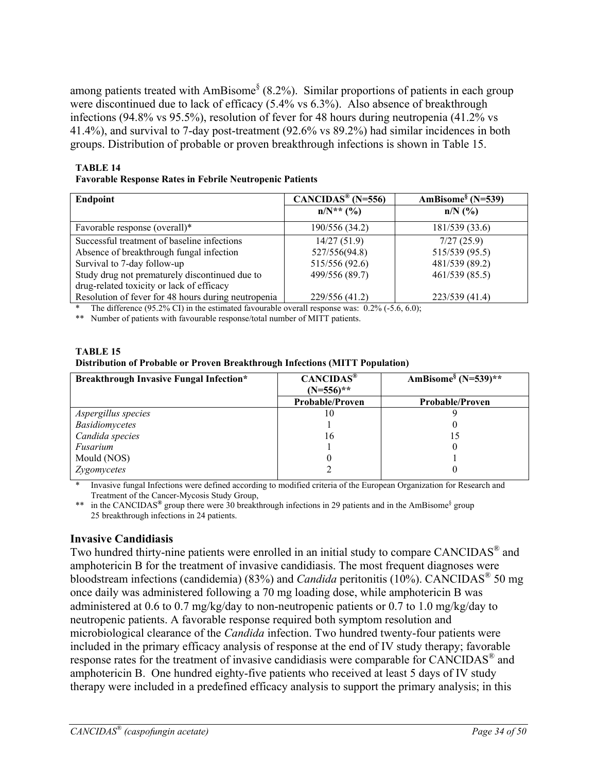among patients treated with AmBisome§ (8.2%). Similar proportions of patients in each group were discontinued due to lack of efficacy (5.4% vs 6.3%). Also absence of breakthrough infections (94.8% vs 95.5%), resolution of fever for 48 hours during neutropenia (41.2% vs 41.4%), and survival to 7-day post-treatment (92.6% vs 89.2%) had similar incidences in both groups. Distribution of probable or proven breakthrough infections is shown in Table 15.

**TABLE 14**
**Favorable Response Rates in Febrile Neutropenic Patients**

| Endpoint | CANCIDAS® (N=556) | AmBisome§ (N=539) |
|---|---|---|
| | n/N** (%) | n/N (%) |
| Favorable response (overall)* | 190/556 (34.2) | 181/539 (33.6) |
| Successful treatment of baseline infections | 14/27 (51.9) | 7/27 (25.9) |
| Absence of breakthrough fungal infection | 527/556(94.8) | 515/539 (95.5) |
| Survival to 7-day follow-up | 515/556 (92.6) | 481/539 (89.2) |
| Study drug not prematurely discontinued due to drug-related toxicity or lack of efficacy | 499/556 (89.7) | 461/539 (85.5) |
| Resolution of fever for 48 hours during neutropenia | 229/556 (41.2) | 223/539 (41.4) |

\* The difference (95.2% CI) in the estimated favourable overall response was: 0.2% (-5.6, 6.0);

** Number of patients with favourable response/total number of MITT patients.

**TABLE 15**
**Distribution of Probable or Proven Breakthrough Infections (MITT Population)**

| Breakthrough Invasive Fungal Infection* | CANCIDAS® (N=556)** | AmBisome§ (N=539)** |
|---|---|---|
| | Probable/Proven | Probable/Proven |
| *Aspergillus species* | 10 | 9 |
| *Basidiomycetes* | 1 | 0 |
| *Candida species* | 16 | 15 |
| *Fusarium* | 1 | 0 |
| Mould (NOS) | 0 | 1 |
| *Zygomycetes* | 2 | 0 |

\* Invasive fungal Infections were defined according to modified criteria of the European Organization for Research and Treatment of the Cancer-Mycosis Study Group,

** in the CANCIDAS® group there were 30 breakthrough infections in 29 patients and in the AmBisome§ group 25 breakthrough infections in 24 patients.

### Invasive Candidiasis

Two hundred thirty-nine patients were enrolled in an initial study to compare CANCIDAS® and amphotericin B for the treatment of invasive candidiasis. The most frequent diagnoses were bloodstream infections (candidemia) (83%) and *Candida* peritonitis (10%). CANCIDAS® 50 mg once daily was administered following a 70 mg loading dose, while amphotericin B was administered at 0.6 to 0.7 mg/kg/day to non-neutropenic patients or 0.7 to 1.0 mg/kg/day to neutropenic patients. A favorable response required both symptom resolution and microbiological clearance of the *Candida* infection. Two hundred twenty-four patients were included in the primary efficacy analysis of response at the end of IV study therapy; favorable response rates for the treatment of invasive candidiasis were comparable for CANCIDAS® and amphotericin B. One hundred eighty-five patients who received at least 5 days of IV study therapy were included in a predefined efficacy analysis to support the primary analysis; in this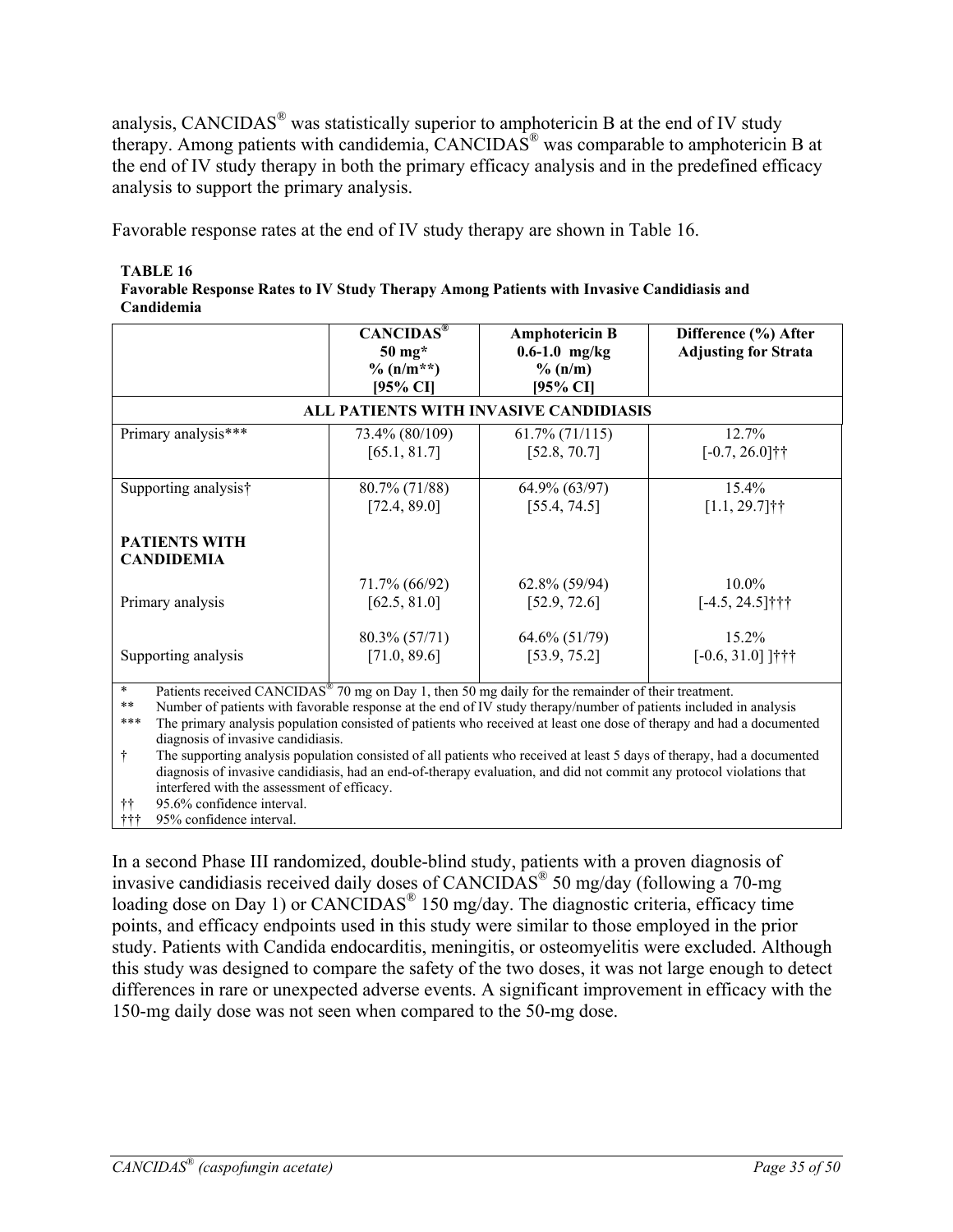analysis, CANCIDAS® was statistically superior to amphotericin B at the end of IV study therapy. Among patients with candidemia, CANCIDAS® was comparable to amphotericin B at the end of IV study therapy in both the primary efficacy analysis and in the predefined efficacy analysis to support the primary analysis.

Favorable response rates at the end of IV study therapy are shown in Table 16.

**TABLE 16**
**Favorable Response Rates to IV Study Therapy Among Patients with Invasive Candidiasis and Candidemia**

| | CANCIDAS® 50 mg* % (n/m**) [95% CI] | Amphotericin B 0.6-1.0 mg/kg % (n/m) [95% CI] | Difference (%) After Adjusting for Strata |
|---|---|---|---|
| **ALL PATIENTS WITH INVASIVE CANDIDIASIS** | | | |
| Primary analysis*** | 73.4% (80/109) [65.1, 81.7] | 61.7% (71/115) [52.8, 70.7] | 12.7% [-0.7, 26.0]†† |
| Supporting analysis† | 80.7% (71/88) [72.4, 89.0] | 64.9% (63/97) [55.4, 74.5] | 15.4% [1.1, 29.7]†† |
| **PATIENTS WITH CANDIDEMIA** | | | |
| Primary analysis | 71.7% (66/92) [62.5, 81.0] | 62.8% (59/94) [52.9, 72.6] | 10.0% [-4.5, 24.5]††† |
| Supporting analysis | 80.3% (57/71) [71.0, 89.6] | 64.6% (51/79) [53.9, 75.2] | 15.2% [-0.6, 31.0] ]††† |

\* Patients received CANCIDAS® 70 mg on Day 1, then 50 mg daily for the remainder of their treatment.
** Number of patients with favorable response at the end of IV study therapy/number of patients included in analysis
*** The primary analysis population consisted of patients who received at least one dose of therapy and had a documented diagnosis of invasive candidiasis.
† The supporting analysis population consisted of all patients who received at least 5 days of therapy, had a documented diagnosis of invasive candidiasis, had an end-of-therapy evaluation, and did not commit any protocol violations that interfered with the assessment of efficacy.
†† 95.6% confidence interval.
††† 95% confidence interval.

In a second Phase III randomized, double-blind study, patients with a proven diagnosis of invasive candidiasis received daily doses of CANCIDAS® 50 mg/day (following a 70-mg loading dose on Day 1) or CANCIDAS® 150 mg/day. The diagnostic criteria, efficacy time points, and efficacy endpoints used in this study were similar to those employed in the prior study. Patients with Candida endocarditis, meningitis, or osteomyelitis were excluded. Although this study was designed to compare the safety of the two doses, it was not large enough to detect differences in rare or unexpected adverse events. A significant improvement in efficacy with the 150-mg daily dose was not seen when compared to the 50-mg dose.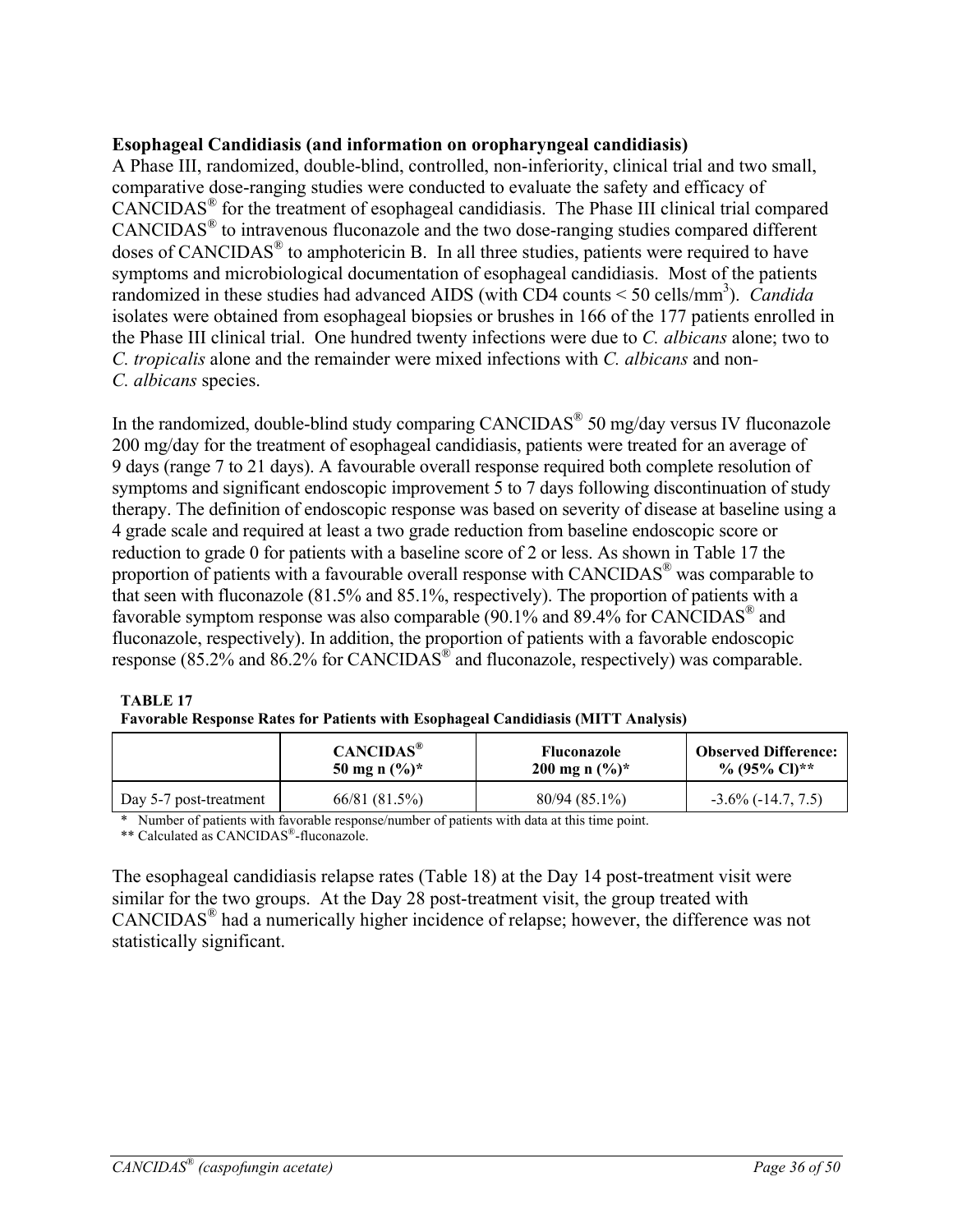**Esophageal Candidiasis (and information on oropharyngeal candidiasis)**

A Phase III, randomized, double-blind, controlled, non-inferiority, clinical trial and two small, comparative dose-ranging studies were conducted to evaluate the safety and efficacy of CANCIDAS® for the treatment of esophageal candidiasis. The Phase III clinical trial compared CANCIDAS® to intravenous fluconazole and the two dose-ranging studies compared different doses of CANCIDAS® to amphotericin B. In all three studies, patients were required to have symptoms and microbiological documentation of esophageal candidiasis. Most of the patients randomized in these studies had advanced AIDS (with CD4 counts < 50 cells/mm$^3$). *Candida* isolates were obtained from esophageal biopsies or brushes in 166 of the 177 patients enrolled in the Phase III clinical trial. One hundred twenty infections were due to *C. albicans* alone; two to *C. tropicalis* alone and the remainder were mixed infections with *C. albicans* and non-*C. albicans* species.

In the randomized, double-blind study comparing CANCIDAS® 50 mg/day versus IV fluconazole 200 mg/day for the treatment of esophageal candidiasis, patients were treated for an average of 9 days (range 7 to 21 days). A favourable overall response required both complete resolution of symptoms and significant endoscopic improvement 5 to 7 days following discontinuation of study therapy. The definition of endoscopic response was based on severity of disease at baseline using a 4 grade scale and required at least a two grade reduction from baseline endoscopic score or reduction to grade 0 for patients with a baseline score of 2 or less. As shown in Table 17 the proportion of patients with a favourable overall response with CANCIDAS® was comparable to that seen with fluconazole (81.5% and 85.1%, respectively). The proportion of patients with a favorable symptom response was also comparable (90.1% and 89.4% for CANCIDAS® and fluconazole, respectively). In addition, the proportion of patients with a favorable endoscopic response (85.2% and 86.2% for CANCIDAS® and fluconazole, respectively) was comparable.

**TABLE 17**
**Favorable Response Rates for Patients with Esophageal Candidiasis (MITT Analysis)**

| | **CANCIDAS® 50 mg n (%)*** | **Fluconazole 200 mg n (%)*** | **Observed Difference: % (95% CI)**** |
|---|---|---|---|
| Day 5-7 post-treatment | 66/81 (81.5%) | 80/94 (85.1%) | -3.6% (-14.7, 7.5) |

\* Number of patients with favorable response/number of patients with data at this time point.
** Calculated as CANCIDAS®-fluconazole.

The esophageal candidiasis relapse rates (Table 18) at the Day 14 post-treatment visit were similar for the two groups. At the Day 28 post-treatment visit, the group treated with CANCIDAS® had a numerically higher incidence of relapse; however, the difference was not statistically significant.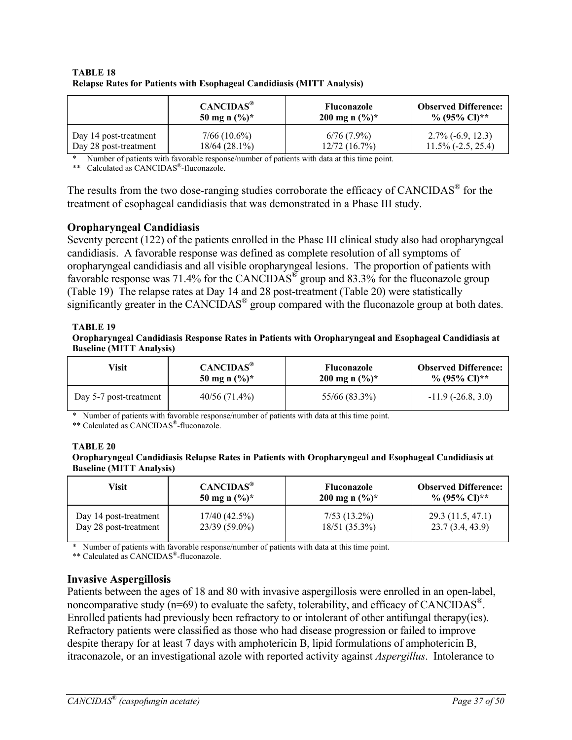**TABLE 18**
**Relapse Rates for Patients with Esophageal Candidiasis (MITT Analysis)**

| | **CANCIDAS® 50 mg n (%)*** | **Fluconazole 200 mg n (%)*** | **Observed Difference: % (95% CI)**** |
|---|---|---|---|
| Day 14 post-treatment | 7/66 (10.6%) | 6/76 (7.9%) | 2.7% (-6.9, 12.3) |
| Day 28 post-treatment | 18/64 (28.1%) | 12/72 (16.7%) | 11.5% (-2.5, 25.4) |

\* Number of patients with favorable response/number of patients with data at this time point.
\*\* Calculated as CANCIDAS®-fluconazole.

The results from the two dose-ranging studies corroborate the efficacy of CANCIDAS® for the treatment of esophageal candidiasis that was demonstrated in a Phase III study.

## Oropharyngeal Candidiasis

Seventy percent (122) of the patients enrolled in the Phase III clinical study also had oropharyngeal candidiasis. A favorable response was defined as complete resolution of all symptoms of oropharyngeal candidiasis and all visible oropharyngeal lesions. The proportion of patients with favorable response was 71.4% for the CANCIDAS® group and 83.3% for the fluconazole group (Table 19) The relapse rates at Day 14 and 28 post-treatment (Table 20) were statistically significantly greater in the CANCIDAS® group compared with the fluconazole group at both dates.

**TABLE 19**
**Oropharyngeal Candidiasis Response Rates in Patients with Oropharyngeal and Esophageal Candidiasis at Baseline (MITT Analysis)**

| **Visit** | **CANCIDAS® 50 mg n (%)*** | **Fluconazole 200 mg n (%)*** | **Observed Difference: % (95% CI)**** |
|---|---|---|---|
| Day 5-7 post-treatment | 40/56 (71.4%) | 55/66 (83.3%) | -11.9 (-26.8, 3.0) |

\* Number of patients with favorable response/number of patients with data at this time point.
\*\* Calculated as CANCIDAS®-fluconazole.

**TABLE 20**
**Oropharyngeal Candidiasis Relapse Rates in Patients with Oropharyngeal and Esophageal Candidiasis at Baseline (MITT Analysis)**

| **Visit** | **CANCIDAS® 50 mg n (%)*** | **Fluconazole 200 mg n (%)*** | **Observed Difference: % (95% CI)**** |
|---|---|---|---|
| Day 14 post-treatment | 17/40 (42.5%) | 7/53 (13.2%) | 29.3 (11.5, 47.1) |
| Day 28 post-treatment | 23/39 (59.0%) | 18/51 (35.3%) | 23.7 (3.4, 43.9) |

\* Number of patients with favorable response/number of patients with data at this time point.
\*\* Calculated as CANCIDAS®-fluconazole.

## Invasive Aspergillosis

Patients between the ages of 18 and 80 with invasive aspergillosis were enrolled in an open-label, noncomparative study (n=69) to evaluate the safety, tolerability, and efficacy of CANCIDAS®. Enrolled patients had previously been refractory to or intolerant of other antifungal therapy(ies). Refractory patients were classified as those who had disease progression or failed to improve despite therapy for at least 7 days with amphotericin B, lipid formulations of amphotericin B, itraconazole, or an investigational azole with reported activity against *Aspergillus*. Intolerance to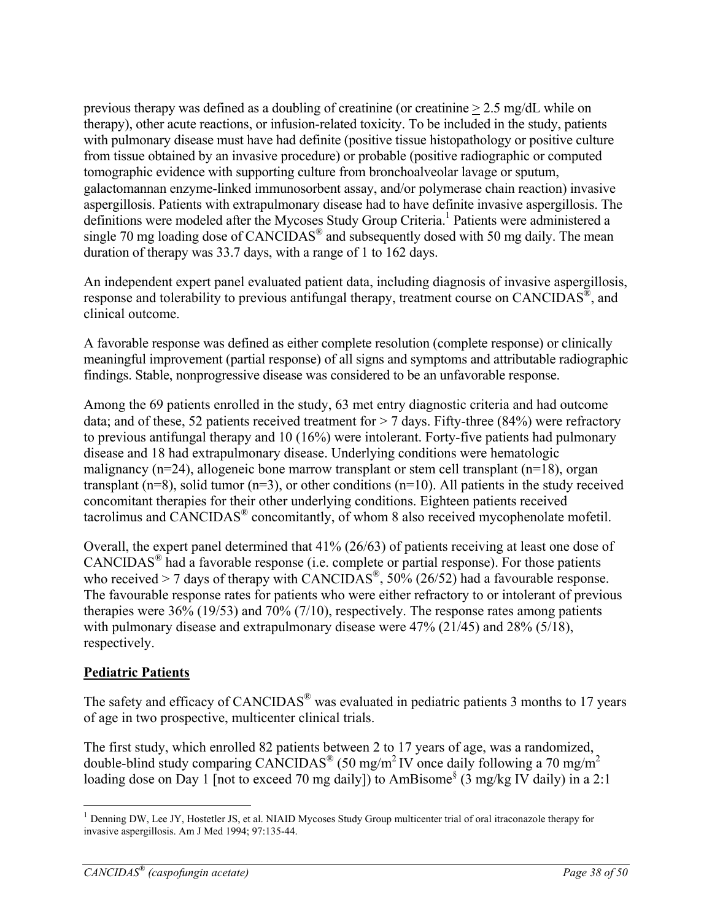previous therapy was defined as a doubling of creatinine (or creatinine ≥ 2.5 mg/dL while on therapy), other acute reactions, or infusion-related toxicity. To be included in the study, patients with pulmonary disease must have had definite (positive tissue histopathology or positive culture from tissue obtained by an invasive procedure) or probable (positive radiographic or computed tomographic evidence with supporting culture from bronchoalveolar lavage or sputum, galactomannan enzyme-linked immunosorbent assay, and/or polymerase chain reaction) invasive aspergillosis. Patients with extrapulmonary disease had to have definite invasive aspergillosis. The definitions were modeled after the Mycoses Study Group Criteria.[1] Patients were administered a single 70 mg loading dose of CANCIDAS® and subsequently dosed with 50 mg daily. The mean duration of therapy was 33.7 days, with a range of 1 to 162 days.

An independent expert panel evaluated patient data, including diagnosis of invasive aspergillosis, response and tolerability to previous antifungal therapy, treatment course on CANCIDAS®, and clinical outcome.

A favorable response was defined as either complete resolution (complete response) or clinically meaningful improvement (partial response) of all signs and symptoms and attributable radiographic findings. Stable, nonprogressive disease was considered to be an unfavorable response.

Among the 69 patients enrolled in the study, 63 met entry diagnostic criteria and had outcome data; and of these, 52 patients received treatment for > 7 days. Fifty-three (84%) were refractory to previous antifungal therapy and 10 (16%) were intolerant. Forty-five patients had pulmonary disease and 18 had extrapulmonary disease. Underlying conditions were hematologic malignancy (n=24), allogeneic bone marrow transplant or stem cell transplant (n=18), organ transplant (n=8), solid tumor (n=3), or other conditions (n=10). All patients in the study received concomitant therapies for their other underlying conditions. Eighteen patients received tacrolimus and CANCIDAS® concomitantly, of whom 8 also received mycophenolate mofetil.

Overall, the expert panel determined that 41% (26/63) of patients receiving at least one dose of CANCIDAS® had a favorable response (i.e. complete or partial response). For those patients who received > 7 days of therapy with CANCIDAS®, 50% (26/52) had a favourable response. The favourable response rates for patients who were either refractory to or intolerant of previous therapies were 36% (19/53) and 70% (7/10), respectively. The response rates among patients with pulmonary disease and extrapulmonary disease were 47% (21/45) and 28% (5/18), respectively.

**Pediatric Patients**

The safety and efficacy of CANCIDAS® was evaluated in pediatric patients 3 months to 17 years of age in two prospective, multicenter clinical trials.

The first study, which enrolled 82 patients between 2 to 17 years of age, was a randomized, double-blind study comparing CANCIDAS® (50 mg/m$^2$ IV once daily following a 70 mg/m$^2$ loading dose on Day 1 [not to exceed 70 mg daily]) to AmBisome§ (3 mg/kg IV daily) in a 2:1

[1] Denning DW, Lee JY, Hostetler JS, et al. NIAID Mycoses Study Group multicenter trial of oral itraconazole therapy for invasive aspergillosis. Am J Med 1994; 97:135-44.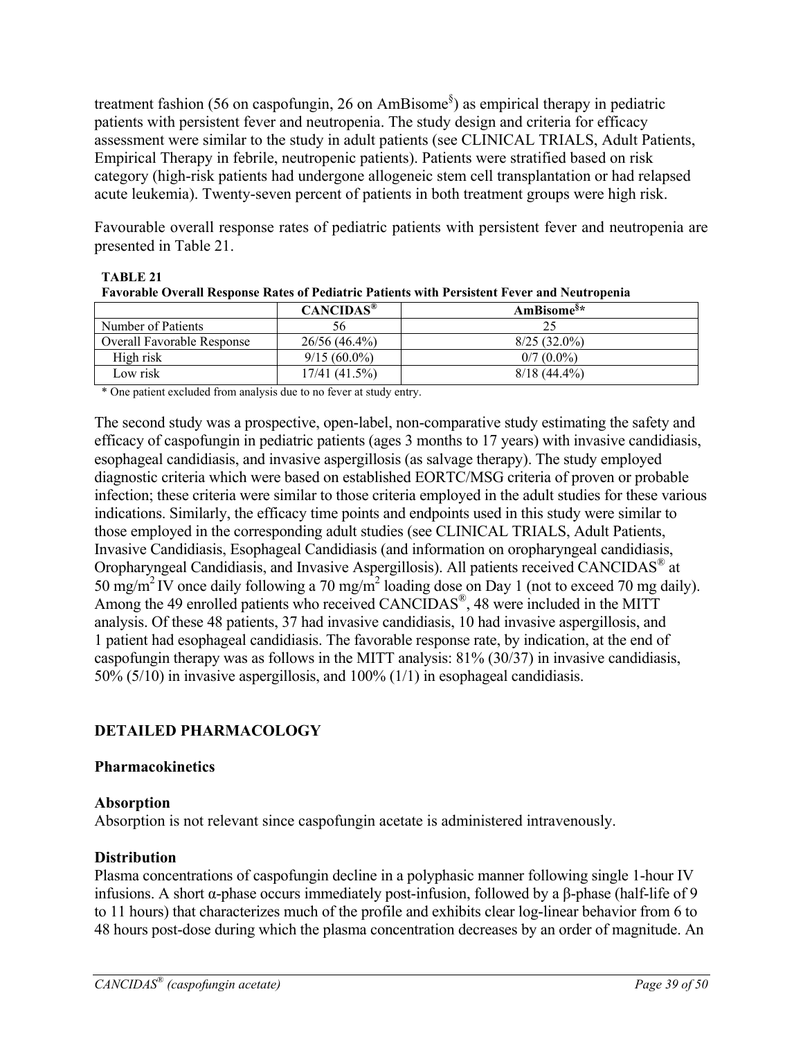treatment fashion (56 on caspofungin, 26 on AmBisome[§]) as empirical therapy in pediatric patients with persistent fever and neutropenia. The study design and criteria for efficacy assessment were similar to the study in adult patients (see CLINICAL TRIALS, Adult Patients, Empirical Therapy in febrile, neutropenic patients). Patients were stratified based on risk category (high-risk patients had undergone allogeneic stem cell transplantation or had relapsed acute leukemia). Twenty-seven percent of patients in both treatment groups were high risk.

Favourable overall response rates of pediatric patients with persistent fever and neutropenia are presented in Table 21.

**TABLE 21**
**Favorable Overall Response Rates of Pediatric Patients with Persistent Fever and Neutropenia**

| | CANCIDAS® | AmBisome[§]* |
|---|---|---|
| Number of Patients | 56 | 25 |
| Overall Favorable Response | 26/56 (46.4%) | 8/25 (32.0%) |
| High risk | 9/15 (60.0%) | 0/7 (0.0%) |
| Low risk | 17/41 (41.5%) | 8/18 (44.4%) |

\* One patient excluded from analysis due to no fever at study entry.

The second study was a prospective, open-label, non-comparative study estimating the safety and efficacy of caspofungin in pediatric patients (ages 3 months to 17 years) with invasive candidiasis, esophageal candidiasis, and invasive aspergillosis (as salvage therapy). The study employed diagnostic criteria which were based on established EORTC/MSG criteria of proven or probable infection; these criteria were similar to those criteria employed in the adult studies for these various indications. Similarly, the efficacy time points and endpoints used in this study were similar to those employed in the corresponding adult studies (see CLINICAL TRIALS, Adult Patients, Invasive Candidiasis, Esophageal Candidiasis (and information on oropharyngeal candidiasis, Oropharyngeal Candidiasis, and Invasive Aspergillosis). All patients received CANCIDAS® at 50 mg/m$^2$ IV once daily following a 70 mg/m$^2$ loading dose on Day 1 (not to exceed 70 mg daily). Among the 49 enrolled patients who received CANCIDAS®, 48 were included in the MITT analysis. Of these 48 patients, 37 had invasive candidiasis, 10 had invasive aspergillosis, and 1 patient had esophageal candidiasis. The favorable response rate, by indication, at the end of caspofungin therapy was as follows in the MITT analysis: 81% (30/37) in invasive candidiasis, 50% (5/10) in invasive aspergillosis, and 100% (1/1) in esophageal candidiasis.

## DETAILED PHARMACOLOGY

### Pharmacokinetics

#### Absorption

Absorption is not relevant since caspofungin acetate is administered intravenously.

#### Distribution

Plasma concentrations of caspofungin decline in a polyphasic manner following single 1-hour IV infusions. A short α-phase occurs immediately post-infusion, followed by a β-phase (half-life of 9 to 11 hours) that characterizes much of the profile and exhibits clear log-linear behavior from 6 to 48 hours post-dose during which the plasma concentration decreases by an order of magnitude. An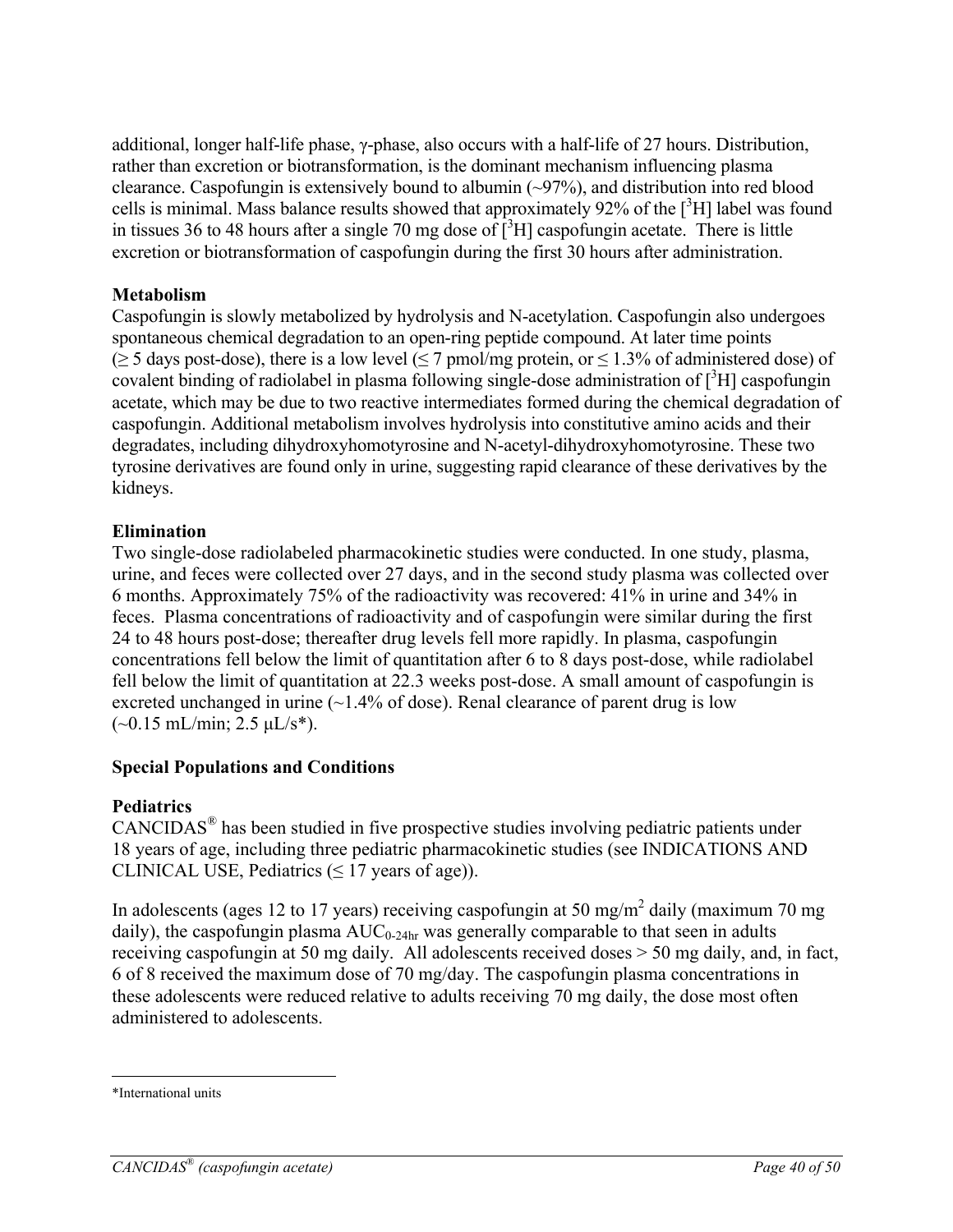additional, longer half-life phase, γ-phase, also occurs with a half-life of 27 hours. Distribution, rather than excretion or biotransformation, is the dominant mechanism influencing plasma clearance. Caspofungin is extensively bound to albumin (~97%), and distribution into red blood cells is minimal. Mass balance results showed that approximately 92% of the [$^3$H] label was found in tissues 36 to 48 hours after a single 70 mg dose of [$^3$H] caspofungin acetate. There is little excretion or biotransformation of caspofungin during the first 30 hours after administration.

**Metabolism**

Caspofungin is slowly metabolized by hydrolysis and N-acetylation. Caspofungin also undergoes spontaneous chemical degradation to an open-ring peptide compound. At later time points (≥ 5 days post-dose), there is a low level (≤ 7 pmol/mg protein, or ≤ 1.3% of administered dose) of covalent binding of radiolabel in plasma following single-dose administration of [$^3$H] caspofungin acetate, which may be due to two reactive intermediates formed during the chemical degradation of caspofungin. Additional metabolism involves hydrolysis into constitutive amino acids and their degradates, including dihydroxyhomotyrosine and N-acetyl-dihydroxyhomotyrosine. These two tyrosine derivatives are found only in urine, suggesting rapid clearance of these derivatives by the kidneys.

**Elimination**

Two single-dose radiolabeled pharmacokinetic studies were conducted. In one study, plasma, urine, and feces were collected over 27 days, and in the second study plasma was collected over 6 months. Approximately 75% of the radioactivity was recovered: 41% in urine and 34% in feces. Plasma concentrations of radioactivity and of caspofungin were similar during the first 24 to 48 hours post-dose; thereafter drug levels fell more rapidly. In plasma, caspofungin concentrations fell below the limit of quantitation after 6 to 8 days post-dose, while radiolabel fell below the limit of quantitation at 22.3 weeks post-dose. A small amount of caspofungin is excreted unchanged in urine (~1.4% of dose). Renal clearance of parent drug is low (~0.15 mL/min; 2.5 μL/s*).

**Special Populations and Conditions**

**Pediatrics**

CANCIDAS® has been studied in five prospective studies involving pediatric patients under 18 years of age, including three pediatric pharmacokinetic studies (see INDICATIONS AND CLINICAL USE, Pediatrics (≤ 17 years of age)).

In adolescents (ages 12 to 17 years) receiving caspofungin at 50 mg/m$^2$ daily (maximum 70 mg daily), the caspofungin plasma $AUC_{0-24hr}$ was generally comparable to that seen in adults receiving caspofungin at 50 mg daily. All adolescents received doses > 50 mg daily, and, in fact, 6 of 8 received the maximum dose of 70 mg/day. The caspofungin plasma concentrations in these adolescents were reduced relative to adults receiving 70 mg daily, the dose most often administered to adolescents.

*International units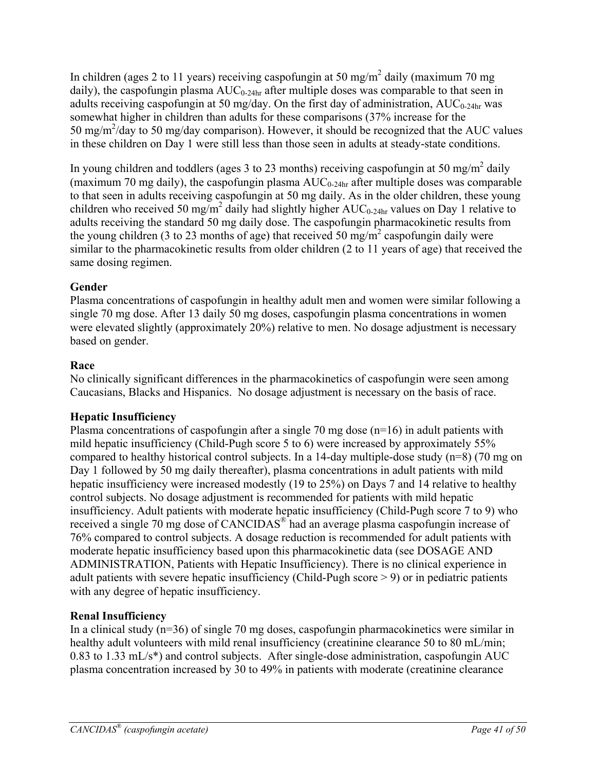In children (ages 2 to 11 years) receiving caspofungin at 50 mg/$m^2$ daily (maximum 70 mg daily), the caspofungin plasma $AUC_{0\text{-}24hr}$ after multiple doses was comparable to that seen in adults receiving caspofungin at 50 mg/day. On the first day of administration, $AUC_{0\text{-}24hr}$ was somewhat higher in children than adults for these comparisons (37% increase for the 50 mg/$m^2$/day to 50 mg/day comparison). However, it should be recognized that the AUC values in these children on Day 1 were still less than those seen in adults at steady-state conditions.

In young children and toddlers (ages 3 to 23 months) receiving caspofungin at 50 mg/$m^2$ daily (maximum 70 mg daily), the caspofungin plasma $AUC_{0\text{-}24hr}$ after multiple doses was comparable to that seen in adults receiving caspofungin at 50 mg daily. As in the older children, these young children who received 50 mg/$m^2$ daily had slightly higher $AUC_{0\text{-}24hr}$ values on Day 1 relative to adults receiving the standard 50 mg daily dose. The caspofungin pharmacokinetic results from the young children (3 to 23 months of age) that received 50 mg/$m^2$ caspofungin daily were similar to the pharmacokinetic results from older children (2 to 11 years of age) that received the same dosing regimen.

**Gender**
Plasma concentrations of caspofungin in healthy adult men and women were similar following a single 70 mg dose. After 13 daily 50 mg doses, caspofungin plasma concentrations in women were elevated slightly (approximately 20%) relative to men. No dosage adjustment is necessary based on gender.

**Race**
No clinically significant differences in the pharmacokinetics of caspofungin were seen among Caucasians, Blacks and Hispanics. No dosage adjustment is necessary on the basis of race.

**Hepatic Insufficiency**
Plasma concentrations of caspofungin after a single 70 mg dose (n=16) in adult patients with mild hepatic insufficiency (Child-Pugh score 5 to 6) were increased by approximately 55% compared to healthy historical control subjects. In a 14-day multiple-dose study (n=8) (70 mg on Day 1 followed by 50 mg daily thereafter), plasma concentrations in adult patients with mild hepatic insufficiency were increased modestly (19 to 25%) on Days 7 and 14 relative to healthy control subjects. No dosage adjustment is recommended for patients with mild hepatic insufficiency. Adult patients with moderate hepatic insufficiency (Child-Pugh score 7 to 9) who received a single 70 mg dose of CANCIDAS® had an average plasma caspofungin increase of 76% compared to control subjects. A dosage reduction is recommended for adult patients with moderate hepatic insufficiency based upon this pharmacokinetic data (see DOSAGE AND ADMINISTRATION, Patients with Hepatic Insufficiency). There is no clinical experience in adult patients with severe hepatic insufficiency (Child-Pugh score > 9) or in pediatric patients with any degree of hepatic insufficiency.

**Renal Insufficiency**
In a clinical study (n=36) of single 70 mg doses, caspofungin pharmacokinetics were similar in healthy adult volunteers with mild renal insufficiency (creatinine clearance 50 to 80 mL/min; 0.83 to 1.33 mL/s*) and control subjects. After single-dose administration, caspofungin AUC plasma concentration increased by 30 to 49% in patients with moderate (creatinine clearance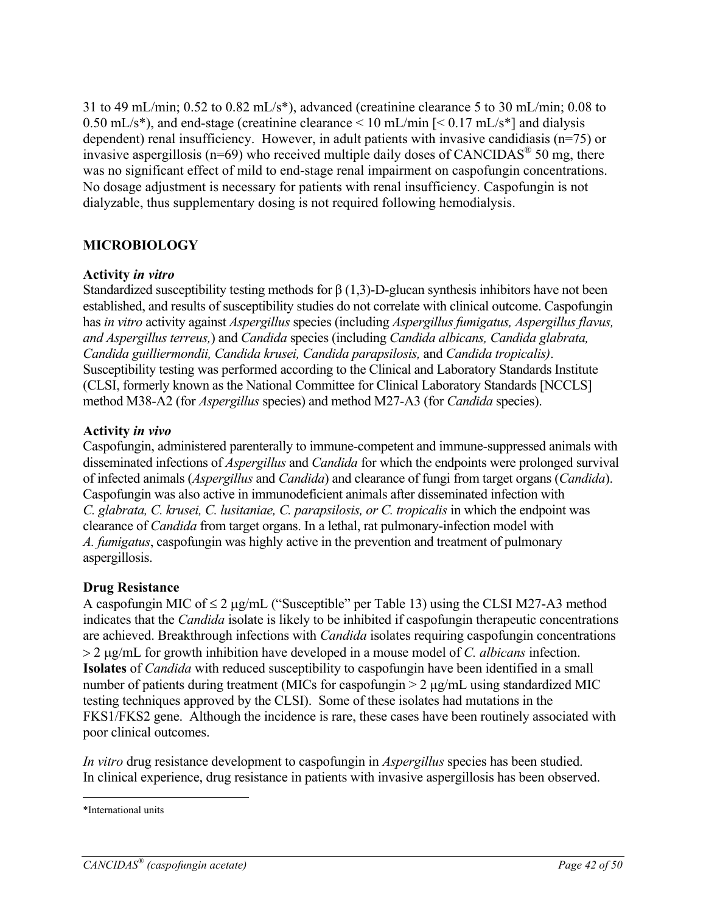31 to 49 mL/min; 0.52 to 0.82 mL/s*), advanced (creatinine clearance 5 to 30 mL/min; 0.08 to 0.50 mL/s*), and end-stage (creatinine clearance < 10 mL/min [< 0.17 mL/s*] and dialysis dependent) renal insufficiency. However, in adult patients with invasive candidiasis (n=75) or invasive aspergillosis (n=69) who received multiple daily doses of CANCIDAS® 50 mg, there was no significant effect of mild to end-stage renal impairment on caspofungin concentrations. No dosage adjustment is necessary for patients with renal insufficiency. Caspofungin is not dialyzable, thus supplementary dosing is not required following hemodialysis.

## MICROBIOLOGY

### Activity *in vitro*

Standardized susceptibility testing methods for β (1,3)-D-glucan synthesis inhibitors have not been established, and results of susceptibility studies do not correlate with clinical outcome. Caspofungin has *in vitro* activity against *Aspergillus* species (including *Aspergillus fumigatus, Aspergillus flavus, and Aspergillus terreus,*) and *Candida* species (including *Candida albicans, Candida glabrata, Candida guilliermondii, Candida krusei, Candida parapsilosis,* and *Candida tropicalis)*. Susceptibility testing was performed according to the Clinical and Laboratory Standards Institute (CLSI, formerly known as the National Committee for Clinical Laboratory Standards [NCCLS] method M38-A2 (for *Aspergillus* species) and method M27-A3 (for *Candida* species).

### Activity *in vivo*

Caspofungin, administered parenterally to immune-competent and immune-suppressed animals with disseminated infections of *Aspergillus* and *Candida* for which the endpoints were prolonged survival of infected animals (*Aspergillus* and *Candida*) and clearance of fungi from target organs (*Candida*). Caspofungin was also active in immunodeficient animals after disseminated infection with *C. glabrata, C. krusei, C. lusitaniae, C. parapsilosis, or C. tropicalis* in which the endpoint was clearance of *Candida* from target organs. In a lethal, rat pulmonary-infection model with *A. fumigatus*, caspofungin was highly active in the prevention and treatment of pulmonary aspergillosis.

### Drug Resistance

A caspofungin MIC of ≤ 2 μg/mL ("Susceptible" per Table 13) using the CLSI M27-A3 method indicates that the *Candida* isolate is likely to be inhibited if caspofungin therapeutic concentrations are achieved. Breakthrough infections with *Candida* isolates requiring caspofungin concentrations > 2 μg/mL for growth inhibition have developed in a mouse model of *C. albicans* infection. **Isolates** of *Candida* with reduced susceptibility to caspofungin have been identified in a small number of patients during treatment (MICs for caspofungin > 2 μg/mL using standardized MIC testing techniques approved by the CLSI). Some of these isolates had mutations in the FKS1/FKS2 gene. Although the incidence is rare, these cases have been routinely associated with poor clinical outcomes.

*In vitro* drug resistance development to caspofungin in *Aspergillus* species has been studied. In clinical experience, drug resistance in patients with invasive aspergillosis has been observed.

*International units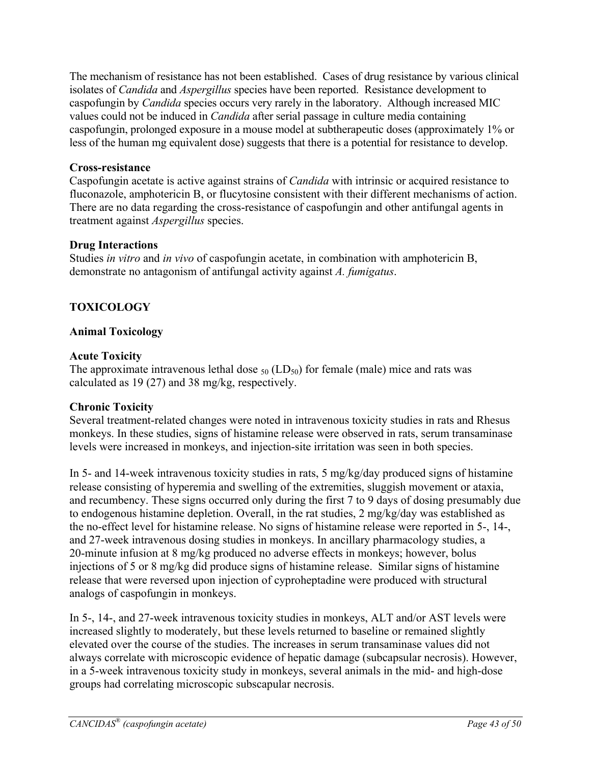The mechanism of resistance has not been established. Cases of drug resistance by various clinical isolates of *Candida* and *Aspergillus* species have been reported. Resistance development to caspofungin by *Candida* species occurs very rarely in the laboratory. Although increased MIC values could not be induced in *Candida* after serial passage in culture media containing caspofungin, prolonged exposure in a mouse model at subtherapeutic doses (approximately 1% or less of the human mg equivalent dose) suggests that there is a potential for resistance to develop.

**Cross-resistance**

Caspofungin acetate is active against strains of *Candida* with intrinsic or acquired resistance to fluconazole, amphotericin B, or flucytosine consistent with their different mechanisms of action. There are no data regarding the cross-resistance of caspofungin and other antifungal agents in treatment against *Aspergillus* species.

**Drug Interactions**

Studies *in vitro* and *in vivo* of caspofungin acetate, in combination with amphotericin B, demonstrate no antagonism of antifungal activity against *A. fumigatus*.

## TOXICOLOGY

### Animal Toxicology

**Acute Toxicity**

The approximate intravenous lethal dose $_{50}$ ($LD_{50}$) for female (male) mice and rats was calculated as 19 (27) and 38 mg/kg, respectively.

**Chronic Toxicity**

Several treatment-related changes were noted in intravenous toxicity studies in rats and Rhesus monkeys. In these studies, signs of histamine release were observed in rats, serum transaminase levels were increased in monkeys, and injection-site irritation was seen in both species.

In 5- and 14-week intravenous toxicity studies in rats, 5 mg/kg/day produced signs of histamine release consisting of hyperemia and swelling of the extremities, sluggish movement or ataxia, and recumbency. These signs occurred only during the first 7 to 9 days of dosing presumably due to endogenous histamine depletion. Overall, in the rat studies, 2 mg/kg/day was established as the no-effect level for histamine release. No signs of histamine release were reported in 5-, 14-, and 27-week intravenous dosing studies in monkeys. In ancillary pharmacology studies, a 20-minute infusion at 8 mg/kg produced no adverse effects in monkeys; however, bolus injections of 5 or 8 mg/kg did produce signs of histamine release. Similar signs of histamine release that were reversed upon injection of cyproheptadine were produced with structural analogs of caspofungin in monkeys.

In 5-, 14-, and 27-week intravenous toxicity studies in monkeys, ALT and/or AST levels were increased slightly to moderately, but these levels returned to baseline or remained slightly elevated over the course of the studies. The increases in serum transaminase values did not always correlate with microscopic evidence of hepatic damage (subcapsular necrosis). However, in a 5-week intravenous toxicity study in monkeys, several animals in the mid- and high-dose groups had correlating microscopic subscapular necrosis.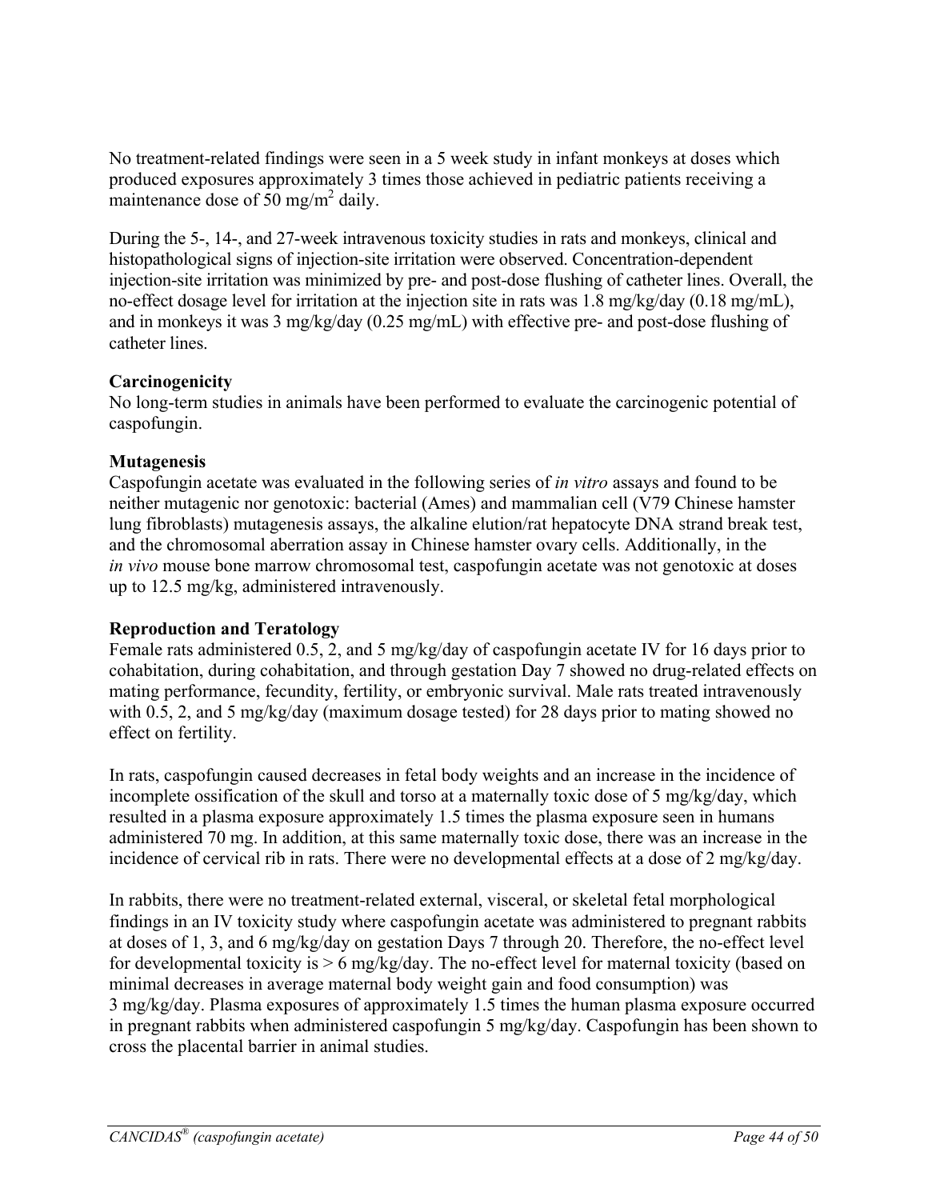No treatment-related findings were seen in a 5 week study in infant monkeys at doses which produced exposures approximately 3 times those achieved in pediatric patients receiving a maintenance dose of 50 mg/m$^2$ daily.

During the 5-, 14-, and 27-week intravenous toxicity studies in rats and monkeys, clinical and histopathological signs of injection-site irritation were observed. Concentration-dependent injection-site irritation was minimized by pre- and post-dose flushing of catheter lines. Overall, the no-effect dosage level for irritation at the injection site in rats was 1.8 mg/kg/day (0.18 mg/mL), and in monkeys it was 3 mg/kg/day (0.25 mg/mL) with effective pre- and post-dose flushing of catheter lines.

**Carcinogenicity**

No long-term studies in animals have been performed to evaluate the carcinogenic potential of caspofungin.

**Mutagenesis**

Caspofungin acetate was evaluated in the following series of *in vitro* assays and found to be neither mutagenic nor genotoxic: bacterial (Ames) and mammalian cell (V79 Chinese hamster lung fibroblasts) mutagenesis assays, the alkaline elution/rat hepatocyte DNA strand break test, and the chromosomal aberration assay in Chinese hamster ovary cells. Additionally, in the *in vivo* mouse bone marrow chromosomal test, caspofungin acetate was not genotoxic at doses up to 12.5 mg/kg, administered intravenously.

**Reproduction and Teratology**

Female rats administered 0.5, 2, and 5 mg/kg/day of caspofungin acetate IV for 16 days prior to cohabitation, during cohabitation, and through gestation Day 7 showed no drug-related effects on mating performance, fecundity, fertility, or embryonic survival. Male rats treated intravenously with 0.5, 2, and 5 mg/kg/day (maximum dosage tested) for 28 days prior to mating showed no effect on fertility.

In rats, caspofungin caused decreases in fetal body weights and an increase in the incidence of incomplete ossification of the skull and torso at a maternally toxic dose of 5 mg/kg/day, which resulted in a plasma exposure approximately 1.5 times the plasma exposure seen in humans administered 70 mg. In addition, at this same maternally toxic dose, there was an increase in the incidence of cervical rib in rats. There were no developmental effects at a dose of 2 mg/kg/day.

In rabbits, there were no treatment-related external, visceral, or skeletal fetal morphological findings in an IV toxicity study where caspofungin acetate was administered to pregnant rabbits at doses of 1, 3, and 6 mg/kg/day on gestation Days 7 through 20. Therefore, the no-effect level for developmental toxicity is > 6 mg/kg/day. The no-effect level for maternal toxicity (based on minimal decreases in average maternal body weight gain and food consumption) was 3 mg/kg/day. Plasma exposures of approximately 1.5 times the human plasma exposure occurred in pregnant rabbits when administered caspofungin 5 mg/kg/day. Caspofungin has been shown to cross the placental barrier in animal studies.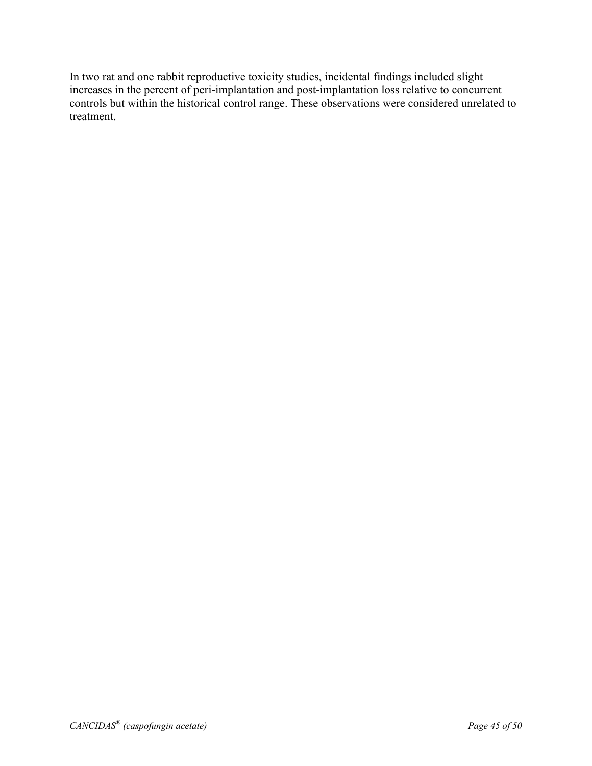In two rat and one rabbit reproductive toxicity studies, incidental findings included slight increases in the percent of peri-implantation and post-implantation loss relative to concurrent controls but within the historical control range. These observations were considered unrelated to treatment.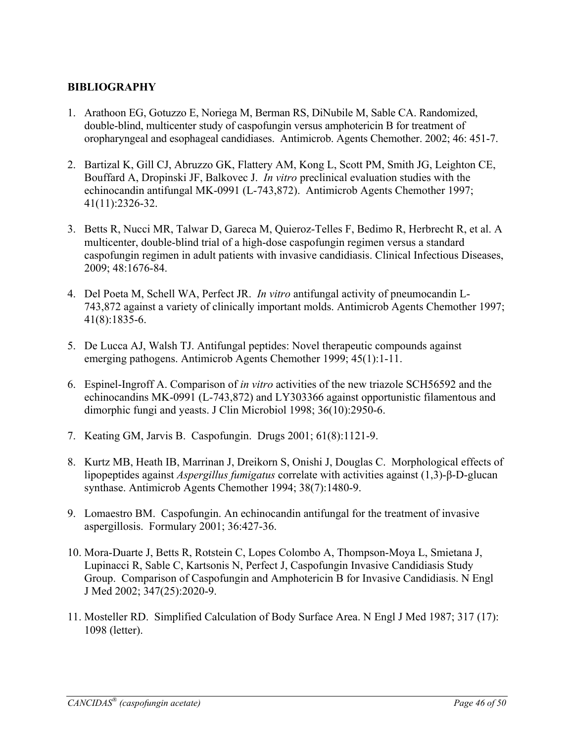## BIBLIOGRAPHY

1. Arathoon EG, Gotuzzo E, Noriega M, Berman RS, DiNubile M, Sable CA. Randomized, double-blind, multicenter study of caspofungin versus amphotericin B for treatment of oropharyngeal and esophageal candidiases. Antimicrob. Agents Chemother. 2002; 46: 451-7.

2. Bartizal K, Gill CJ, Abruzzo GK, Flattery AM, Kong L, Scott PM, Smith JG, Leighton CE, Bouffard A, Dropinski JF, Balkovec J. *In vitro* preclinical evaluation studies with the echinocandin antifungal MK-0991 (L-743,872). Antimicrob Agents Chemother 1997; 41(11):2326-32.

3. Betts R, Nucci MR, Talwar D, Gareca M, Quieroz-Telles F, Bedimo R, Herbrecht R, et al. A multicenter, double-blind trial of a high-dose caspofungin regimen versus a standard caspofungin regimen in adult patients with invasive candidiasis. Clinical Infectious Diseases, 2009; 48:1676-84.

4. Del Poeta M, Schell WA, Perfect JR. *In vitro* antifungal activity of pneumocandin L-743,872 against a variety of clinically important molds. Antimicrob Agents Chemother 1997; 41(8):1835-6.

5. De Lucca AJ, Walsh TJ. Antifungal peptides: Novel therapeutic compounds against emerging pathogens. Antimicrob Agents Chemother 1999; 45(1):1-11.

6. Espinel-Ingroff A. Comparison of *in vitro* activities of the new triazole SCH56592 and the echinocandins MK-0991 (L-743,872) and LY303366 against opportunistic filamentous and dimorphic fungi and yeasts. J Clin Microbiol 1998; 36(10):2950-6.

7. Keating GM, Jarvis B. Caspofungin. Drugs 2001; 61(8):1121-9.

8. Kurtz MB, Heath IB, Marrinan J, Dreikorn S, Onishi J, Douglas C. Morphological effects of lipopeptides against *Aspergillus fumigatus* correlate with activities against (1,3)-β-D-glucan synthase. Antimicrob Agents Chemother 1994; 38(7):1480-9.

9. Lomaestro BM. Caspofungin. An echinocandin antifungal for the treatment of invasive aspergillosis. Formulary 2001; 36:427-36.

10. Mora-Duarte J, Betts R, Rotstein C, Lopes Colombo A, Thompson-Moya L, Smietana J, Lupinacci R, Sable C, Kartsonis N, Perfect J, Caspofungin Invasive Candidiasis Study Group. Comparison of Caspofungin and Amphotericin B for Invasive Candidiasis. N Engl J Med 2002; 347(25):2020-9.

11. Mosteller RD. Simplified Calculation of Body Surface Area. N Engl J Med 1987; 317 (17): 1098 (letter).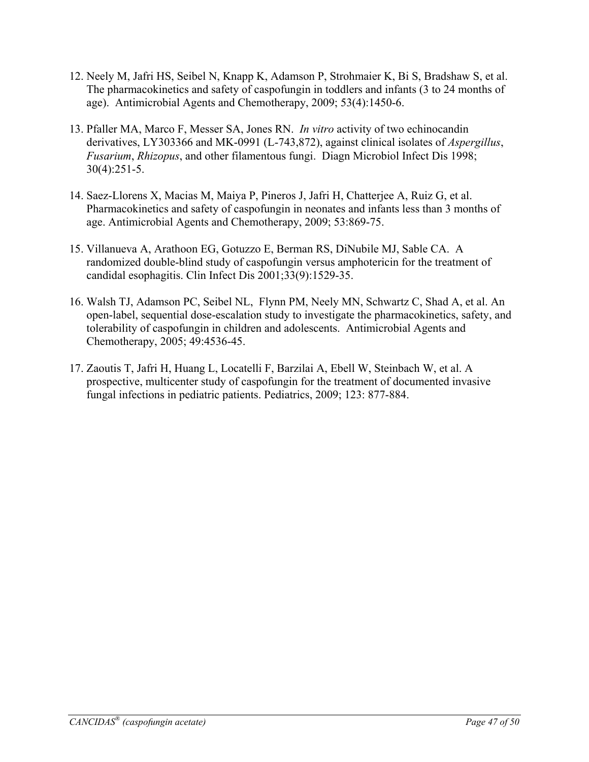12. Neely M, Jafri HS, Seibel N, Knapp K, Adamson P, Strohmaier K, Bi S, Bradshaw S, et al. The pharmacokinetics and safety of caspofungin in toddlers and infants (3 to 24 months of age). Antimicrobial Agents and Chemotherapy, 2009; 53(4):1450-6.

13. Pfaller MA, Marco F, Messer SA, Jones RN. *In vitro* activity of two echinocandin derivatives, LY303366 and MK-0991 (L-743,872), against clinical isolates of *Aspergillus*, *Fusarium*, *Rhizopus*, and other filamentous fungi. Diagn Microbiol Infect Dis 1998; 30(4):251-5.

14. Saez-Llorens X, Macias M, Maiya P, Pineros J, Jafri H, Chatterjee A, Ruiz G, et al. Pharmacokinetics and safety of caspofungin in neonates and infants less than 3 months of age. Antimicrobial Agents and Chemotherapy, 2009; 53:869-75.

15. Villanueva A, Arathoon EG, Gotuzzo E, Berman RS, DiNubile MJ, Sable CA. A randomized double-blind study of caspofungin versus amphotericin for the treatment of candidal esophagitis. Clin Infect Dis 2001;33(9):1529-35.

16. Walsh TJ, Adamson PC, Seibel NL, Flynn PM, Neely MN, Schwartz C, Shad A, et al. An open-label, sequential dose-escalation study to investigate the pharmacokinetics, safety, and tolerability of caspofungin in children and adolescents. Antimicrobial Agents and Chemotherapy, 2005; 49:4536-45.

17. Zaoutis T, Jafri H, Huang L, Locatelli F, Barzilai A, Ebell W, Steinbach W, et al. A prospective, multicenter study of caspofungin for the treatment of documented invasive fungal infections in pediatric patients. Pediatrics, 2009; 123: 877-884.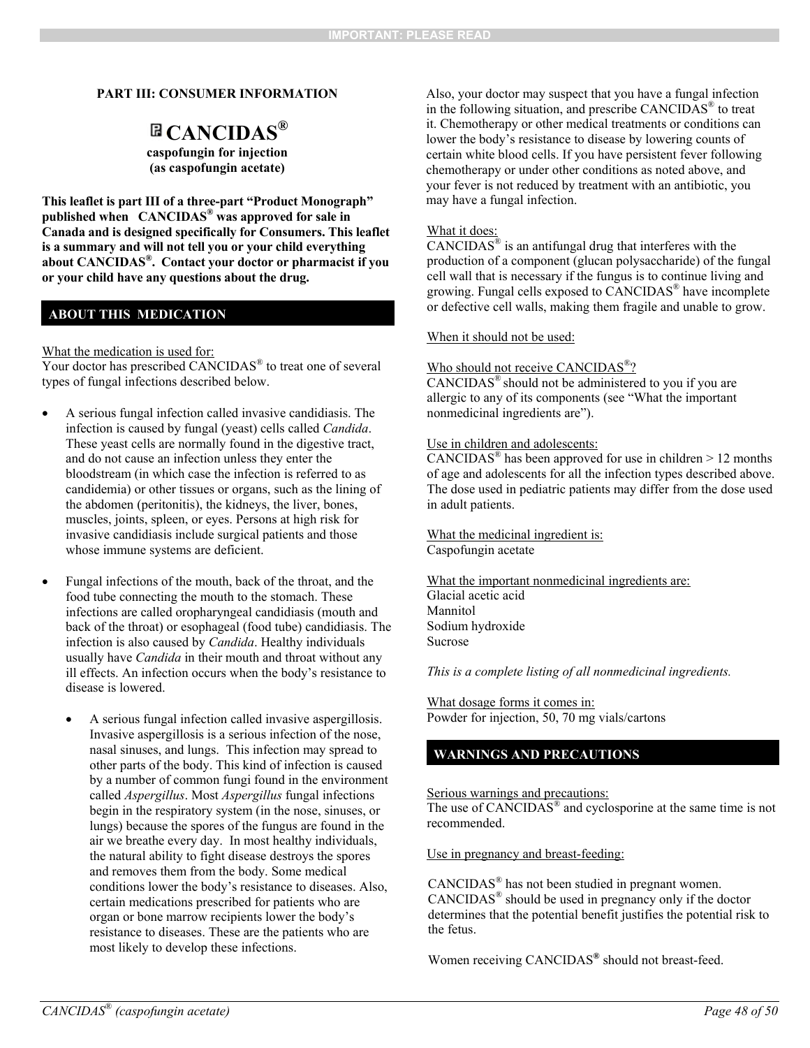## PART III: CONSUMER INFORMATION

# CANCIDAS®

**caspofungin for injection**
**(as caspofungin acetate)**

**This leaflet is part III of a three-part "Product Monograph" published when CANCIDAS® was approved for sale in Canada and is designed specifically for Consumers. This leaflet is a summary and will not tell you or your child everything about CANCIDAS®. Contact your doctor or pharmacist if you or your child have any questions about the drug.**

## ABOUT THIS MEDICATION

What the medication is used for:
Your doctor has prescribed CANCIDAS® to treat one of several types of fungal infections described below.

- A serious fungal infection called invasive candidiasis. The infection is caused by fungal (yeast) cells called *Candida*. These yeast cells are normally found in the digestive tract, and do not cause an infection unless they enter the bloodstream (in which case the infection is referred to as candidemia) or other tissues or organs, such as the lining of the abdomen (peritonitis), the kidneys, the liver, bones, muscles, joints, spleen, or eyes. Persons at high risk for invasive candidiasis include surgical patients and those whose immune systems are deficient.

- Fungal infections of the mouth, back of the throat, and the food tube connecting the mouth to the stomach. These infections are called oropharyngeal candidiasis (mouth and back of the throat) or esophageal (food tube) candidiasis. The infection is also caused by *Candida*. Healthy individuals usually have *Candida* in their mouth and throat without any ill effects. An infection occurs when the body's resistance to disease is lowered.

  - A serious fungal infection called invasive aspergillosis. Invasive aspergillosis is a serious infection of the nose, nasal sinuses, and lungs. This infection may spread to other parts of the body. This kind of infection is caused by a number of common fungi found in the environment called *Aspergillus*. Most *Aspergillus* fungal infections begin in the respiratory system (in the nose, sinuses, or lungs) because the spores of the fungus are found in the air we breathe every day. In most healthy individuals, the natural ability to fight disease destroys the spores and removes them from the body. Some medical conditions lower the body's resistance to diseases. Also, certain medications prescribed for patients who are organ or bone marrow recipients lower the body's resistance to diseases. These are the patients who are most likely to develop these infections.

Also, your doctor may suspect that you have a fungal infection in the following situation, and prescribe CANCIDAS® to treat it. Chemotherapy or other medical treatments or conditions can lower the body's resistance to disease by lowering counts of certain white blood cells. If you have persistent fever following chemotherapy or under other conditions as noted above, and your fever is not reduced by treatment with an antibiotic, you may have a fungal infection.

What it does:
CANCIDAS® is an antifungal drug that interferes with the production of a component (glucan polysaccharide) of the fungal cell wall that is necessary if the fungus is to continue living and growing. Fungal cells exposed to CANCIDAS® have incomplete or defective cell walls, making them fragile and unable to grow.

When it should not be used:

Who should not receive CANCIDAS®?
CANCIDAS® should not be administered to you if you are allergic to any of its components (see "What the important nonmedicinal ingredients are").

Use in children and adolescents:
CANCIDAS® has been approved for use in children > 12 months of age and adolescents for all the infection types described above. The dose used in pediatric patients may differ from the dose used in adult patients.

What the medicinal ingredient is:
Caspofungin acetate

What the important nonmedicinal ingredients are:
Glacial acetic acid
Mannitol
Sodium hydroxide
Sucrose

*This is a complete listing of all nonmedicinal ingredients.*

What dosage forms it comes in:
Powder for injection, 50, 70 mg vials/cartons

## WARNINGS AND PRECAUTIONS

Serious warnings and precautions:
The use of CANCIDAS® and cyclosporine at the same time is not recommended.

Use in pregnancy and breast-feeding:

CANCIDAS® has not been studied in pregnant women. CANCIDAS® should be used in pregnancy only if the doctor determines that the potential benefit justifies the potential risk to the fetus.

Women receiving CANCIDAS® should not breast-feed.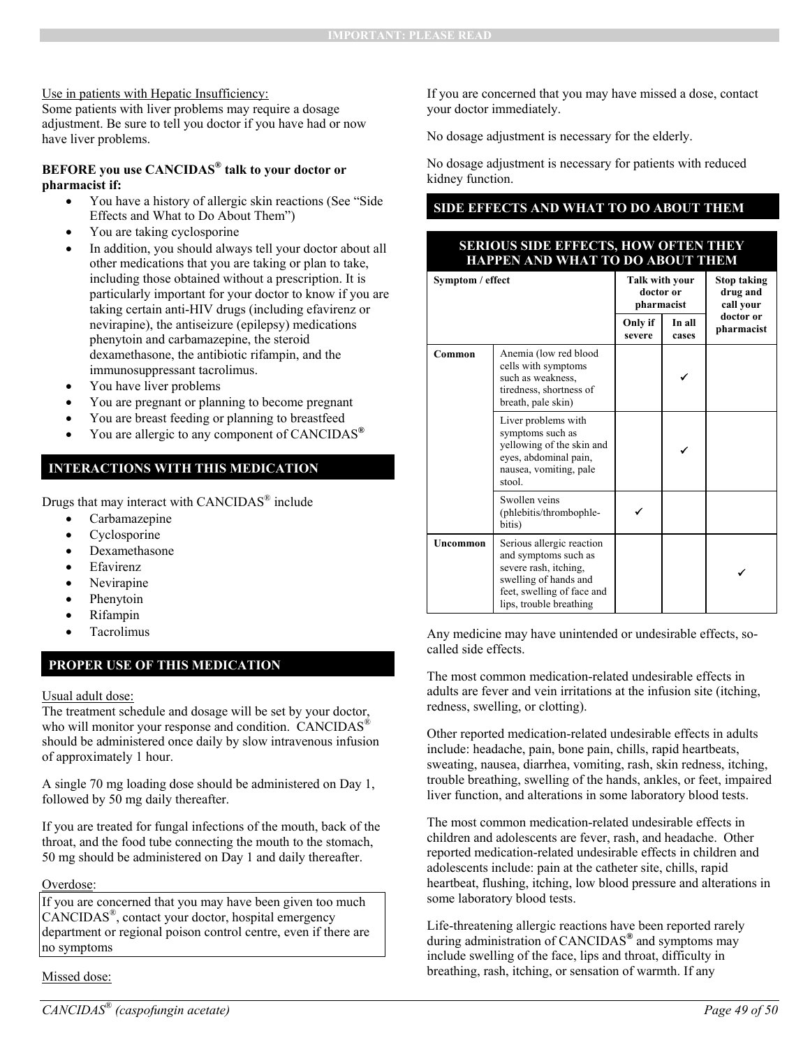Use in patients with Hepatic Insufficiency:
Some patients with liver problems may require a dosage adjustment. Be sure to tell you doctor if you have had or now have liver problems.

**BEFORE you use CANCIDAS® talk to your doctor or pharmacist if:**

- You have a history of allergic skin reactions (See "Side Effects and What to Do About Them")
- You are taking cyclosporine
- In addition, you should always tell your doctor about all other medications that you are taking or plan to take, including those obtained without a prescription. It is particularly important for your doctor to know if you are taking certain anti-HIV drugs (including efavirenz or nevirapine), the antiseizure (epilepsy) medications phenytoin and carbamazepine, the steroid dexamethasone, the antibiotic rifampin, and the immunosuppressant tacrolimus.
- You have liver problems
- You are pregnant or planning to become pregnant
- You are breast feeding or planning to breastfeed
- You are allergic to any component of CANCIDAS®

## INTERACTIONS WITH THIS MEDICATION

Drugs that may interact with CANCIDAS® include

- Carbamazepine
- Cyclosporine
- Dexamethasone
- Efavirenz
- Nevirapine
- Phenytoin
- Rifampin
- Tacrolimus

## PROPER USE OF THIS MEDICATION

Usual adult dose:
The treatment schedule and dosage will be set by your doctor, who will monitor your response and condition. CANCIDAS® should be administered once daily by slow intravenous infusion of approximately 1 hour.

A single 70 mg loading dose should be administered on Day 1, followed by 50 mg daily thereafter.

If you are treated for fungal infections of the mouth, back of the throat, and the food tube connecting the mouth to the stomach, 50 mg should be administered on Day 1 and daily thereafter.

Overdose:

If you are concerned that you may have been given too much CANCIDAS®, contact your doctor, hospital emergency department or regional poison control centre, even if there are no symptoms

Missed dose:
If you are concerned that you may have missed a dose, contact your doctor immediately.

No dosage adjustment is necessary for the elderly.

No dosage adjustment is necessary for patients with reduced kidney function.

## SIDE EFFECTS AND WHAT TO DO ABOUT THEM

**SERIOUS SIDE EFFECTS, HOW OFTEN THEY HAPPEN AND WHAT TO DO ABOUT THEM**

| Symptom / effect | | Talk with your doctor or pharmacist | | Stop taking drug and call your doctor or pharmacist |
|---|---|---|---|---|
| | | Only if severe | In all cases | |
| Common | Anemia (low red blood cells with symptoms such as weakness, tiredness, shortness of breath, pale skin) | | ✓ | |
| | Liver problems with symptoms such as yellowing of the skin and eyes, abdominal pain, nausea, vomiting, pale stool. | | ✓ | |
| | Swollen veins (phlebitis/thrombophlebitis) | ✓ | | |
| Uncommon | Serious allergic reaction and symptoms such as severe rash, itching, swelling of hands and feet, swelling of face and lips, trouble breathing | | | ✓ |

Any medicine may have unintended or undesirable effects, so-called side effects.

The most common medication-related undesirable effects in adults are fever and vein irritations at the infusion site (itching, redness, swelling, or clotting).

Other reported medication-related undesirable effects in adults include: headache, pain, bone pain, chills, rapid heartbeats, sweating, nausea, diarrhea, vomiting, rash, skin redness, itching, trouble breathing, swelling of the hands, ankles, or feet, impaired liver function, and alterations in some laboratory blood tests.

The most common medication-related undesirable effects in children and adolescents are fever, rash, and headache. Other reported medication-related undesirable effects in children and adolescents include: pain at the catheter site, chills, rapid heartbeat, flushing, itching, low blood pressure and alterations in some laboratory blood tests.

Life-threatening allergic reactions have been reported rarely during administration of CANCIDAS® and symptoms may include swelling of the face, lips and throat, difficulty in breathing, rash, itching, or sensation of warmth. If any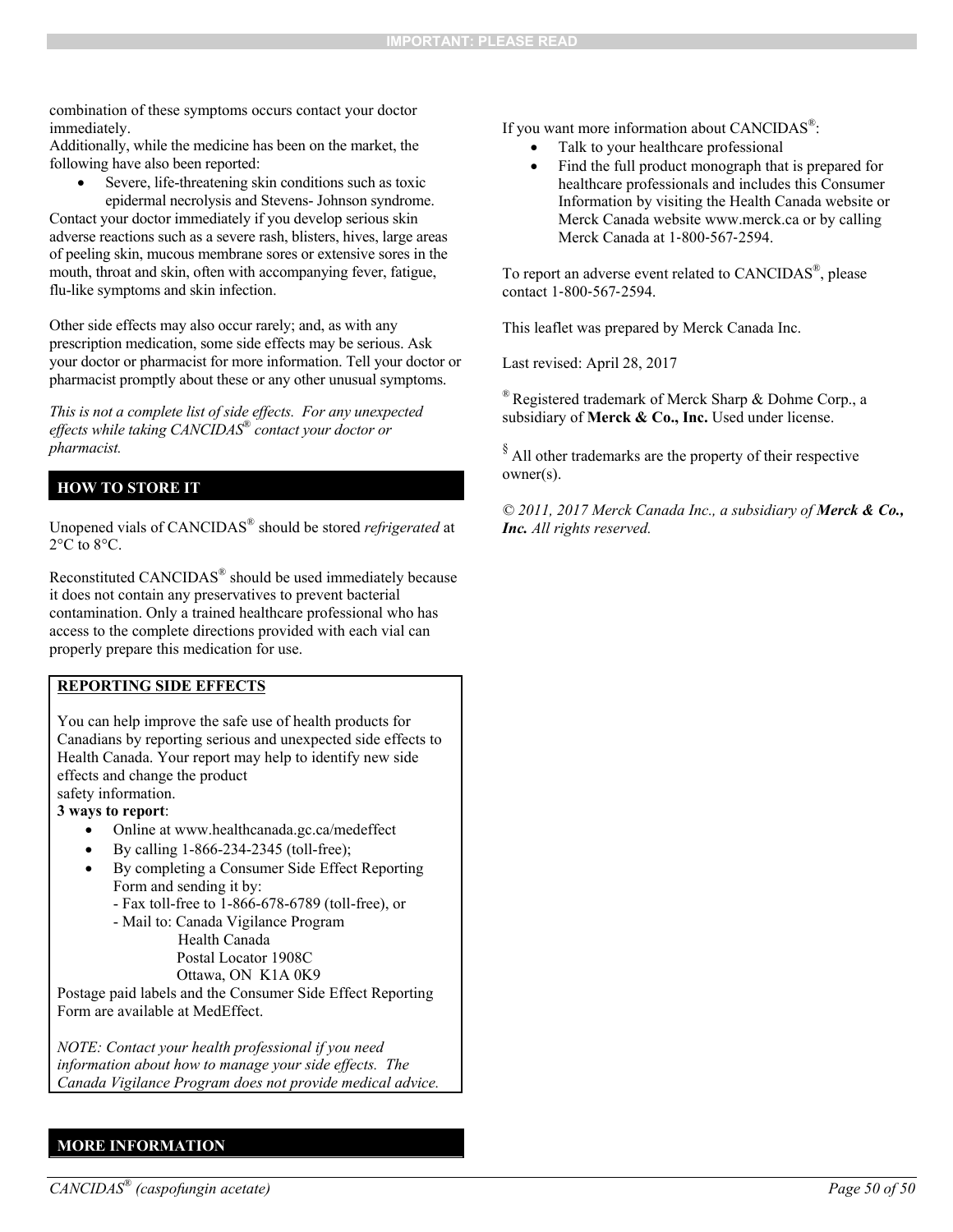combination of these symptoms occurs contact your doctor immediately.
Additionally, while the medicine has been on the market, the following have also been reported:

- Severe, life-threatening skin conditions such as toxic epidermal necrolysis and Stevens- Johnson syndrome.

Contact your doctor immediately if you develop serious skin adverse reactions such as a severe rash, blisters, hives, large areas of peeling skin, mucous membrane sores or extensive sores in the mouth, throat and skin, often with accompanying fever, fatigue, flu-like symptoms and skin infection.

Other side effects may also occur rarely; and, as with any prescription medication, some side effects may be serious. Ask your doctor or pharmacist for more information. Tell your doctor or pharmacist promptly about these or any other unusual symptoms.

*This is not a complete list of side effects. For any unexpected effects while taking CANCIDAS® contact your doctor or pharmacist.*

## HOW TO STORE IT

Unopened vials of CANCIDAS® should be stored *refrigerated* at 2°C to 8°C.

Reconstituted CANCIDAS® should be used immediately because it does not contain any preservatives to prevent bacterial contamination. Only a trained healthcare professional who has access to the complete directions provided with each vial can properly prepare this medication for use.

**REPORTING SIDE EFFECTS**

You can help improve the safe use of health products for Canadians by reporting serious and unexpected side effects to Health Canada. Your report may help to identify new side effects and change the product safety information.

**3 ways to report**:

- Online at www.healthcanada.gc.ca/medeffect
- By calling 1-866-234-2345 (toll-free);
- By completing a Consumer Side Effect Reporting Form and sending it by:
  - Fax toll-free to 1-866-678-6789 (toll-free), or
  - Mail to: Canada Vigilance Program
    Health Canada
    Postal Locator 1908C
    Ottawa, ON K1A 0K9

Postage paid labels and the Consumer Side Effect Reporting Form are available at MedEffect.

*NOTE: Contact your health professional if you need information about how to manage your side effects. The Canada Vigilance Program does not provide medical advice.*

## MORE INFORMATION

If you want more information about CANCIDAS®:

- Talk to your healthcare professional
- Find the full product monograph that is prepared for healthcare professionals and includes this Consumer Information by visiting the Health Canada website or Merck Canada website www.merck.ca or by calling Merck Canada at 1-800-567-2594.

To report an adverse event related to CANCIDAS®, please contact 1-800-567-2594.

This leaflet was prepared by Merck Canada Inc.

Last revised: April 28, 2017

® Registered trademark of Merck Sharp & Dohme Corp., a subsidiary of **Merck & Co., Inc.** Used under license.

§ All other trademarks are the property of their respective owner(s).

*© 2011, 2017 Merck Canada Inc., a subsidiary of **Merck & Co., Inc.** All rights reserved.*